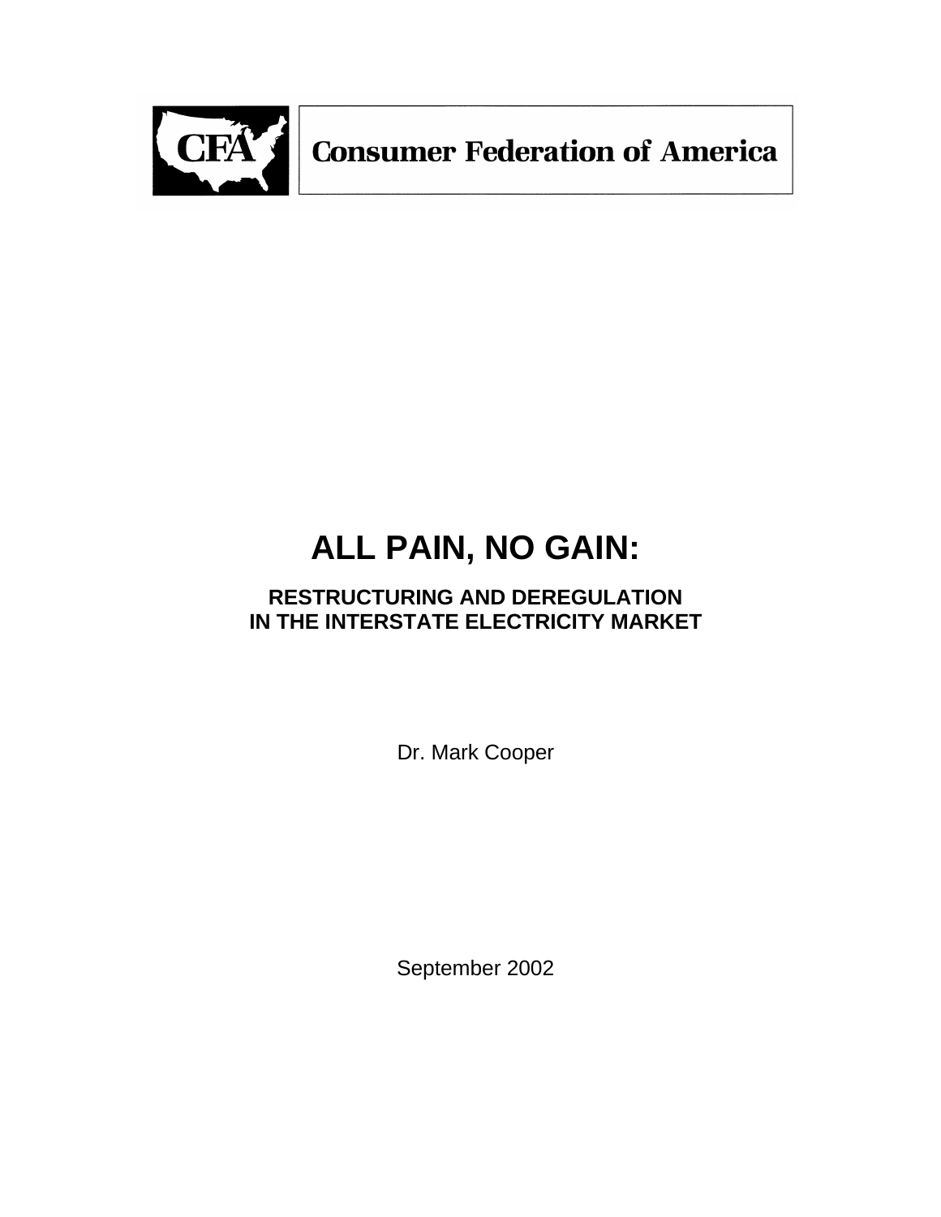CFA Consumer Federation of America

# ALL PAIN, NO GAIN:

## RESTRUCTURING AND DEREGULATION IN THE INTERSTATE ELECTRICITY MARKET

Dr. Mark Cooper

September 2002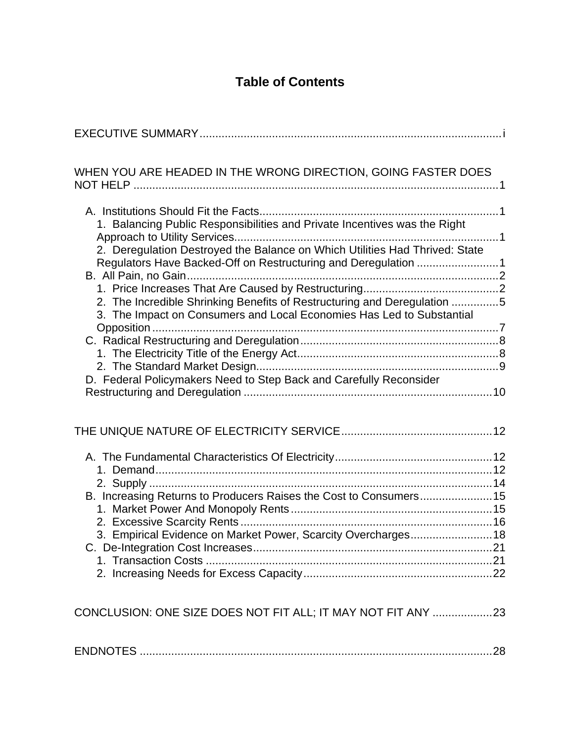# Table of Contents

EXECUTIVE SUMMARY .......... i

WHEN YOU ARE HEADED IN THE WRONG DIRECTION, GOING FASTER DOES NOT HELP .......... 1

- A. Institutions Should Fit the Facts .......... 1
  - 1. Balancing Public Responsibilities and Private Incentives was the Right Approach to Utility Services .......... 1
  - 2. Deregulation Destroyed the Balance on Which Utilities Had Thrived: State Regulators Have Backed-Off on Restructuring and Deregulation .......... 1
- B. All Pain, no Gain .......... 2
  - 1. Price Increases That Are Caused by Restructuring .......... 2
  - 2. The Incredible Shrinking Benefits of Restructuring and Deregulation .......... 5
  - 3. The Impact on Consumers and Local Economies Has Led to Substantial Opposition .......... 7
- C. Radical Restructuring and Deregulation .......... 8
  - 1. The Electricity Title of the Energy Act .......... 8
  - 2. The Standard Market Design .......... 9
- D. Federal Policymakers Need to Step Back and Carefully Reconsider Restructuring and Deregulation .......... 10

THE UNIQUE NATURE OF ELECTRICITY SERVICE .......... 12

- A. The Fundamental Characteristics Of Electricity .......... 12
  - 1. Demand .......... 12
  - 2. Supply .......... 14
- B. Increasing Returns to Producers Raises the Cost to Consumers .......... 15
  - 1. Market Power And Monopoly Rents .......... 15
  - 2. Excessive Scarcity Rents .......... 16
  - 3. Empirical Evidence on Market Power, Scarcity Overcharges .......... 18
- C. De-Integration Cost Increases .......... 21
  - 1. Transaction Costs .......... 21
  - 2. Increasing Needs for Excess Capacity .......... 22

CONCLUSION: ONE SIZE DOES NOT FIT ALL; IT MAY NOT FIT ANY .......... 23

ENDNOTES .......... 28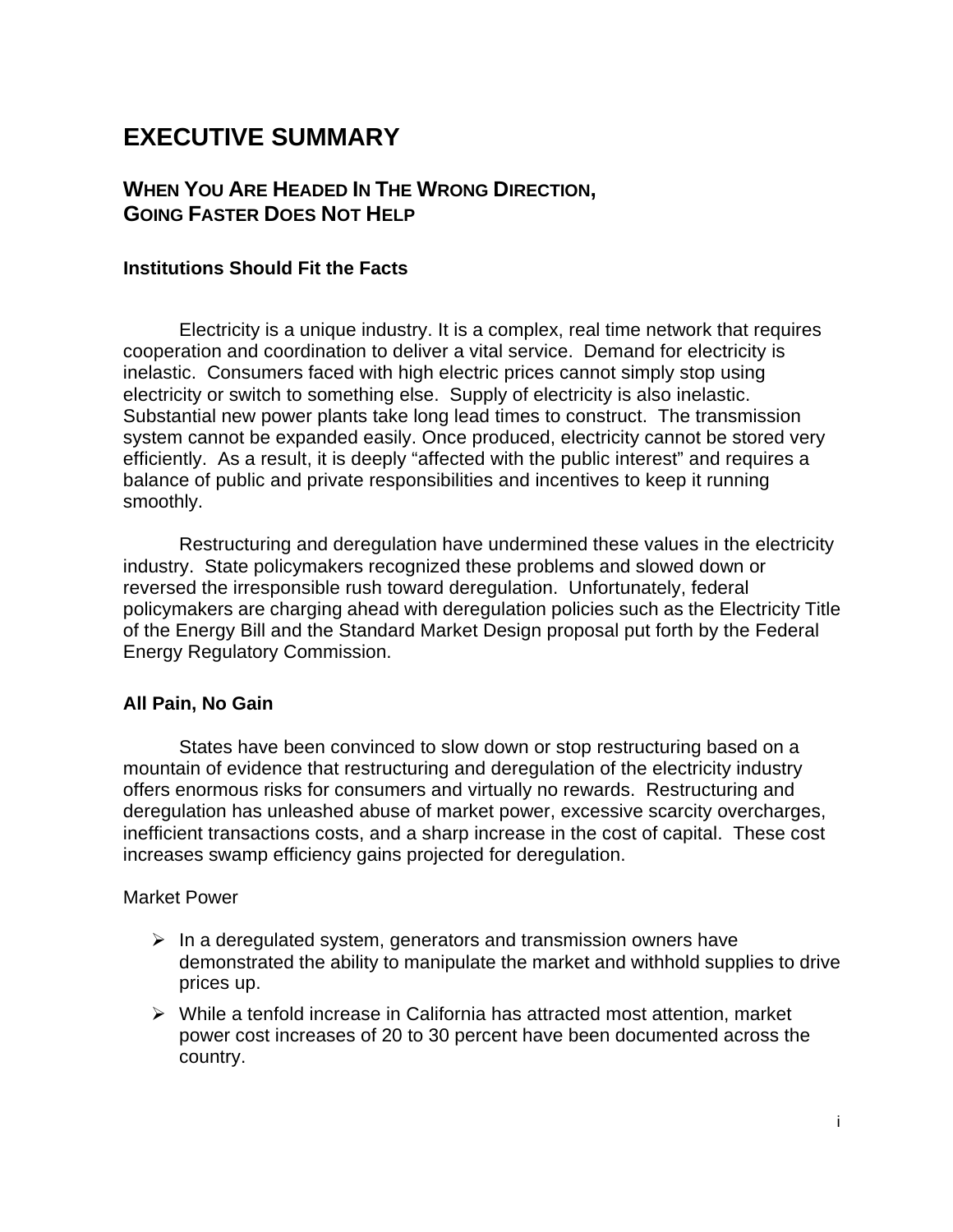# EXECUTIVE SUMMARY

## When You Are Headed In The Wrong Direction, Going Faster Does Not Help

### Institutions Should Fit the Facts

Electricity is a unique industry. It is a complex, real time network that requires cooperation and coordination to deliver a vital service. Demand for electricity is inelastic. Consumers faced with high electric prices cannot simply stop using electricity or switch to something else. Supply of electricity is also inelastic. Substantial new power plants take long lead times to construct. The transmission system cannot be expanded easily. Once produced, electricity cannot be stored very efficiently. As a result, it is deeply "affected with the public interest" and requires a balance of public and private responsibilities and incentives to keep it running smoothly.

Restructuring and deregulation have undermined these values in the electricity industry. State policymakers recognized these problems and slowed down or reversed the irresponsible rush toward deregulation. Unfortunately, federal policymakers are charging ahead with deregulation policies such as the Electricity Title of the Energy Bill and the Standard Market Design proposal put forth by the Federal Energy Regulatory Commission.

### All Pain, No Gain

States have been convinced to slow down or stop restructuring based on a mountain of evidence that restructuring and deregulation of the electricity industry offers enormous risks for consumers and virtually no rewards. Restructuring and deregulation has unleashed abuse of market power, excessive scarcity overcharges, inefficient transactions costs, and a sharp increase in the cost of capital. These cost increases swamp efficiency gains projected for deregulation.

Market Power

- In a deregulated system, generators and transmission owners have demonstrated the ability to manipulate the market and withhold supplies to drive prices up.
- While a tenfold increase in California has attracted most attention, market power cost increases of 20 to 30 percent have been documented across the country.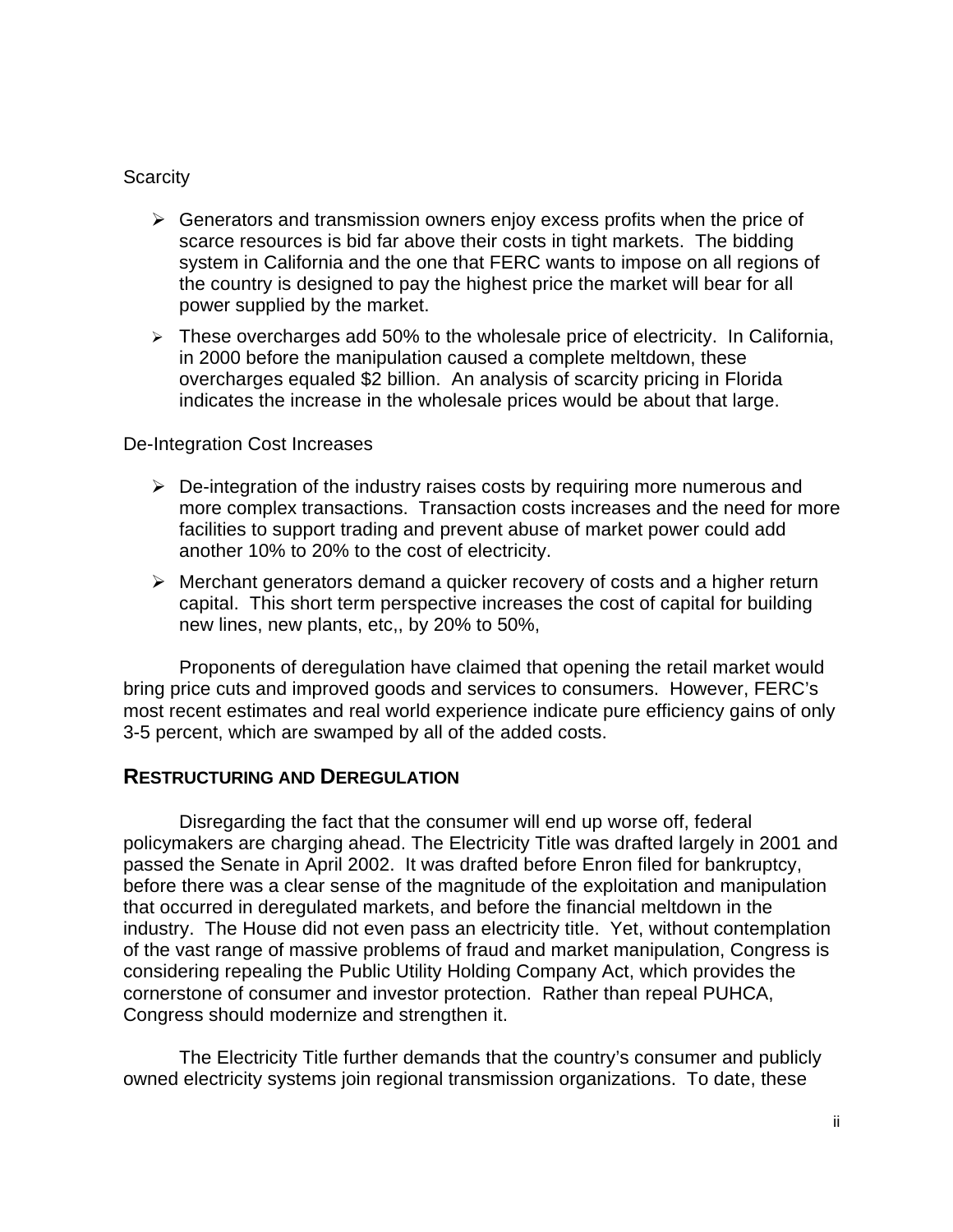Scarcity

- Generators and transmission owners enjoy excess profits when the price of scarce resources is bid far above their costs in tight markets. The bidding system in California and the one that FERC wants to impose on all regions of the country is designed to pay the highest price the market will bear for all power supplied by the market.
- These overcharges add 50% to the wholesale price of electricity. In California, in 2000 before the manipulation caused a complete meltdown, these overcharges equaled $2 billion. An analysis of scarcity pricing in Florida indicates the increase in the wholesale prices would be about that large.

De-Integration Cost Increases

- De-integration of the industry raises costs by requiring more numerous and more complex transactions. Transaction costs increases and the need for more facilities to support trading and prevent abuse of market power could add another 10% to 20% to the cost of electricity.
- Merchant generators demand a quicker recovery of costs and a higher return capital. This short term perspective increases the cost of capital for building new lines, new plants, etc,, by 20% to 50%,

Proponents of deregulation have claimed that opening the retail market would bring price cuts and improved goods and services to consumers. However, FERC's most recent estimates and real world experience indicate pure efficiency gains of only 3-5 percent, which are swamped by all of the added costs.

## RESTRUCTURING AND DEREGULATION

Disregarding the fact that the consumer will end up worse off, federal policymakers are charging ahead. The Electricity Title was drafted largely in 2001 and passed the Senate in April 2002. It was drafted before Enron filed for bankruptcy, before there was a clear sense of the magnitude of the exploitation and manipulation that occurred in deregulated markets, and before the financial meltdown in the industry. The House did not even pass an electricity title. Yet, without contemplation of the vast range of massive problems of fraud and market manipulation, Congress is considering repealing the Public Utility Holding Company Act, which provides the cornerstone of consumer and investor protection. Rather than repeal PUHCA, Congress should modernize and strengthen it.

The Electricity Title further demands that the country's consumer and publicly owned electricity systems join regional transmission organizations. To date, these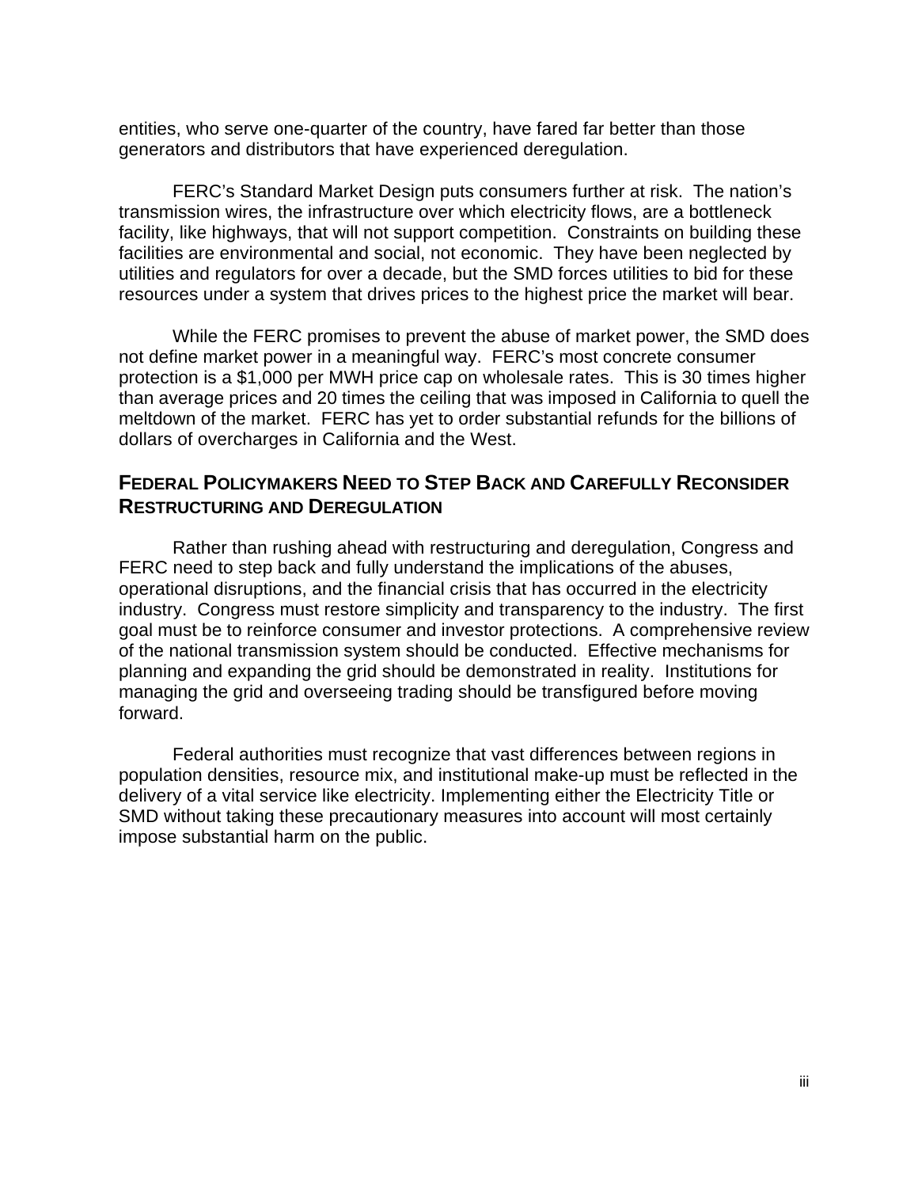entities, who serve one-quarter of the country, have fared far better than those generators and distributors that have experienced deregulation.

FERC's Standard Market Design puts consumers further at risk. The nation's transmission wires, the infrastructure over which electricity flows, are a bottleneck facility, like highways, that will not support competition. Constraints on building these facilities are environmental and social, not economic. They have been neglected by utilities and regulators for over a decade, but the SMD forces utilities to bid for these resources under a system that drives prices to the highest price the market will bear.

While the FERC promises to prevent the abuse of market power, the SMD does not define market power in a meaningful way. FERC's most concrete consumer protection is a $1,000 per MWH price cap on wholesale rates. This is 30 times higher than average prices and 20 times the ceiling that was imposed in California to quell the meltdown of the market. FERC has yet to order substantial refunds for the billions of dollars of overcharges in California and the West.

## FEDERAL POLICYMAKERS NEED TO STEP BACK AND CAREFULLY RECONSIDER RESTRUCTURING AND DEREGULATION

Rather than rushing ahead with restructuring and deregulation, Congress and FERC need to step back and fully understand the implications of the abuses, operational disruptions, and the financial crisis that has occurred in the electricity industry. Congress must restore simplicity and transparency to the industry. The first goal must be to reinforce consumer and investor protections. A comprehensive review of the national transmission system should be conducted. Effective mechanisms for planning and expanding the grid should be demonstrated in reality. Institutions for managing the grid and overseeing trading should be transfigured before moving forward.

Federal authorities must recognize that vast differences between regions in population densities, resource mix, and institutional make-up must be reflected in the delivery of a vital service like electricity. Implementing either the Electricity Title or SMD without taking these precautionary measures into account will most certainly impose substantial harm on the public.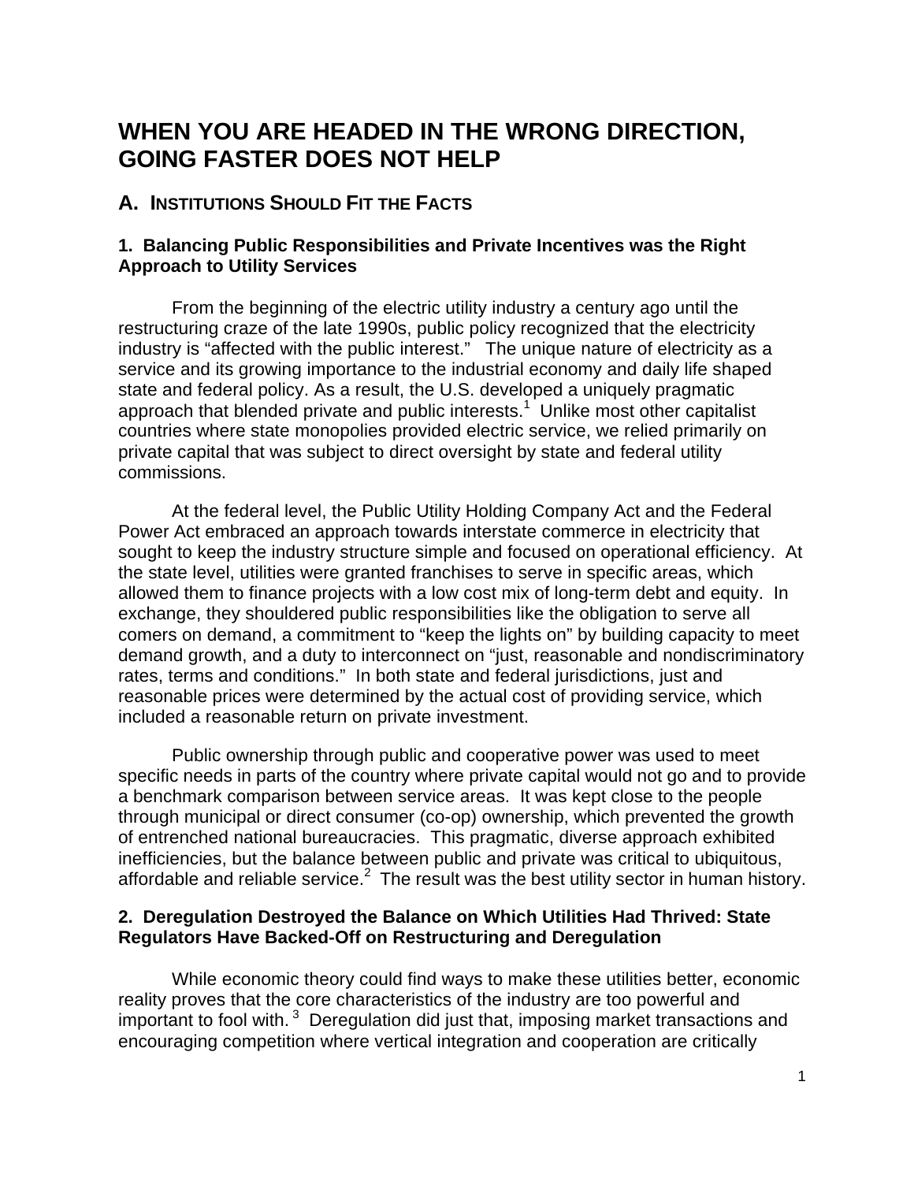# WHEN YOU ARE HEADED IN THE WRONG DIRECTION, GOING FASTER DOES NOT HELP

## A. INSTITUTIONS SHOULD FIT THE FACTS

### 1. Balancing Public Responsibilities and Private Incentives was the Right Approach to Utility Services

From the beginning of the electric utility industry a century ago until the restructuring craze of the late 1990s, public policy recognized that the electricity industry is "affected with the public interest." The unique nature of electricity as a service and its growing importance to the industrial economy and daily life shaped state and federal policy. As a result, the U.S. developed a uniquely pragmatic approach that blended private and public interests.[1] Unlike most other capitalist countries where state monopolies provided electric service, we relied primarily on private capital that was subject to direct oversight by state and federal utility commissions.

At the federal level, the Public Utility Holding Company Act and the Federal Power Act embraced an approach towards interstate commerce in electricity that sought to keep the industry structure simple and focused on operational efficiency. At the state level, utilities were granted franchises to serve in specific areas, which allowed them to finance projects with a low cost mix of long-term debt and equity. In exchange, they shouldered public responsibilities like the obligation to serve all comers on demand, a commitment to "keep the lights on" by building capacity to meet demand growth, and a duty to interconnect on "just, reasonable and nondiscriminatory rates, terms and conditions." In both state and federal jurisdictions, just and reasonable prices were determined by the actual cost of providing service, which included a reasonable return on private investment.

Public ownership through public and cooperative power was used to meet specific needs in parts of the country where private capital would not go and to provide a benchmark comparison between service areas. It was kept close to the people through municipal or direct consumer (co-op) ownership, which prevented the growth of entrenched national bureaucracies. This pragmatic, diverse approach exhibited inefficiencies, but the balance between public and private was critical to ubiquitous, affordable and reliable service.[2] The result was the best utility sector in human history.

### 2. Deregulation Destroyed the Balance on Which Utilities Had Thrived: State Regulators Have Backed-Off on Restructuring and Deregulation

While economic theory could find ways to make these utilities better, economic reality proves that the core characteristics of the industry are too powerful and important to fool with.[3] Deregulation did just that, imposing market transactions and encouraging competition where vertical integration and cooperation are critically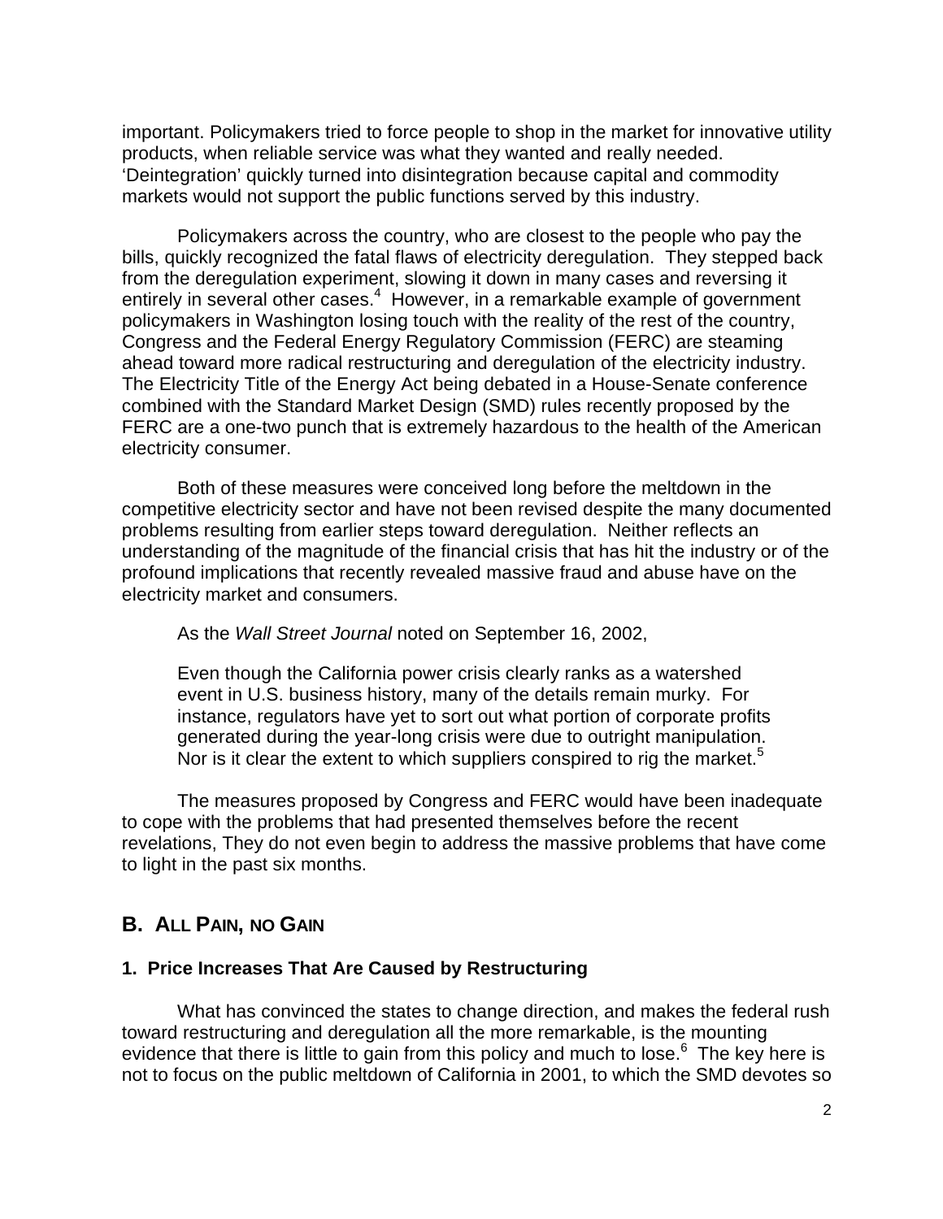important. Policymakers tried to force people to shop in the market for innovative utility products, when reliable service was what they wanted and really needed. 'Deintegration' quickly turned into disintegration because capital and commodity markets would not support the public functions served by this industry.

Policymakers across the country, who are closest to the people who pay the bills, quickly recognized the fatal flaws of electricity deregulation. They stepped back from the deregulation experiment, slowing it down in many cases and reversing it entirely in several other cases.[4] However, in a remarkable example of government policymakers in Washington losing touch with the reality of the rest of the country, Congress and the Federal Energy Regulatory Commission (FERC) are steaming ahead toward more radical restructuring and deregulation of the electricity industry. The Electricity Title of the Energy Act being debated in a House-Senate conference combined with the Standard Market Design (SMD) rules recently proposed by the FERC are a one-two punch that is extremely hazardous to the health of the American electricity consumer.

Both of these measures were conceived long before the meltdown in the competitive electricity sector and have not been revised despite the many documented problems resulting from earlier steps toward deregulation. Neither reflects an understanding of the magnitude of the financial crisis that has hit the industry or of the profound implications that recently revealed massive fraud and abuse have on the electricity market and consumers.

As the *Wall Street Journal* noted on September 16, 2002,

> Even though the California power crisis clearly ranks as a watershed event in U.S. business history, many of the details remain murky. For instance, regulators have yet to sort out what portion of corporate profits generated during the year-long crisis were due to outright manipulation. Nor is it clear the extent to which suppliers conspired to rig the market.[5]

The measures proposed by Congress and FERC would have been inadequate to cope with the problems that had presented themselves before the recent revelations, They do not even begin to address the massive problems that have come to light in the past six months.

## B. All Pain, no Gain

### 1. Price Increases That Are Caused by Restructuring

What has convinced the states to change direction, and makes the federal rush toward restructuring and deregulation all the more remarkable, is the mounting evidence that there is little to gain from this policy and much to lose.[6] The key here is not to focus on the public meltdown of California in 2001, to which the SMD devotes so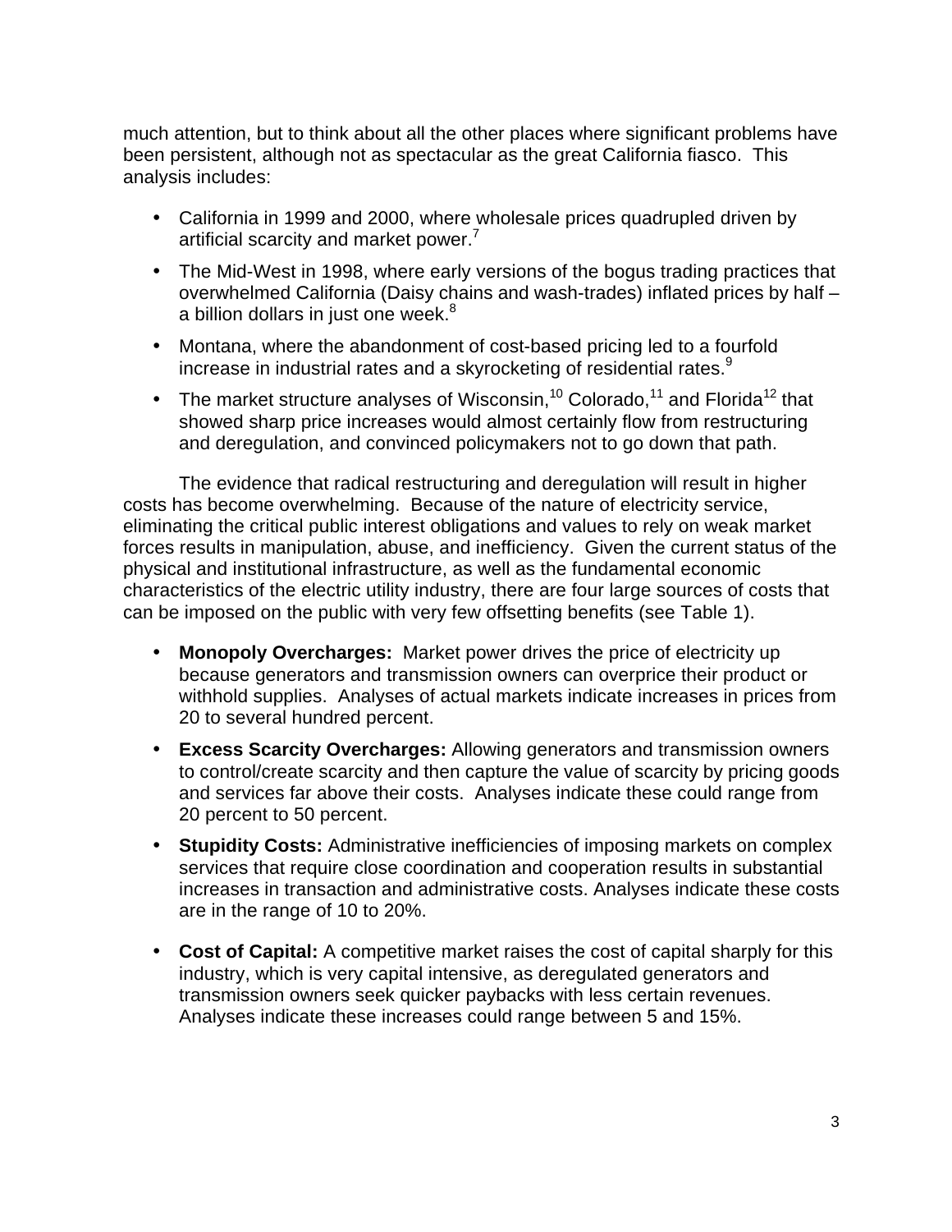much attention, but to think about all the other places where significant problems have been persistent, although not as spectacular as the great California fiasco. This analysis includes:

- California in 1999 and 2000, where wholesale prices quadrupled driven by artificial scarcity and market power.[7]
- The Mid-West in 1998, where early versions of the bogus trading practices that overwhelmed California (Daisy chains and wash-trades) inflated prices by half – a billion dollars in just one week.[8]
- Montana, where the abandonment of cost-based pricing led to a fourfold increase in industrial rates and a skyrocketing of residential rates.[9]
- The market structure analyses of Wisconsin,[10] Colorado,[11] and Florida[12] that showed sharp price increases would almost certainly flow from restructuring and deregulation, and convinced policymakers not to go down that path.

The evidence that radical restructuring and deregulation will result in higher costs has become overwhelming. Because of the nature of electricity service, eliminating the critical public interest obligations and values to rely on weak market forces results in manipulation, abuse, and inefficiency. Given the current status of the physical and institutional infrastructure, as well as the fundamental economic characteristics of the electric utility industry, there are four large sources of costs that can be imposed on the public with very few offsetting benefits (see Table 1).

- **Monopoly Overcharges:** Market power drives the price of electricity up because generators and transmission owners can overprice their product or withhold supplies. Analyses of actual markets indicate increases in prices from 20 to several hundred percent.
- **Excess Scarcity Overcharges:** Allowing generators and transmission owners to control/create scarcity and then capture the value of scarcity by pricing goods and services far above their costs. Analyses indicate these could range from 20 percent to 50 percent.
- **Stupidity Costs:** Administrative inefficiencies of imposing markets on complex services that require close coordination and cooperation results in substantial increases in transaction and administrative costs. Analyses indicate these costs are in the range of 10 to 20%.
- **Cost of Capital:** A competitive market raises the cost of capital sharply for this industry, which is very capital intensive, as deregulated generators and transmission owners seek quicker paybacks with less certain revenues. Analyses indicate these increases could range between 5 and 15%.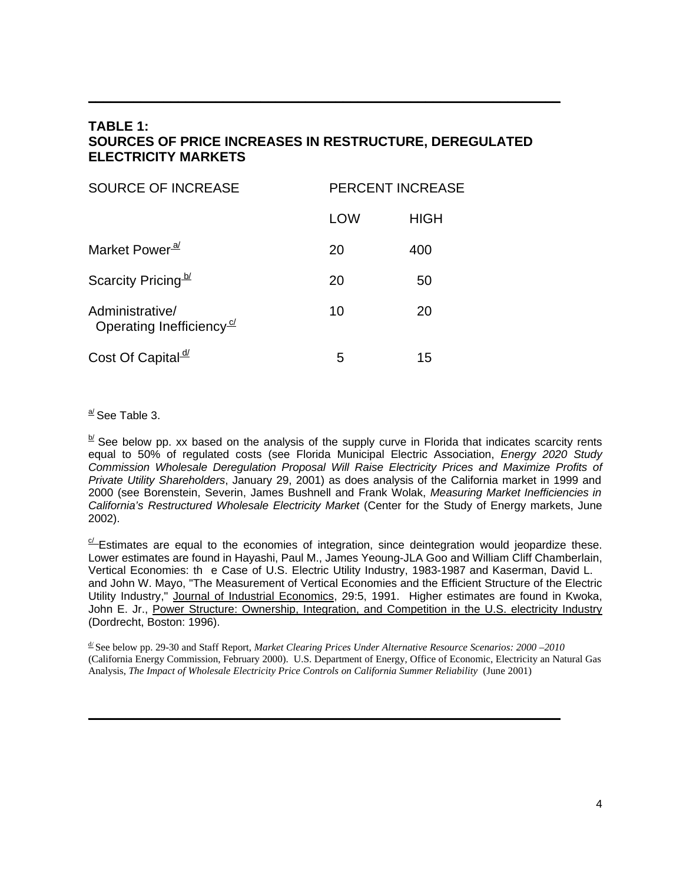## TABLE 1:
## SOURCES OF PRICE INCREASES IN RESTRUCTURE, DEREGULATED ELECTRICITY MARKETS

| SOURCE OF INCREASE | PERCENT INCREASE | |
|---|---|---|
| | LOW | HIGH |
| Market Power[a/] | 20 | 400 |
| Scarcity Pricing[b/] | 20 | 50 |
| Administrative/ Operating Inefficiency[c/] | 10 | 20 |
| Cost Of Capital[d/] | 5 | 15 |

[a/] See Table 3.

[b/] See below pp. xx based on the analysis of the supply curve in Florida that indicates scarcity rents equal to 50% of regulated costs (see Florida Municipal Electric Association, *Energy 2020 Study Commission Wholesale Deregulation Proposal Will Raise Electricity Prices and Maximize Profits of Private Utility Shareholders*, January 29, 2001) as does analysis of the California market in 1999 and 2000 (see Borenstein, Severin, James Bushnell and Frank Wolak, *Measuring Market Inefficiencies in California's Restructured Wholesale Electricity Market* (Center for the Study of Energy markets, June 2002).

[c/] Estimates are equal to the economies of integration, since deintegration would jeopardize these. Lower estimates are found in Hayashi, Paul M., James Yeoung-JLA Goo and William Cliff Chamberlain, Vertical Economies: th e Case of U.S. Electric Utility Industry, 1983-1987 and Kaserman, David L. and John W. Mayo, "The Measurement of Vertical Economies and the Efficient Structure of the Electric Utility Industry," Journal of Industrial Economics, 29:5, 1991. Higher estimates are found in Kwoka, John E. Jr., Power Structure: Ownership, Integration, and Competition in the U.S. electricity Industry (Dordrecht, Boston: 1996).

[d/] See below pp. 29-30 and Staff Report, *Market Clearing Prices Under Alternative Resource Scenarios: 2000 –2010* (California Energy Commission, February 2000). U.S. Department of Energy, Office of Economic, Electricity an Natural Gas Analysis, *The Impact of Wholesale Electricity Price Controls on California Summer Reliability* (June 2001)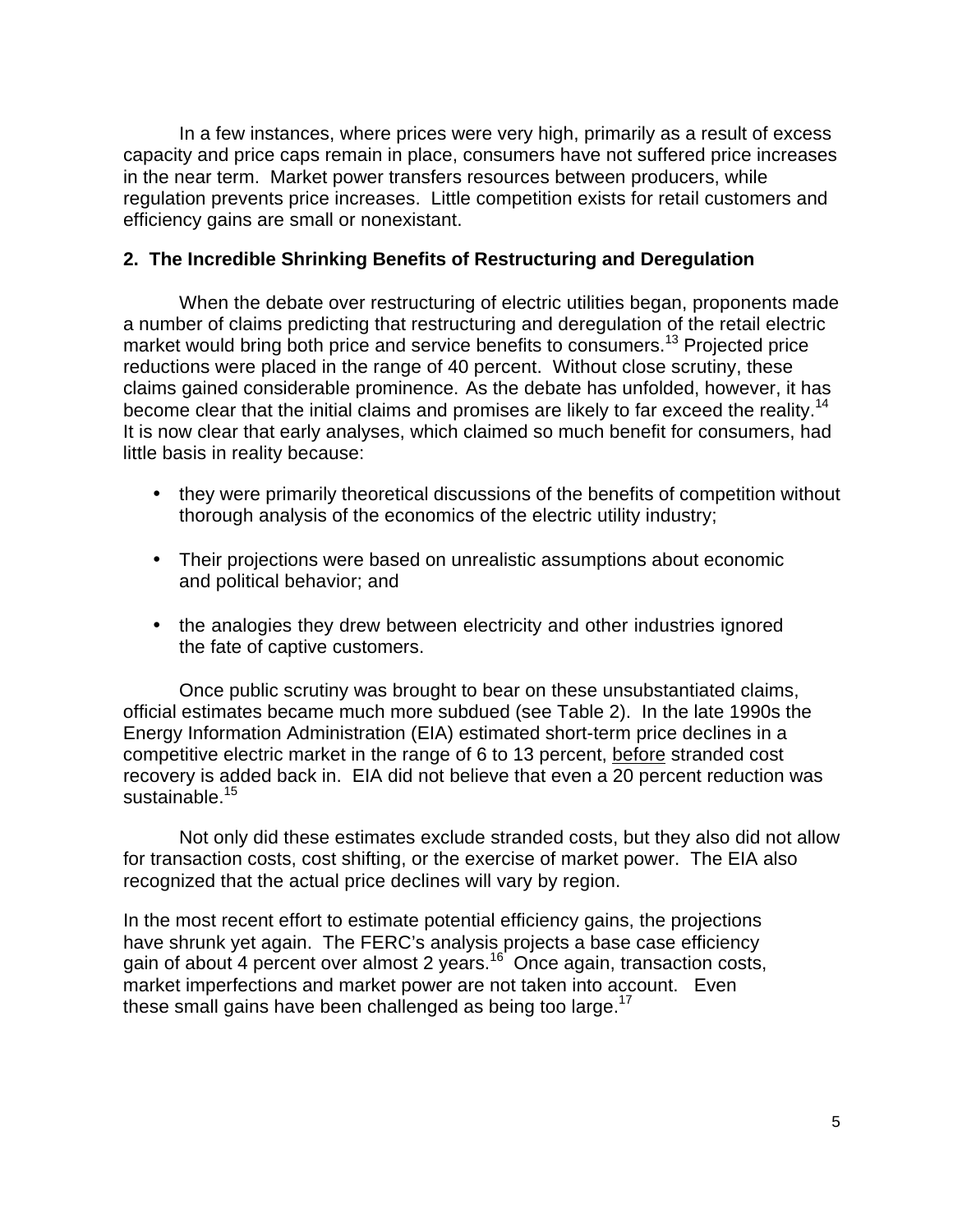In a few instances, where prices were very high, primarily as a result of excess capacity and price caps remain in place, consumers have not suffered price increases in the near term. Market power transfers resources between producers, while regulation prevents price increases. Little competition exists for retail customers and efficiency gains are small or nonexistant.

### 2. The Incredible Shrinking Benefits of Restructuring and Deregulation

When the debate over restructuring of electric utilities began, proponents made a number of claims predicting that restructuring and deregulation of the retail electric market would bring both price and service benefits to consumers.[13] Projected price reductions were placed in the range of 40 percent. Without close scrutiny, these claims gained considerable prominence. As the debate has unfolded, however, it has become clear that the initial claims and promises are likely to far exceed the reality.[14] It is now clear that early analyses, which claimed so much benefit for consumers, had little basis in reality because:

- they were primarily theoretical discussions of the benefits of competition without thorough analysis of the economics of the electric utility industry;
- Their projections were based on unrealistic assumptions about economic and political behavior; and
- the analogies they drew between electricity and other industries ignored the fate of captive customers.

Once public scrutiny was brought to bear on these unsubstantiated claims, official estimates became much more subdued (see Table 2). In the late 1990s the Energy Information Administration (EIA) estimated short-term price declines in a competitive electric market in the range of 6 to 13 percent, before stranded cost recovery is added back in. EIA did not believe that even a 20 percent reduction was sustainable.[15]

Not only did these estimates exclude stranded costs, but they also did not allow for transaction costs, cost shifting, or the exercise of market power. The EIA also recognized that the actual price declines will vary by region.

In the most recent effort to estimate potential efficiency gains, the projections have shrunk yet again. The FERC's analysis projects a base case efficiency gain of about 4 percent over almost 2 years.[16] Once again, transaction costs, market imperfections and market power are not taken into account. Even these small gains have been challenged as being too large.[17]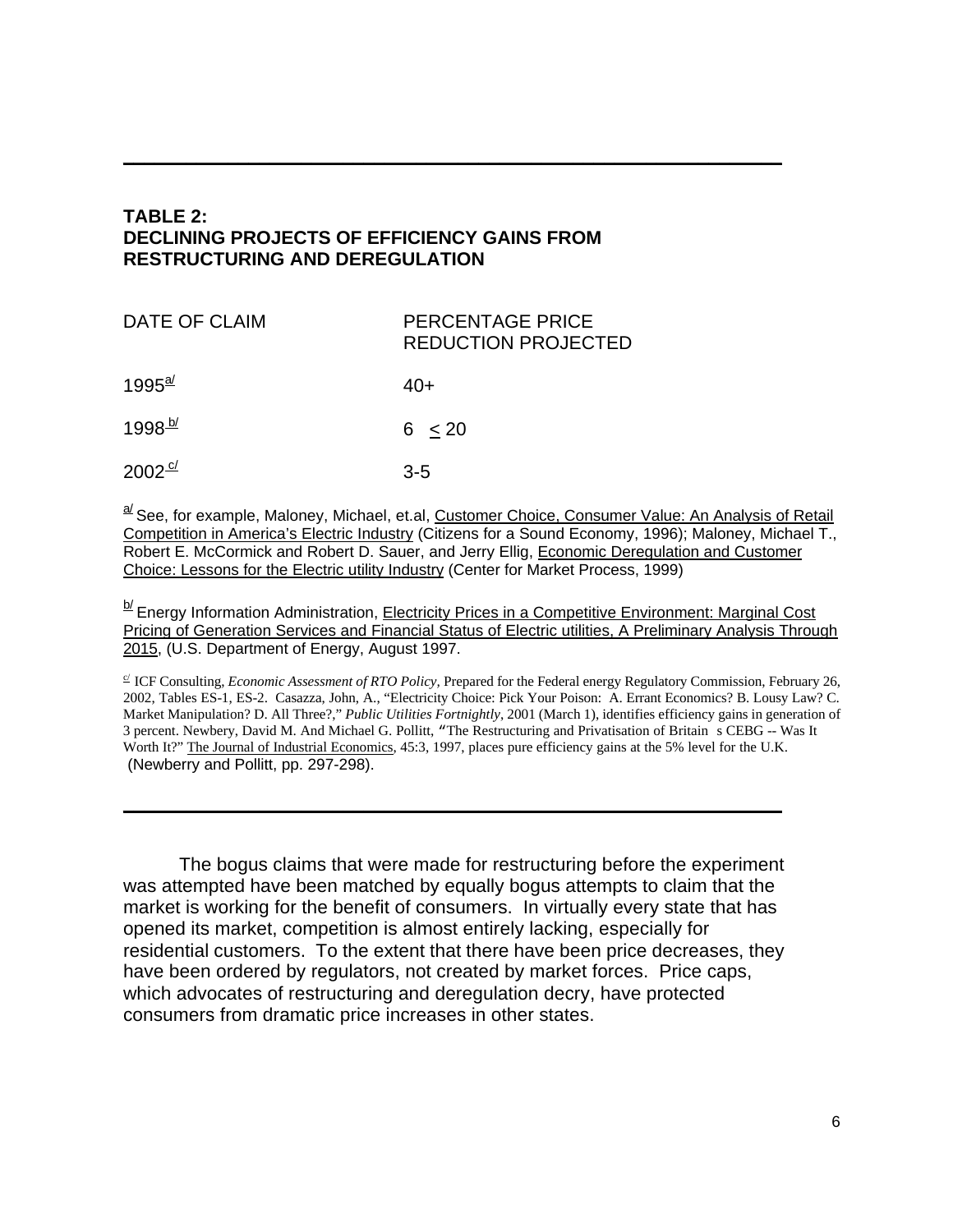**TABLE 2:**
**DECLINING PROJECTS OF EFFICIENCY GAINS FROM RESTRUCTURING AND DEREGULATION**

| DATE OF CLAIM | PERCENTAGE PRICE REDUCTION PROJECTED |
| --- | --- |
| 1995[a] | 40+ |
| 1998[b] | 6 $\leq$ 20 |
| 2002[c] | 3-5 |

[a] See, for example, Maloney, Michael, et.al, Customer Choice, Consumer Value: An Analysis of Retail Competition in America's Electric Industry (Citizens for a Sound Economy, 1996); Maloney, Michael T., Robert E. McCormick and Robert D. Sauer, and Jerry Ellig, Economic Deregulation and Customer Choice: Lessons for the Electric utility Industry (Center for Market Process, 1999)

[b] Energy Information Administration, Electricity Prices in a Competitive Environment: Marginal Cost Pricing of Generation Services and Financial Status of Electric utilities, A Preliminary Analysis Through 2015, (U.S. Department of Energy, August 1997.

[c] ICF Consulting, *Economic Assessment of RTO Policy,* Prepared for the Federal energy Regulatory Commission, February 26, 2002, Tables ES-1, ES-2. Casazza, John, A., "Electricity Choice: Pick Your Poison: A. Errant Economics? B. Lousy Law? C. Market Manipulation? D. All Three?," *Public Utilities Fortnightly*, 2001 (March 1), identifies efficiency gains in generation of 3 percent. Newbery, David M. And Michael G. Pollitt, "The Restructuring and Privatisation of Britain s CEBG -- Was It Worth It?" The Journal of Industrial Economics, 45:3, 1997, places pure efficiency gains at the 5% level for the U.K. (Newberry and Pollitt, pp. 297-298).

The bogus claims that were made for restructuring before the experiment was attempted have been matched by equally bogus attempts to claim that the market is working for the benefit of consumers. In virtually every state that has opened its market, competition is almost entirely lacking, especially for residential customers. To the extent that there have been price decreases, they have been ordered by regulators, not created by market forces. Price caps, which advocates of restructuring and deregulation decry, have protected consumers from dramatic price increases in other states.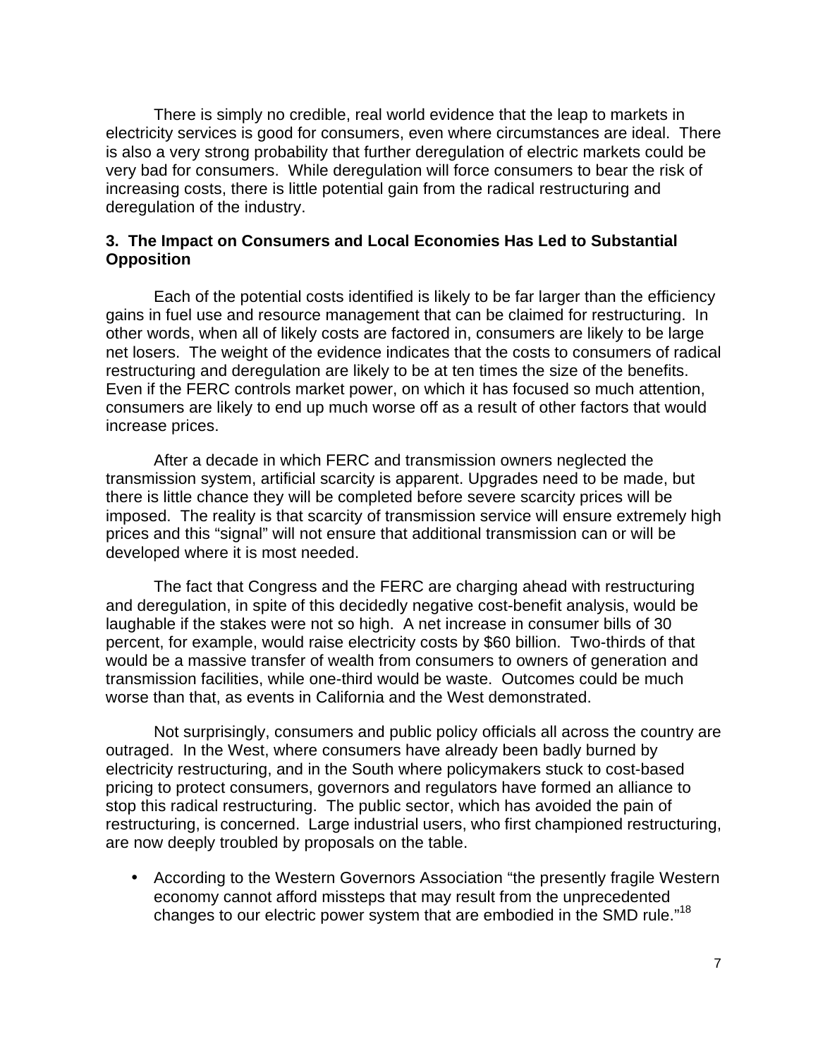There is simply no credible, real world evidence that the leap to markets in electricity services is good for consumers, even where circumstances are ideal. There is also a very strong probability that further deregulation of electric markets could be very bad for consumers. While deregulation will force consumers to bear the risk of increasing costs, there is little potential gain from the radical restructuring and deregulation of the industry.

### 3. The Impact on Consumers and Local Economies Has Led to Substantial Opposition

Each of the potential costs identified is likely to be far larger than the efficiency gains in fuel use and resource management that can be claimed for restructuring. In other words, when all of likely costs are factored in, consumers are likely to be large net losers. The weight of the evidence indicates that the costs to consumers of radical restructuring and deregulation are likely to be at ten times the size of the benefits. Even if the FERC controls market power, on which it has focused so much attention, consumers are likely to end up much worse off as a result of other factors that would increase prices.

After a decade in which FERC and transmission owners neglected the transmission system, artificial scarcity is apparent. Upgrades need to be made, but there is little chance they will be completed before severe scarcity prices will be imposed. The reality is that scarcity of transmission service will ensure extremely high prices and this "signal" will not ensure that additional transmission can or will be developed where it is most needed.

The fact that Congress and the FERC are charging ahead with restructuring and deregulation, in spite of this decidedly negative cost-benefit analysis, would be laughable if the stakes were not so high. A net increase in consumer bills of 30 percent, for example, would raise electricity costs by $60 billion. Two-thirds of that would be a massive transfer of wealth from consumers to owners of generation and transmission facilities, while one-third would be waste. Outcomes could be much worse than that, as events in California and the West demonstrated.

Not surprisingly, consumers and public policy officials all across the country are outraged. In the West, where consumers have already been badly burned by electricity restructuring, and in the South where policymakers stuck to cost-based pricing to protect consumers, governors and regulators have formed an alliance to stop this radical restructuring. The public sector, which has avoided the pain of restructuring, is concerned. Large industrial users, who first championed restructuring, are now deeply troubled by proposals on the table.

- According to the Western Governors Association "the presently fragile Western economy cannot afford missteps that may result from the unprecedented changes to our electric power system that are embodied in the SMD rule."[18]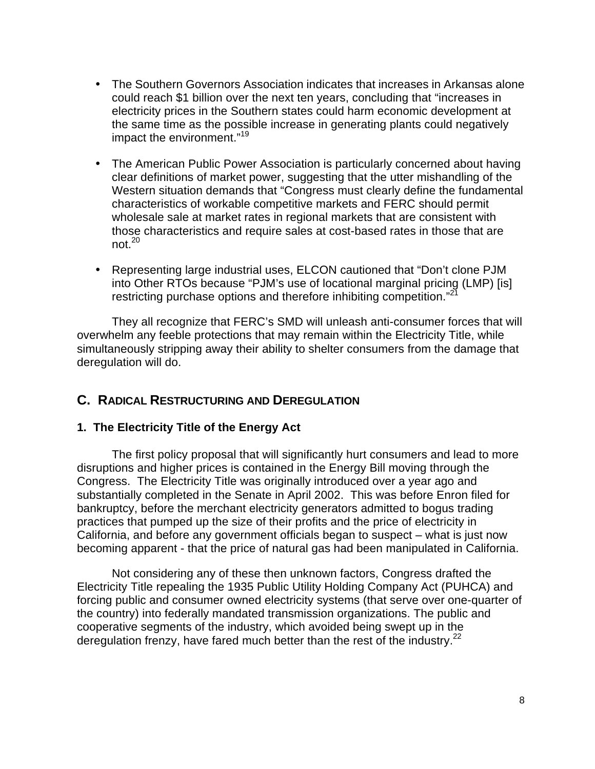- The Southern Governors Association indicates that increases in Arkansas alone could reach $1 billion over the next ten years, concluding that "increases in electricity prices in the Southern states could harm economic development at the same time as the possible increase in generating plants could negatively impact the environment."[19]

- The American Public Power Association is particularly concerned about having clear definitions of market power, suggesting that the utter mishandling of the Western situation demands that "Congress must clearly define the fundamental characteristics of workable competitive markets and FERC should permit wholesale sale at market rates in regional markets that are consistent with those characteristics and require sales at cost-based rates in those that are not.[20]

- Representing large industrial uses, ELCON cautioned that "Don't clone PJM into Other RTOs because "PJM's use of locational marginal pricing (LMP) [is] restricting purchase options and therefore inhibiting competition."[21]

They all recognize that FERC's SMD will unleash anti-consumer forces that will overwhelm any feeble protections that may remain within the Electricity Title, while simultaneously stripping away their ability to shelter consumers from the damage that deregulation will do.

## C. Radical Restructuring and Deregulation

### 1. The Electricity Title of the Energy Act

The first policy proposal that will significantly hurt consumers and lead to more disruptions and higher prices is contained in the Energy Bill moving through the Congress. The Electricity Title was originally introduced over a year ago and substantially completed in the Senate in April 2002. This was before Enron filed for bankruptcy, before the merchant electricity generators admitted to bogus trading practices that pumped up the size of their profits and the price of electricity in California, and before any government officials began to suspect – what is just now becoming apparent - that the price of natural gas had been manipulated in California.

Not considering any of these then unknown factors, Congress drafted the Electricity Title repealing the 1935 Public Utility Holding Company Act (PUHCA) and forcing public and consumer owned electricity systems (that serve over one-quarter of the country) into federally mandated transmission organizations. The public and cooperative segments of the industry, which avoided being swept up in the deregulation frenzy, have fared much better than the rest of the industry.[22]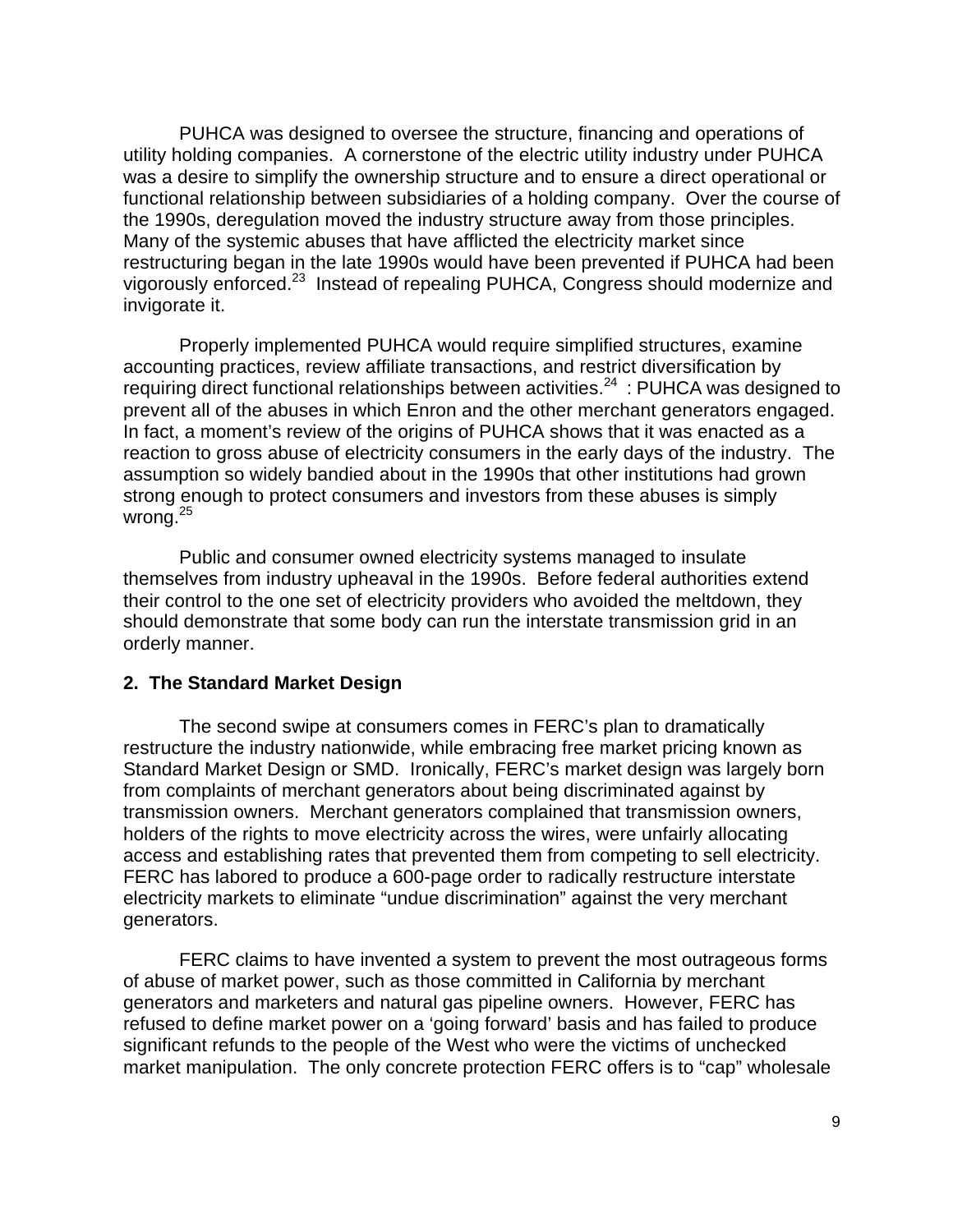PUHCA was designed to oversee the structure, financing and operations of utility holding companies. A cornerstone of the electric utility industry under PUHCA was a desire to simplify the ownership structure and to ensure a direct operational or functional relationship between subsidiaries of a holding company. Over the course of the 1990s, deregulation moved the industry structure away from those principles. Many of the systemic abuses that have afflicted the electricity market since restructuring began in the late 1990s would have been prevented if PUHCA had been vigorously enforced.[23] Instead of repealing PUHCA, Congress should modernize and invigorate it.

Properly implemented PUHCA would require simplified structures, examine accounting practices, review affiliate transactions, and restrict diversification by requiring direct functional relationships between activities.[24] : PUHCA was designed to prevent all of the abuses in which Enron and the other merchant generators engaged. In fact, a moment's review of the origins of PUHCA shows that it was enacted as a reaction to gross abuse of electricity consumers in the early days of the industry. The assumption so widely bandied about in the 1990s that other institutions had grown strong enough to protect consumers and investors from these abuses is simply wrong.[25]

Public and consumer owned electricity systems managed to insulate themselves from industry upheaval in the 1990s. Before federal authorities extend their control to the one set of electricity providers who avoided the meltdown, they should demonstrate that some body can run the interstate transmission grid in an orderly manner.

### 2. The Standard Market Design

The second swipe at consumers comes in FERC's plan to dramatically restructure the industry nationwide, while embracing free market pricing known as Standard Market Design or SMD. Ironically, FERC's market design was largely born from complaints of merchant generators about being discriminated against by transmission owners. Merchant generators complained that transmission owners, holders of the rights to move electricity across the wires, were unfairly allocating access and establishing rates that prevented them from competing to sell electricity. FERC has labored to produce a 600-page order to radically restructure interstate electricity markets to eliminate "undue discrimination" against the very merchant generators.

FERC claims to have invented a system to prevent the most outrageous forms of abuse of market power, such as those committed in California by merchant generators and marketers and natural gas pipeline owners. However, FERC has refused to define market power on a 'going forward' basis and has failed to produce significant refunds to the people of the West who were the victims of unchecked market manipulation. The only concrete protection FERC offers is to "cap" wholesale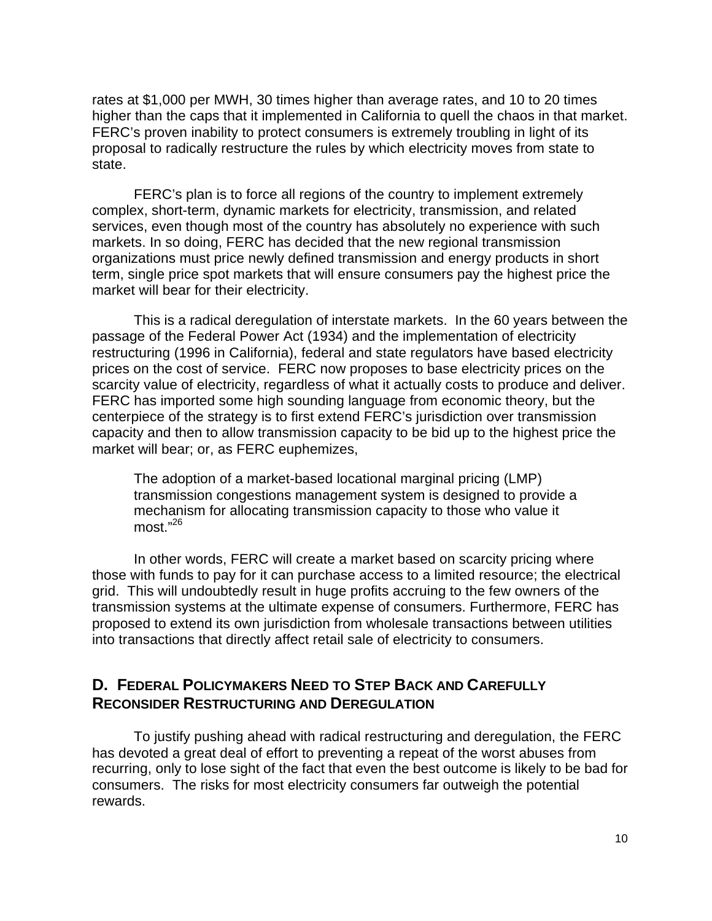rates at $1,000 per MWH, 30 times higher than average rates, and 10 to 20 times higher than the caps that it implemented in California to quell the chaos in that market. FERC's proven inability to protect consumers is extremely troubling in light of its proposal to radically restructure the rules by which electricity moves from state to state.

FERC's plan is to force all regions of the country to implement extremely complex, short-term, dynamic markets for electricity, transmission, and related services, even though most of the country has absolutely no experience with such markets. In so doing, FERC has decided that the new regional transmission organizations must price newly defined transmission and energy products in short term, single price spot markets that will ensure consumers pay the highest price the market will bear for their electricity.

This is a radical deregulation of interstate markets. In the 60 years between the passage of the Federal Power Act (1934) and the implementation of electricity restructuring (1996 in California), federal and state regulators have based electricity prices on the cost of service. FERC now proposes to base electricity prices on the scarcity value of electricity, regardless of what it actually costs to produce and deliver. FERC has imported some high sounding language from economic theory, but the centerpiece of the strategy is to first extend FERC's jurisdiction over transmission capacity and then to allow transmission capacity to be bid up to the highest price the market will bear; or, as FERC euphemizes,

> The adoption of a market-based locational marginal pricing (LMP) transmission congestions management system is designed to provide a mechanism for allocating transmission capacity to those who value it most."[26]

In other words, FERC will create a market based on scarcity pricing where those with funds to pay for it can purchase access to a limited resource; the electrical grid. This will undoubtedly result in huge profits accruing to the few owners of the transmission systems at the ultimate expense of consumers. Furthermore, FERC has proposed to extend its own jurisdiction from wholesale transactions between utilities into transactions that directly affect retail sale of electricity to consumers.

## D. Federal Policymakers Need to Step Back and Carefully Reconsider Restructuring and Deregulation

To justify pushing ahead with radical restructuring and deregulation, the FERC has devoted a great deal of effort to preventing a repeat of the worst abuses from recurring, only to lose sight of the fact that even the best outcome is likely to be bad for consumers. The risks for most electricity consumers far outweigh the potential rewards.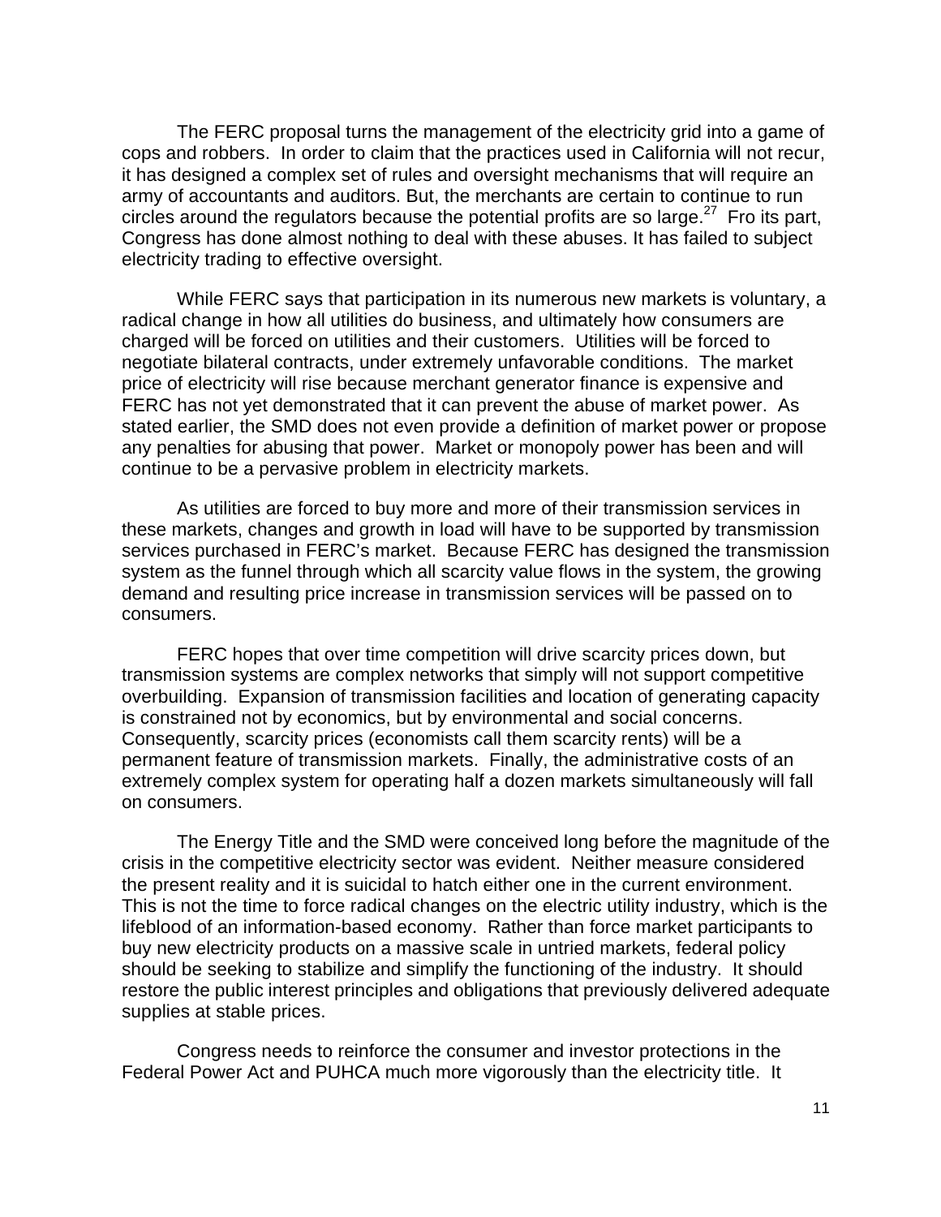The FERC proposal turns the management of the electricity grid into a game of cops and robbers. In order to claim that the practices used in California will not recur, it has designed a complex set of rules and oversight mechanisms that will require an army of accountants and auditors. But, the merchants are certain to continue to run circles around the regulators because the potential profits are so large.[27] Fro its part, Congress has done almost nothing to deal with these abuses. It has failed to subject electricity trading to effective oversight.

While FERC says that participation in its numerous new markets is voluntary, a radical change in how all utilities do business, and ultimately how consumers are charged will be forced on utilities and their customers. Utilities will be forced to negotiate bilateral contracts, under extremely unfavorable conditions. The market price of electricity will rise because merchant generator finance is expensive and FERC has not yet demonstrated that it can prevent the abuse of market power. As stated earlier, the SMD does not even provide a definition of market power or propose any penalties for abusing that power. Market or monopoly power has been and will continue to be a pervasive problem in electricity markets.

As utilities are forced to buy more and more of their transmission services in these markets, changes and growth in load will have to be supported by transmission services purchased in FERC's market. Because FERC has designed the transmission system as the funnel through which all scarcity value flows in the system, the growing demand and resulting price increase in transmission services will be passed on to consumers.

FERC hopes that over time competition will drive scarcity prices down, but transmission systems are complex networks that simply will not support competitive overbuilding. Expansion of transmission facilities and location of generating capacity is constrained not by economics, but by environmental and social concerns. Consequently, scarcity prices (economists call them scarcity rents) will be a permanent feature of transmission markets. Finally, the administrative costs of an extremely complex system for operating half a dozen markets simultaneously will fall on consumers.

The Energy Title and the SMD were conceived long before the magnitude of the crisis in the competitive electricity sector was evident. Neither measure considered the present reality and it is suicidal to hatch either one in the current environment. This is not the time to force radical changes on the electric utility industry, which is the lifeblood of an information-based economy. Rather than force market participants to buy new electricity products on a massive scale in untried markets, federal policy should be seeking to stabilize and simplify the functioning of the industry. It should restore the public interest principles and obligations that previously delivered adequate supplies at stable prices.

Congress needs to reinforce the consumer and investor protections in the Federal Power Act and PUHCA much more vigorously than the electricity title. It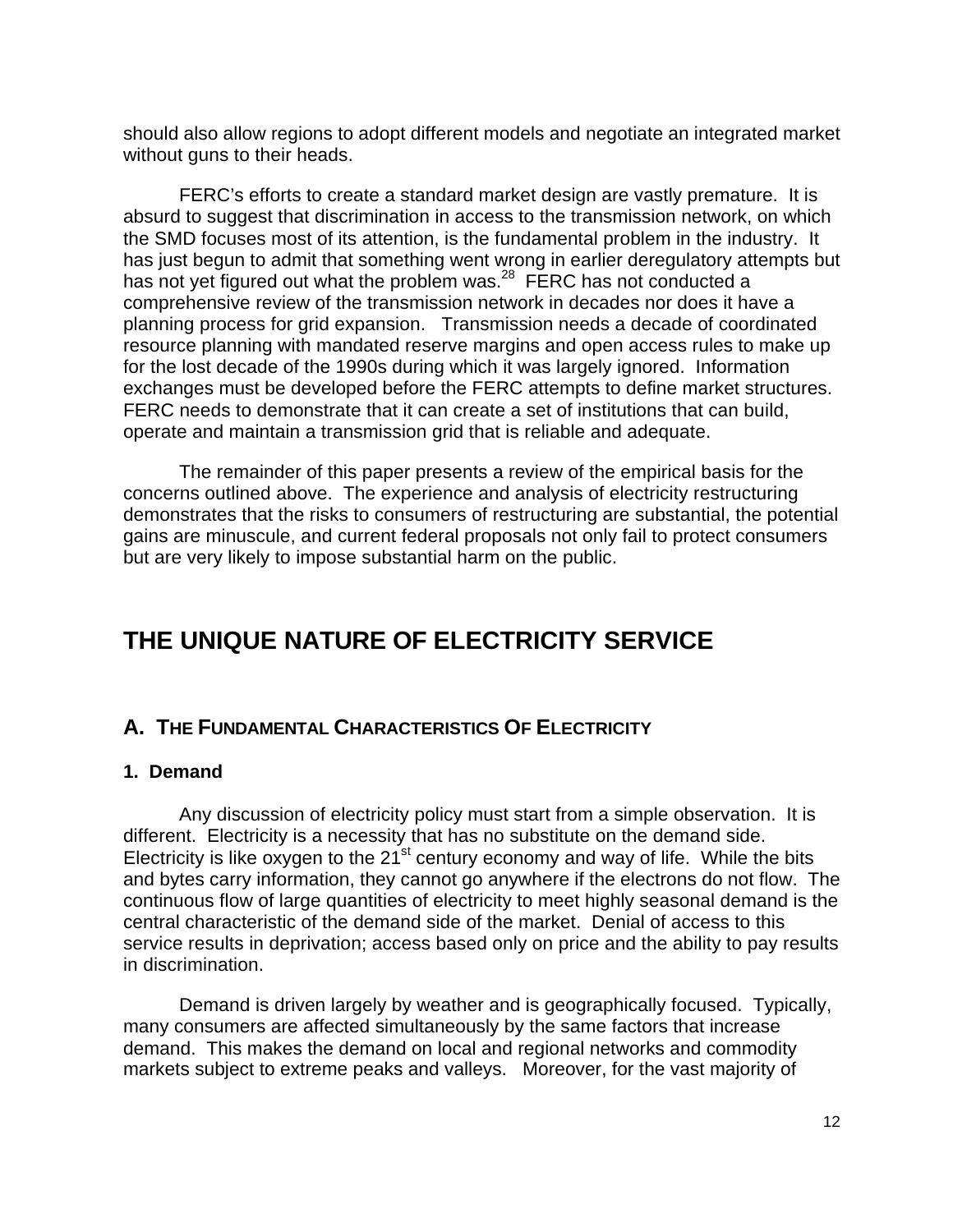should also allow regions to adopt different models and negotiate an integrated market without guns to their heads.

FERC's efforts to create a standard market design are vastly premature. It is absurd to suggest that discrimination in access to the transmission network, on which the SMD focuses most of its attention, is the fundamental problem in the industry. It has just begun to admit that something went wrong in earlier deregulatory attempts but has not yet figured out what the problem was.[28] FERC has not conducted a comprehensive review of the transmission network in decades nor does it have a planning process for grid expansion. Transmission needs a decade of coordinated resource planning with mandated reserve margins and open access rules to make up for the lost decade of the 1990s during which it was largely ignored. Information exchanges must be developed before the FERC attempts to define market structures. FERC needs to demonstrate that it can create a set of institutions that can build, operate and maintain a transmission grid that is reliable and adequate.

The remainder of this paper presents a review of the empirical basis for the concerns outlined above. The experience and analysis of electricity restructuring demonstrates that the risks to consumers of restructuring are substantial, the potential gains are minuscule, and current federal proposals not only fail to protect consumers but are very likely to impose substantial harm on the public.

# THE UNIQUE NATURE OF ELECTRICITY SERVICE

## A. THE FUNDAMENTAL CHARACTERISTICS OF ELECTRICITY

### 1. Demand

Any discussion of electricity policy must start from a simple observation. It is different. Electricity is a necessity that has no substitute on the demand side. Electricity is like oxygen to the 21st century economy and way of life. While the bits and bytes carry information, they cannot go anywhere if the electrons do not flow. The continuous flow of large quantities of electricity to meet highly seasonal demand is the central characteristic of the demand side of the market. Denial of access to this service results in deprivation; access based only on price and the ability to pay results in discrimination.

Demand is driven largely by weather and is geographically focused. Typically, many consumers are affected simultaneously by the same factors that increase demand. This makes the demand on local and regional networks and commodity markets subject to extreme peaks and valleys. Moreover, for the vast majority of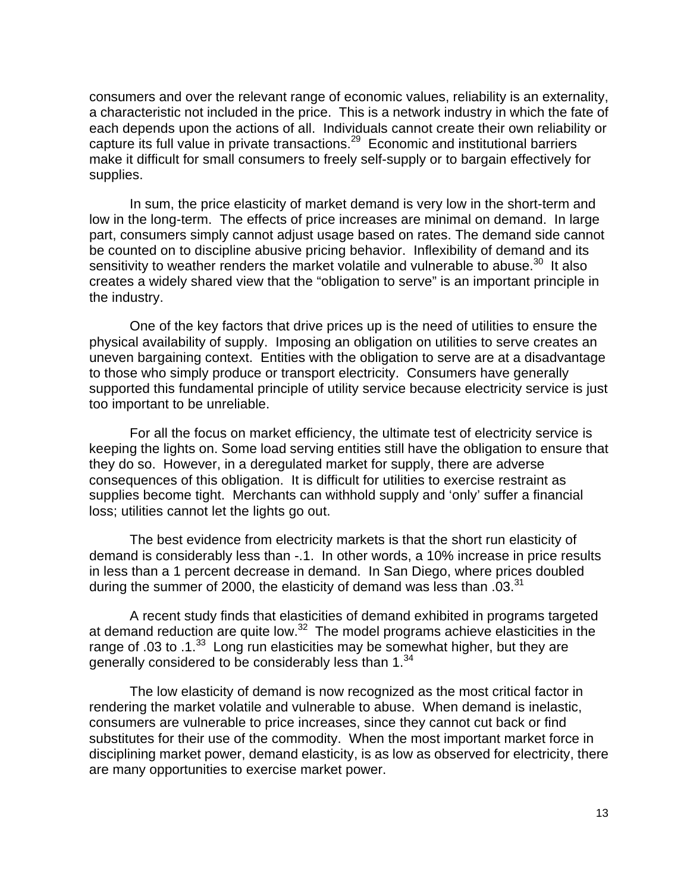consumers and over the relevant range of economic values, reliability is an externality, a characteristic not included in the price. This is a network industry in which the fate of each depends upon the actions of all. Individuals cannot create their own reliability or capture its full value in private transactions.[29] Economic and institutional barriers make it difficult for small consumers to freely self-supply or to bargain effectively for supplies.

In sum, the price elasticity of market demand is very low in the short-term and low in the long-term. The effects of price increases are minimal on demand. In large part, consumers simply cannot adjust usage based on rates. The demand side cannot be counted on to discipline abusive pricing behavior. Inflexibility of demand and its sensitivity to weather renders the market volatile and vulnerable to abuse.[30] It also creates a widely shared view that the "obligation to serve" is an important principle in the industry.

One of the key factors that drive prices up is the need of utilities to ensure the physical availability of supply. Imposing an obligation on utilities to serve creates an uneven bargaining context. Entities with the obligation to serve are at a disadvantage to those who simply produce or transport electricity. Consumers have generally supported this fundamental principle of utility service because electricity service is just too important to be unreliable.

For all the focus on market efficiency, the ultimate test of electricity service is keeping the lights on. Some load serving entities still have the obligation to ensure that they do so. However, in a deregulated market for supply, there are adverse consequences of this obligation. It is difficult for utilities to exercise restraint as supplies become tight. Merchants can withhold supply and 'only' suffer a financial loss; utilities cannot let the lights go out.

The best evidence from electricity markets is that the short run elasticity of demand is considerably less than -.1. In other words, a 10% increase in price results in less than a 1 percent decrease in demand. In San Diego, where prices doubled during the summer of 2000, the elasticity of demand was less than .03.[31]

A recent study finds that elasticities of demand exhibited in programs targeted at demand reduction are quite low.[32] The model programs achieve elasticities in the range of .03 to .1.[33] Long run elasticities may be somewhat higher, but they are generally considered to be considerably less than 1.[34]

The low elasticity of demand is now recognized as the most critical factor in rendering the market volatile and vulnerable to abuse. When demand is inelastic, consumers are vulnerable to price increases, since they cannot cut back or find substitutes for their use of the commodity. When the most important market force in disciplining market power, demand elasticity, is as low as observed for electricity, there are many opportunities to exercise market power.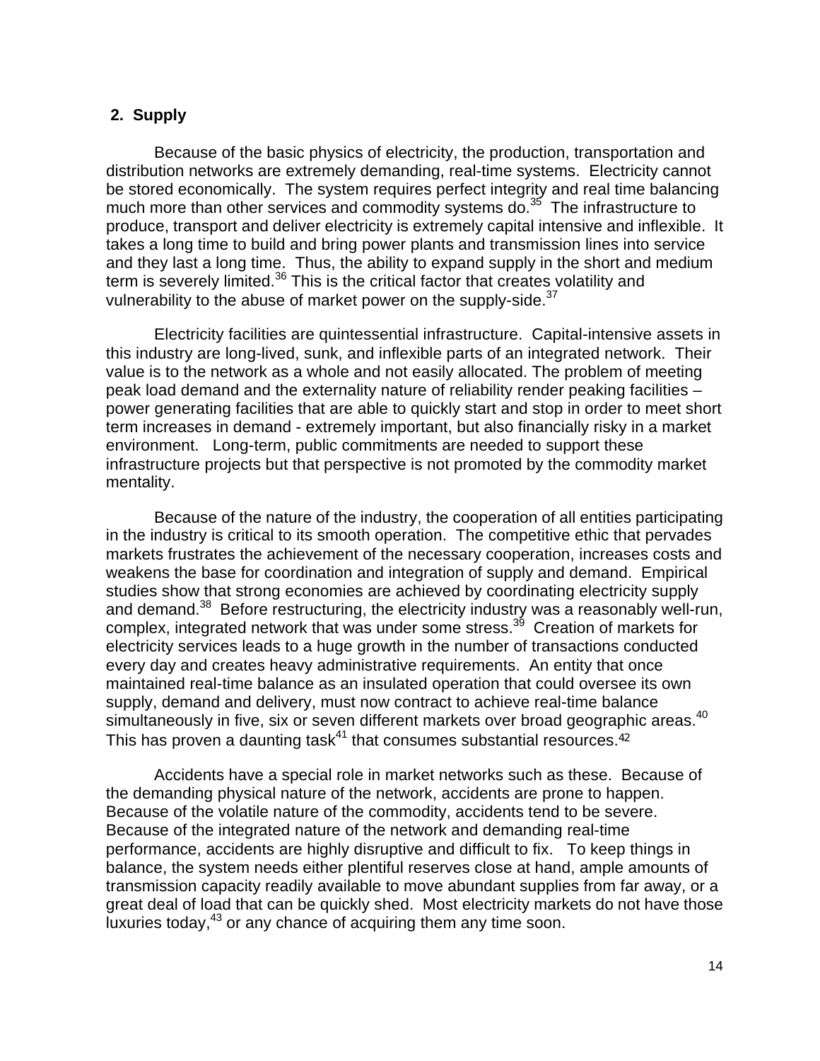## 2. Supply

Because of the basic physics of electricity, the production, transportation and distribution networks are extremely demanding, real-time systems. Electricity cannot be stored economically. The system requires perfect integrity and real time balancing much more than other services and commodity systems do.[35] The infrastructure to produce, transport and deliver electricity is extremely capital intensive and inflexible. It takes a long time to build and bring power plants and transmission lines into service and they last a long time. Thus, the ability to expand supply in the short and medium term is severely limited.[36] This is the critical factor that creates volatility and vulnerability to the abuse of market power on the supply-side.[37]

Electricity facilities are quintessential infrastructure. Capital-intensive assets in this industry are long-lived, sunk, and inflexible parts of an integrated network. Their value is to the network as a whole and not easily allocated. The problem of meeting peak load demand and the externality nature of reliability render peaking facilities – power generating facilities that are able to quickly start and stop in order to meet short term increases in demand - extremely important, but also financially risky in a market environment. Long-term, public commitments are needed to support these infrastructure projects but that perspective is not promoted by the commodity market mentality.

Because of the nature of the industry, the cooperation of all entities participating in the industry is critical to its smooth operation. The competitive ethic that pervades markets frustrates the achievement of the necessary cooperation, increases costs and weakens the base for coordination and integration of supply and demand. Empirical studies show that strong economies are achieved by coordinating electricity supply and demand.[38] Before restructuring, the electricity industry was a reasonably well-run, complex, integrated network that was under some stress.[39] Creation of markets for electricity services leads to a huge growth in the number of transactions conducted every day and creates heavy administrative requirements. An entity that once maintained real-time balance as an insulated operation that could oversee its own supply, demand and delivery, must now contract to achieve real-time balance simultaneously in five, six or seven different markets over broad geographic areas.[40] This has proven a daunting task[41] that consumes substantial resources.[42]

Accidents have a special role in market networks such as these. Because of the demanding physical nature of the network, accidents are prone to happen. Because of the volatile nature of the commodity, accidents tend to be severe. Because of the integrated nature of the network and demanding real-time performance, accidents are highly disruptive and difficult to fix. To keep things in balance, the system needs either plentiful reserves close at hand, ample amounts of transmission capacity readily available to move abundant supplies from far away, or a great deal of load that can be quickly shed. Most electricity markets do not have those luxuries today,[43] or any chance of acquiring them any time soon.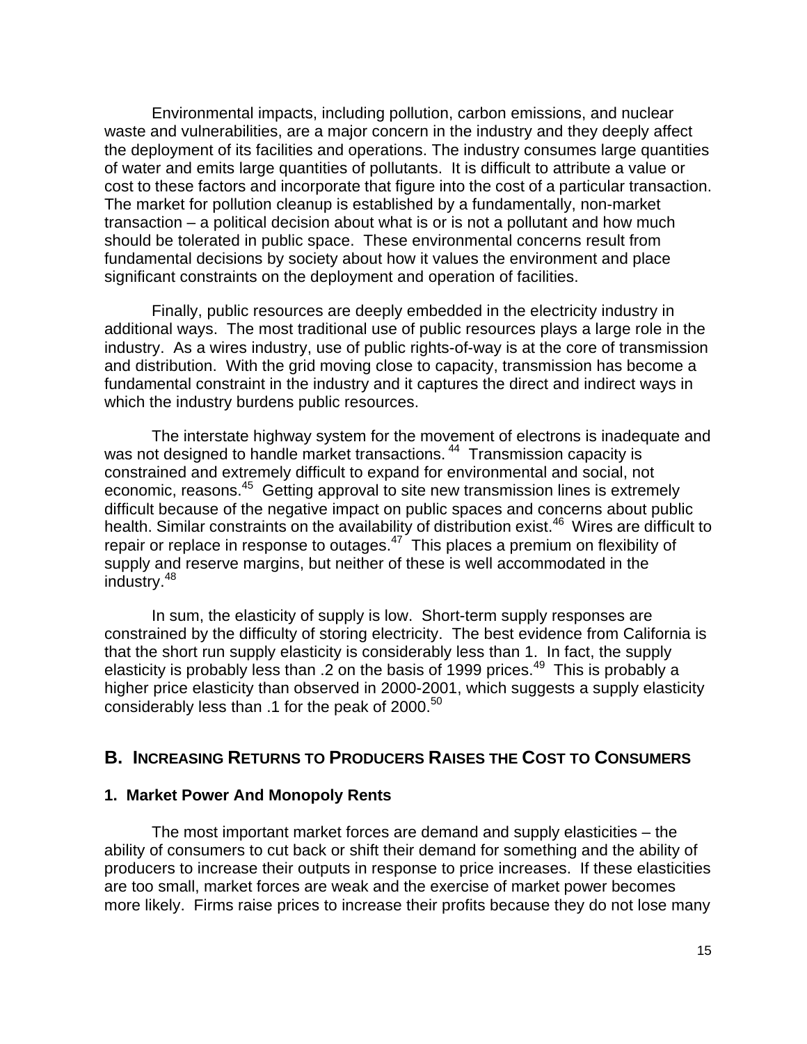Environmental impacts, including pollution, carbon emissions, and nuclear waste and vulnerabilities, are a major concern in the industry and they deeply affect the deployment of its facilities and operations. The industry consumes large quantities of water and emits large quantities of pollutants. It is difficult to attribute a value or cost to these factors and incorporate that figure into the cost of a particular transaction. The market for pollution cleanup is established by a fundamentally, non-market transaction – a political decision about what is or is not a pollutant and how much should be tolerated in public space. These environmental concerns result from fundamental decisions by society about how it values the environment and place significant constraints on the deployment and operation of facilities.

Finally, public resources are deeply embedded in the electricity industry in additional ways. The most traditional use of public resources plays a large role in the industry. As a wires industry, use of public rights-of-way is at the core of transmission and distribution. With the grid moving close to capacity, transmission has become a fundamental constraint in the industry and it captures the direct and indirect ways in which the industry burdens public resources.

The interstate highway system for the movement of electrons is inadequate and was not designed to handle market transactions. [44] Transmission capacity is constrained and extremely difficult to expand for environmental and social, not economic, reasons.[45] Getting approval to site new transmission lines is extremely difficult because of the negative impact on public spaces and concerns about public health. Similar constraints on the availability of distribution exist.[46] Wires are difficult to repair or replace in response to outages.[47] This places a premium on flexibility of supply and reserve margins, but neither of these is well accommodated in the industry.[48]

In sum, the elasticity of supply is low. Short-term supply responses are constrained by the difficulty of storing electricity. The best evidence from California is that the short run supply elasticity is considerably less than 1. In fact, the supply elasticity is probably less than .2 on the basis of 1999 prices.[49] This is probably a higher price elasticity than observed in 2000-2001, which suggests a supply elasticity considerably less than .1 for the peak of 2000.[50]

## B. Increasing Returns to Producers Raises the Cost to Consumers

### 1. Market Power And Monopoly Rents

The most important market forces are demand and supply elasticities – the ability of consumers to cut back or shift their demand for something and the ability of producers to increase their outputs in response to price increases. If these elasticities are too small, market forces are weak and the exercise of market power becomes more likely. Firms raise prices to increase their profits because they do not lose many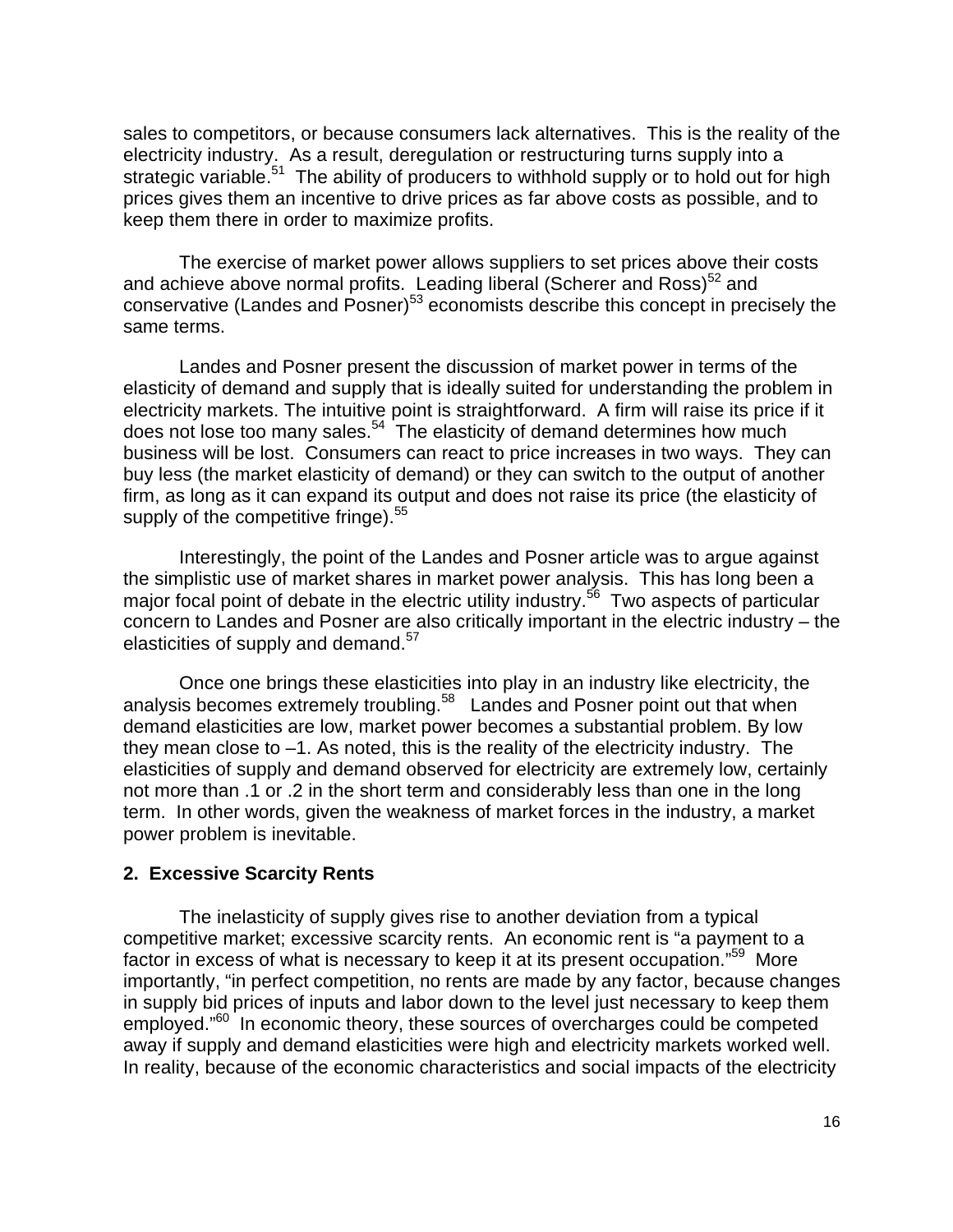sales to competitors, or because consumers lack alternatives. This is the reality of the electricity industry. As a result, deregulation or restructuring turns supply into a strategic variable.[51] The ability of producers to withhold supply or to hold out for high prices gives them an incentive to drive prices as far above costs as possible, and to keep them there in order to maximize profits.

The exercise of market power allows suppliers to set prices above their costs and achieve above normal profits. Leading liberal (Scherer and Ross)[52] and conservative (Landes and Posner)[53] economists describe this concept in precisely the same terms.

Landes and Posner present the discussion of market power in terms of the elasticity of demand and supply that is ideally suited for understanding the problem in electricity markets. The intuitive point is straightforward. A firm will raise its price if it does not lose too many sales.[54] The elasticity of demand determines how much business will be lost. Consumers can react to price increases in two ways. They can buy less (the market elasticity of demand) or they can switch to the output of another firm, as long as it can expand its output and does not raise its price (the elasticity of supply of the competitive fringe).[55]

Interestingly, the point of the Landes and Posner article was to argue against the simplistic use of market shares in market power analysis. This has long been a major focal point of debate in the electric utility industry.[56] Two aspects of particular concern to Landes and Posner are also critically important in the electric industry – the elasticities of supply and demand.[57]

Once one brings these elasticities into play in an industry like electricity, the analysis becomes extremely troubling.[58] Landes and Posner point out that when demand elasticities are low, market power becomes a substantial problem. By low they mean close to –1. As noted, this is the reality of the electricity industry. The elasticities of supply and demand observed for electricity are extremely low, certainly not more than .1 or .2 in the short term and considerably less than one in the long term. In other words, given the weakness of market forces in the industry, a market power problem is inevitable.

### 2. Excessive Scarcity Rents

The inelasticity of supply gives rise to another deviation from a typical competitive market; excessive scarcity rents. An economic rent is "a payment to a factor in excess of what is necessary to keep it at its present occupation."[59] More importantly, "in perfect competition, no rents are made by any factor, because changes in supply bid prices of inputs and labor down to the level just necessary to keep them employed."[60] In economic theory, these sources of overcharges could be competed away if supply and demand elasticities were high and electricity markets worked well. In reality, because of the economic characteristics and social impacts of the electricity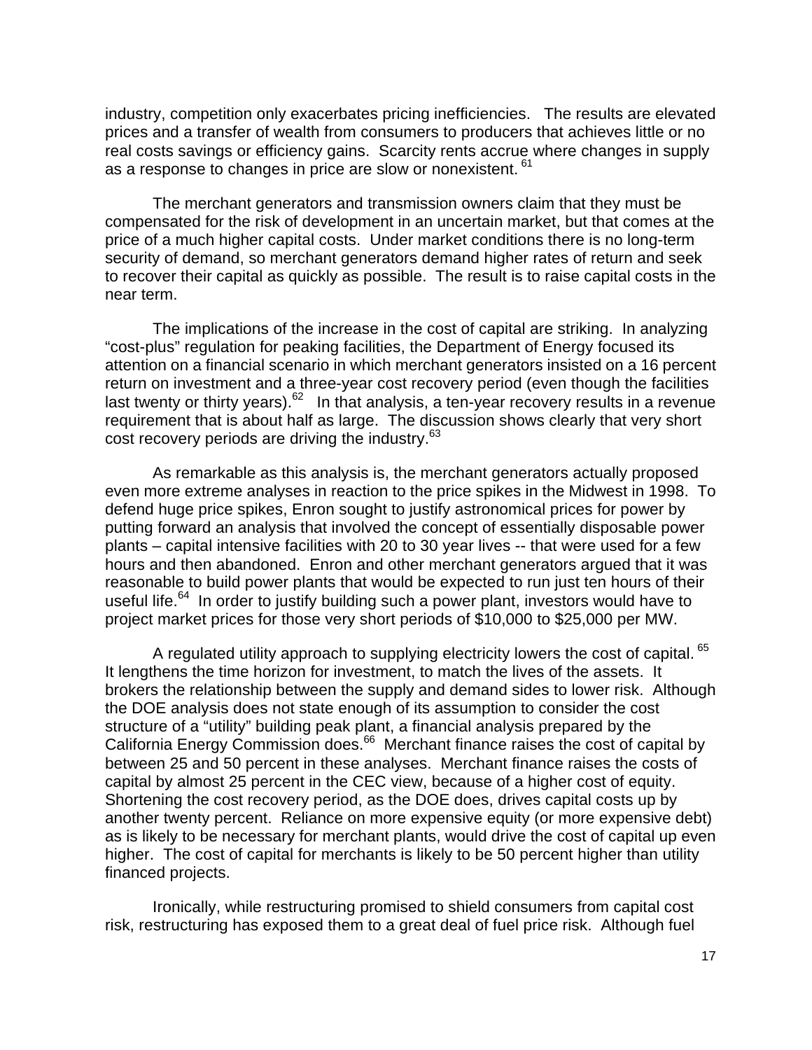industry, competition only exacerbates pricing inefficiencies. The results are elevated prices and a transfer of wealth from consumers to producers that achieves little or no real costs savings or efficiency gains. Scarcity rents accrue where changes in supply as a response to changes in price are slow or nonexistent. [61]

The merchant generators and transmission owners claim that they must be compensated for the risk of development in an uncertain market, but that comes at the price of a much higher capital costs. Under market conditions there is no long-term security of demand, so merchant generators demand higher rates of return and seek to recover their capital as quickly as possible. The result is to raise capital costs in the near term.

The implications of the increase in the cost of capital are striking. In analyzing "cost-plus" regulation for peaking facilities, the Department of Energy focused its attention on a financial scenario in which merchant generators insisted on a 16 percent return on investment and a three-year cost recovery period (even though the facilities last twenty or thirty years).[62] In that analysis, a ten-year recovery results in a revenue requirement that is about half as large. The discussion shows clearly that very short cost recovery periods are driving the industry.[63]

As remarkable as this analysis is, the merchant generators actually proposed even more extreme analyses in reaction to the price spikes in the Midwest in 1998. To defend huge price spikes, Enron sought to justify astronomical prices for power by putting forward an analysis that involved the concept of essentially disposable power plants – capital intensive facilities with 20 to 30 year lives -- that were used for a few hours and then abandoned. Enron and other merchant generators argued that it was reasonable to build power plants that would be expected to run just ten hours of their useful life.[64] In order to justify building such a power plant, investors would have to project market prices for those very short periods of $10,000 to $25,000 per MW.

A regulated utility approach to supplying electricity lowers the cost of capital. [65] It lengthens the time horizon for investment, to match the lives of the assets. It brokers the relationship between the supply and demand sides to lower risk. Although the DOE analysis does not state enough of its assumption to consider the cost structure of a "utility" building peak plant, a financial analysis prepared by the California Energy Commission does.[66] Merchant finance raises the cost of capital by between 25 and 50 percent in these analyses. Merchant finance raises the costs of capital by almost 25 percent in the CEC view, because of a higher cost of equity. Shortening the cost recovery period, as the DOE does, drives capital costs up by another twenty percent. Reliance on more expensive equity (or more expensive debt) as is likely to be necessary for merchant plants, would drive the cost of capital up even higher. The cost of capital for merchants is likely to be 50 percent higher than utility financed projects.

Ironically, while restructuring promised to shield consumers from capital cost risk, restructuring has exposed them to a great deal of fuel price risk. Although fuel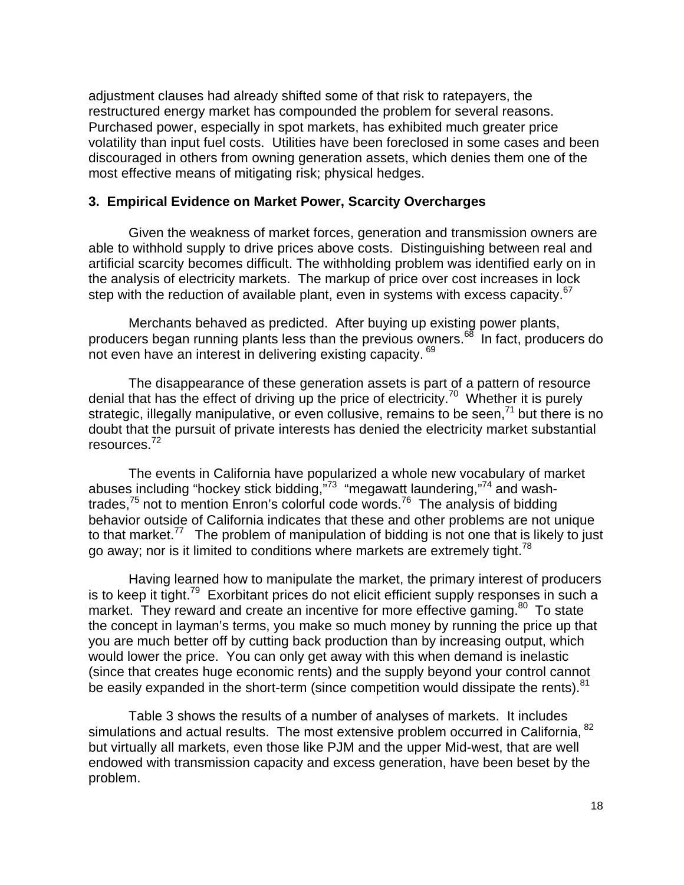adjustment clauses had already shifted some of that risk to ratepayers, the restructured energy market has compounded the problem for several reasons. Purchased power, especially in spot markets, has exhibited much greater price volatility than input fuel costs. Utilities have been foreclosed in some cases and been discouraged in others from owning generation assets, which denies them one of the most effective means of mitigating risk; physical hedges.

### 3. Empirical Evidence on Market Power, Scarcity Overcharges

Given the weakness of market forces, generation and transmission owners are able to withhold supply to drive prices above costs. Distinguishing between real and artificial scarcity becomes difficult. The withholding problem was identified early on in the analysis of electricity markets. The markup of price over cost increases in lock step with the reduction of available plant, even in systems with excess capacity.[67]

Merchants behaved as predicted. After buying up existing power plants, producers began running plants less than the previous owners.[68] In fact, producers do not even have an interest in delivering existing capacity.[69]

The disappearance of these generation assets is part of a pattern of resource denial that has the effect of driving up the price of electricity.[70] Whether it is purely strategic, illegally manipulative, or even collusive, remains to be seen,[71] but there is no doubt that the pursuit of private interests has denied the electricity market substantial resources.[72]

The events in California have popularized a whole new vocabulary of market abuses including "hockey stick bidding,"[73] "megawatt laundering,"[74] and wash-trades,[75] not to mention Enron's colorful code words.[76] The analysis of bidding behavior outside of California indicates that these and other problems are not unique to that market.[77] The problem of manipulation of bidding is not one that is likely to just go away; nor is it limited to conditions where markets are extremely tight.[78]

Having learned how to manipulate the market, the primary interest of producers is to keep it tight.[79] Exorbitant prices do not elicit efficient supply responses in such a market. They reward and create an incentive for more effective gaming.[80] To state the concept in layman's terms, you make so much money by running the price up that you are much better off by cutting back production than by increasing output, which would lower the price. You can only get away with this when demand is inelastic (since that creates huge economic rents) and the supply beyond your control cannot be easily expanded in the short-term (since competition would dissipate the rents).[81]

Table 3 shows the results of a number of analyses of markets. It includes simulations and actual results. The most extensive problem occurred in California,[82] but virtually all markets, even those like PJM and the upper Mid-west, that are well endowed with transmission capacity and excess generation, have been beset by the problem.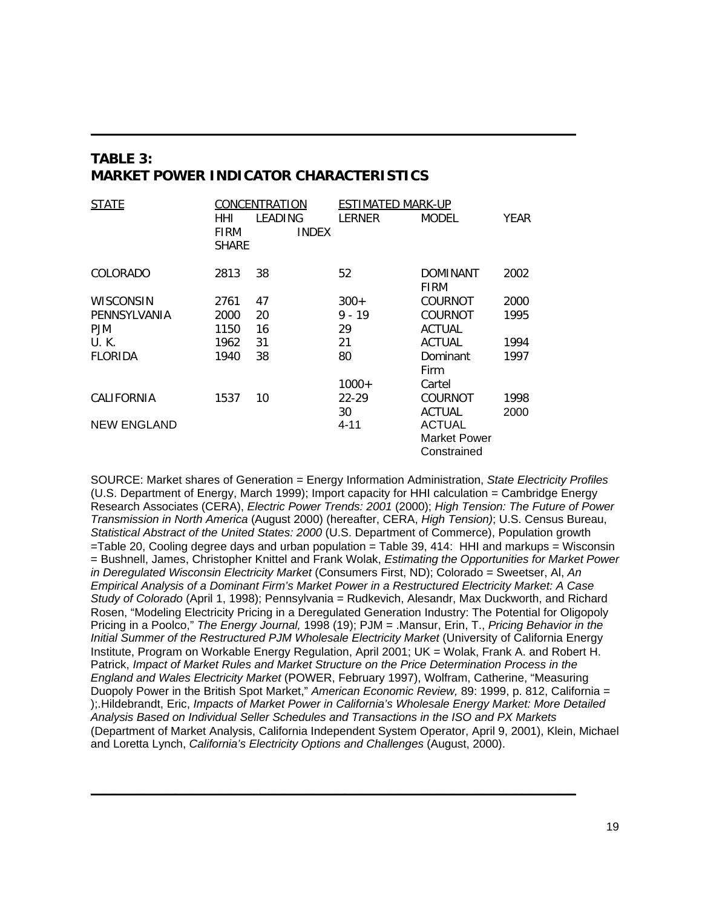## TABLE 3: MARKET POWER INDICATOR CHARACTERISTICS

| STATE | CONCENTRATION | | ESTIMATED MARK-UP | | |
|---|---|---|---|---|---|
| | HHI | LEADING FIRM SHARE | LERNER INDEX | MODEL | YEAR |
| COLORADO | 2813 | 38 | 52 | DOMINANT FIRM | 2002 |
| WISCONSIN | 2761 | 47 | 300+ | COURNOT | 2000 |
| PENNSYLVANIA | 2000 | 20 | 9 - 19 | COURNOT | 1995 |
| PJM | 1150 | 16 | 29 | ACTUAL | |
| U. K. | 1962 | 31 | 21 | ACTUAL | 1994 |
| FLORIDA | 1940 | 38 | 80 | Dominant Firm | 1997 |
| | | | 1000+ | Cartel | |
| CALIFORNIA | 1537 | 10 | 22-29 | COURNOT | 1998 |
| | | | 30 | ACTUAL | 2000 |
| NEW ENGLAND | | | 4-11 | ACTUAL Market Power Constrained | |

SOURCE: Market shares of Generation = Energy Information Administration, *State Electricity Profiles* (U.S. Department of Energy, March 1999); Import capacity for HHI calculation = Cambridge Energy Research Associates (CERA), *Electric Power Trends: 2001* (2000); *High Tension: The Future of Power Transmission in North America* (August 2000) (hereafter, CERA, *High Tension)*; U.S. Census Bureau, *Statistical Abstract of the United States: 2000* (U.S. Department of Commerce), Population growth =Table 20, Cooling degree days and urban population = Table 39, 414: HHI and markups = Wisconsin = Bushnell, James, Christopher Knittel and Frank Wolak, *Estimating the Opportunities for Market Power in Deregulated Wisconsin Electricity Market* (Consumers First, ND); Colorado = Sweetser, Al, *An Empirical Analysis of a Dominant Firm's Market Power in a Restructured Electricity Market: A Case Study of Colorado* (April 1, 1998); Pennsylvania = Rudkevich, Alesandr, Max Duckworth, and Richard Rosen, "Modeling Electricity Pricing in a Deregulated Generation Industry: The Potential for Oligopoly Pricing in a Poolco," *The Energy Journal,* 1998 (19); PJM = .Mansur, Erin, T., *Pricing Behavior in the Initial Summer of the Restructured PJM Wholesale Electricity Market* (University of California Energy Institute, Program on Workable Energy Regulation, April 2001; UK = Wolak, Frank A. and Robert H. Patrick, *Impact of Market Rules and Market Structure on the Price Determination Process in the England and Wales Electricity Market* (POWER, February 1997), Wolfram, Catherine, "Measuring Duopoly Power in the British Spot Market," *American Economic Review,* 89: 1999, p. 812, California = );.Hildebrandt, Eric, *Impacts of Market Power in California's Wholesale Energy Market: More Detailed Analysis Based on Individual Seller Schedules and Transactions in the ISO and PX Markets* (Department of Market Analysis, California Independent System Operator, April 9, 2001), Klein, Michael and Loretta Lynch, *California's Electricity Options and Challenges* (August, 2000).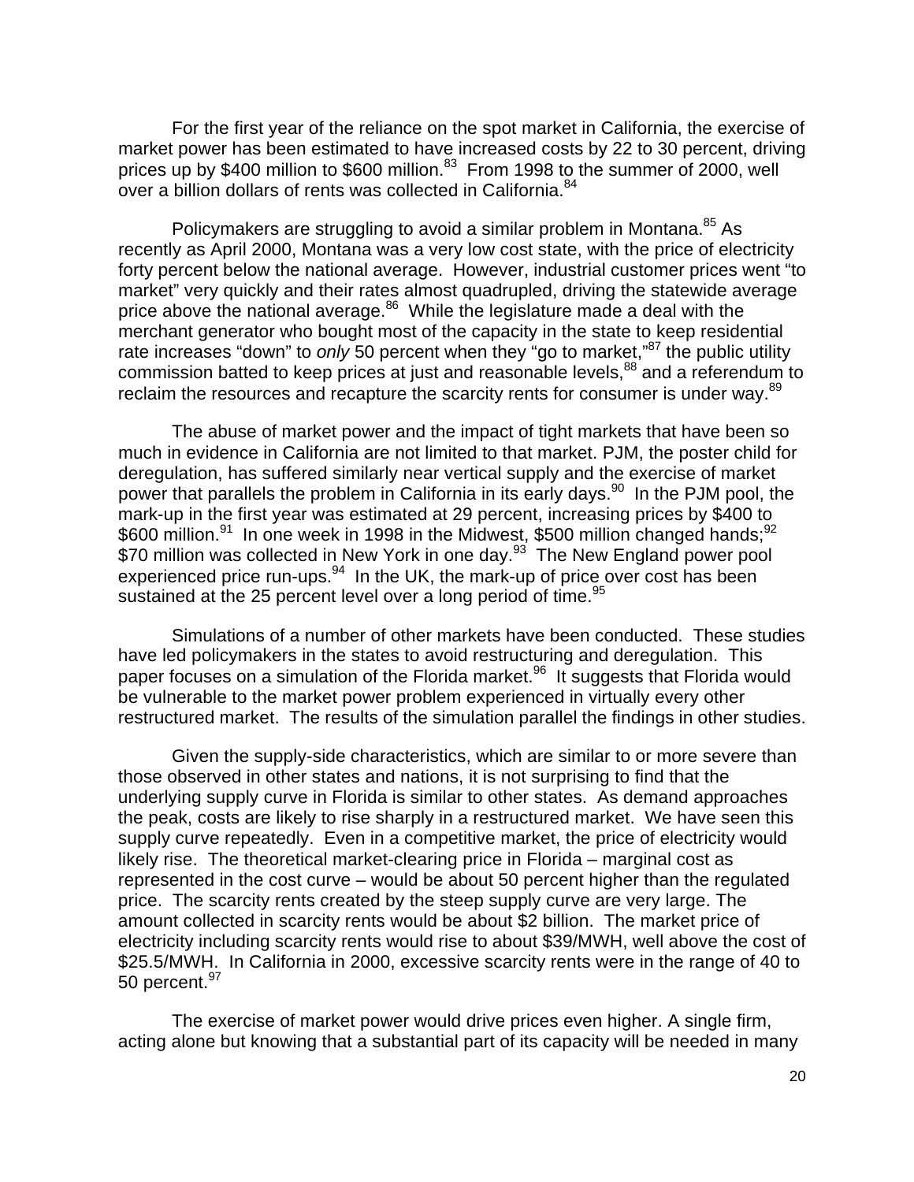For the first year of the reliance on the spot market in California, the exercise of market power has been estimated to have increased costs by 22 to 30 percent, driving prices up by $400 million to $600 million.[83] From 1998 to the summer of 2000, well over a billion dollars of rents was collected in California.[84]

Policymakers are struggling to avoid a similar problem in Montana.[85] As recently as April 2000, Montana was a very low cost state, with the price of electricity forty percent below the national average. However, industrial customer prices went "to market" very quickly and their rates almost quadrupled, driving the statewide average price above the national average.[86] While the legislature made a deal with the merchant generator who bought most of the capacity in the state to keep residential rate increases "down" to *only* 50 percent when they "go to market,"[87] the public utility commission batted to keep prices at just and reasonable levels,[88] and a referendum to reclaim the resources and recapture the scarcity rents for consumer is under way.[89]

The abuse of market power and the impact of tight markets that have been so much in evidence in California are not limited to that market. PJM, the poster child for deregulation, has suffered similarly near vertical supply and the exercise of market power that parallels the problem in California in its early days.[90] In the PJM pool, the mark-up in the first year was estimated at 29 percent, increasing prices by $400 to $600 million.[91] In one week in 1998 in the Midwest, $500 million changed hands;[92] $70 million was collected in New York in one day.[93] The New England power pool experienced price run-ups.[94] In the UK, the mark-up of price over cost has been sustained at the 25 percent level over a long period of time.[95]

Simulations of a number of other markets have been conducted. These studies have led policymakers in the states to avoid restructuring and deregulation. This paper focuses on a simulation of the Florida market.[96] It suggests that Florida would be vulnerable to the market power problem experienced in virtually every other restructured market. The results of the simulation parallel the findings in other studies.

Given the supply-side characteristics, which are similar to or more severe than those observed in other states and nations, it is not surprising to find that the underlying supply curve in Florida is similar to other states. As demand approaches the peak, costs are likely to rise sharply in a restructured market. We have seen this supply curve repeatedly. Even in a competitive market, the price of electricity would likely rise. The theoretical market-clearing price in Florida – marginal cost as represented in the cost curve – would be about 50 percent higher than the regulated price. The scarcity rents created by the steep supply curve are very large. The amount collected in scarcity rents would be about $2 billion. The market price of electricity including scarcity rents would rise to about $39/MWH, well above the cost of $25.5/MWH. In California in 2000, excessive scarcity rents were in the range of 40 to 50 percent.[97]

The exercise of market power would drive prices even higher. A single firm, acting alone but knowing that a substantial part of its capacity will be needed in many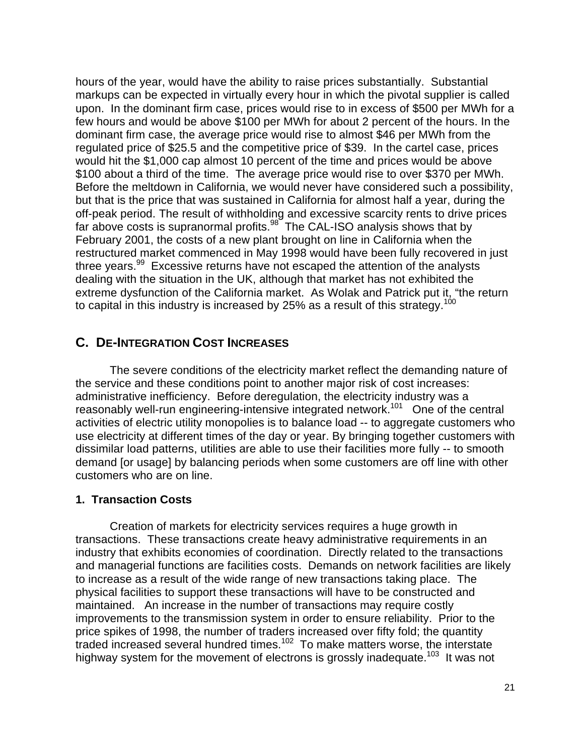hours of the year, would have the ability to raise prices substantially. Substantial markups can be expected in virtually every hour in which the pivotal supplier is called upon. In the dominant firm case, prices would rise to in excess of $500 per MWh for a few hours and would be above $100 per MWh for about 2 percent of the hours. In the dominant firm case, the average price would rise to almost $46 per MWh from the regulated price of $25.5 and the competitive price of $39. In the cartel case, prices would hit the $1,000 cap almost 10 percent of the time and prices would be above $100 about a third of the time. The average price would rise to over $370 per MWh. Before the meltdown in California, we would never have considered such a possibility, but that is the price that was sustained in California for almost half a year, during the off-peak period. The result of withholding and excessive scarcity rents to drive prices far above costs is supranormal profits.[98] The CAL-ISO analysis shows that by February 2001, the costs of a new plant brought on line in California when the restructured market commenced in May 1998 would have been fully recovered in just three years.[99] Excessive returns have not escaped the attention of the analysts dealing with the situation in the UK, although that market has not exhibited the extreme dysfunction of the California market. As Wolak and Patrick put it, "the return to capital in this industry is increased by 25% as a result of this strategy.[100]

## C. DE-INTEGRATION COST INCREASES

The severe conditions of the electricity market reflect the demanding nature of the service and these conditions point to another major risk of cost increases: administrative inefficiency. Before deregulation, the electricity industry was a reasonably well-run engineering-intensive integrated network.[101] One of the central activities of electric utility monopolies is to balance load -- to aggregate customers who use electricity at different times of the day or year. By bringing together customers with dissimilar load patterns, utilities are able to use their facilities more fully -- to smooth demand [or usage] by balancing periods when some customers are off line with other customers who are on line.

### 1. Transaction Costs

Creation of markets for electricity services requires a huge growth in transactions. These transactions create heavy administrative requirements in an industry that exhibits economies of coordination. Directly related to the transactions and managerial functions are facilities costs. Demands on network facilities are likely to increase as a result of the wide range of new transactions taking place. The physical facilities to support these transactions will have to be constructed and maintained. An increase in the number of transactions may require costly improvements to the transmission system in order to ensure reliability. Prior to the price spikes of 1998, the number of traders increased over fifty fold; the quantity traded increased several hundred times.[102] To make matters worse, the interstate highway system for the movement of electrons is grossly inadequate.[103] It was not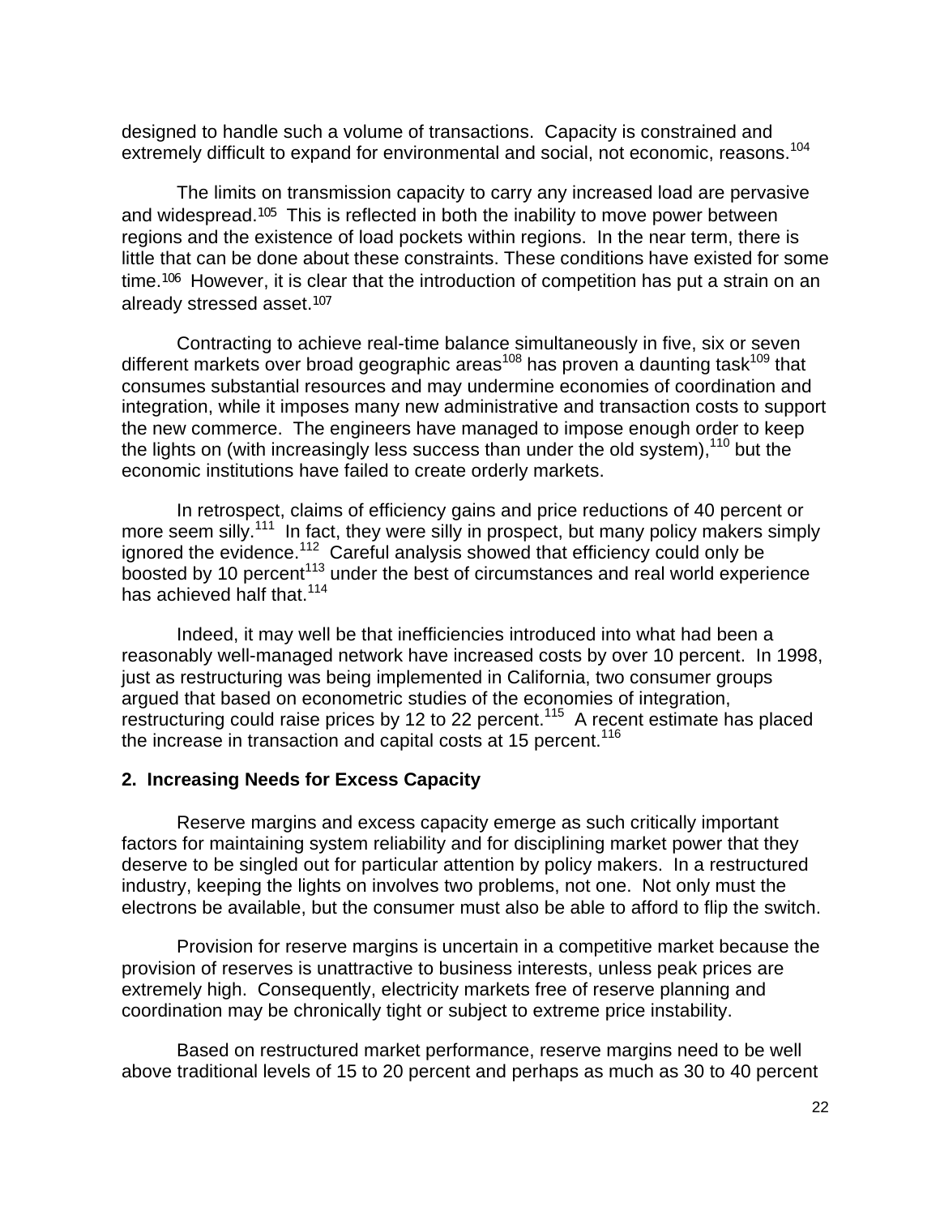designed to handle such a volume of transactions. Capacity is constrained and extremely difficult to expand for environmental and social, not economic, reasons.[104]

The limits on transmission capacity to carry any increased load are pervasive and widespread.[105] This is reflected in both the inability to move power between regions and the existence of load pockets within regions. In the near term, there is little that can be done about these constraints. These conditions have existed for some time.[106] However, it is clear that the introduction of competition has put a strain on an already stressed asset.[107]

Contracting to achieve real-time balance simultaneously in five, six or seven different markets over broad geographic areas[108] has proven a daunting task[109] that consumes substantial resources and may undermine economies of coordination and integration, while it imposes many new administrative and transaction costs to support the new commerce. The engineers have managed to impose enough order to keep the lights on (with increasingly less success than under the old system),[110] but the economic institutions have failed to create orderly markets.

In retrospect, claims of efficiency gains and price reductions of 40 percent or more seem silly.[111] In fact, they were silly in prospect, but many policy makers simply ignored the evidence.[112] Careful analysis showed that efficiency could only be boosted by 10 percent[113] under the best of circumstances and real world experience has achieved half that.[114]

Indeed, it may well be that inefficiencies introduced into what had been a reasonably well-managed network have increased costs by over 10 percent. In 1998, just as restructuring was being implemented in California, two consumer groups argued that based on econometric studies of the economies of integration, restructuring could raise prices by 12 to 22 percent.[115] A recent estimate has placed the increase in transaction and capital costs at 15 percent.[116]

### 2. Increasing Needs for Excess Capacity

Reserve margins and excess capacity emerge as such critically important factors for maintaining system reliability and for disciplining market power that they deserve to be singled out for particular attention by policy makers. In a restructured industry, keeping the lights on involves two problems, not one. Not only must the electrons be available, but the consumer must also be able to afford to flip the switch.

Provision for reserve margins is uncertain in a competitive market because the provision of reserves is unattractive to business interests, unless peak prices are extremely high. Consequently, electricity markets free of reserve planning and coordination may be chronically tight or subject to extreme price instability.

Based on restructured market performance, reserve margins need to be well above traditional levels of 15 to 20 percent and perhaps as much as 30 to 40 percent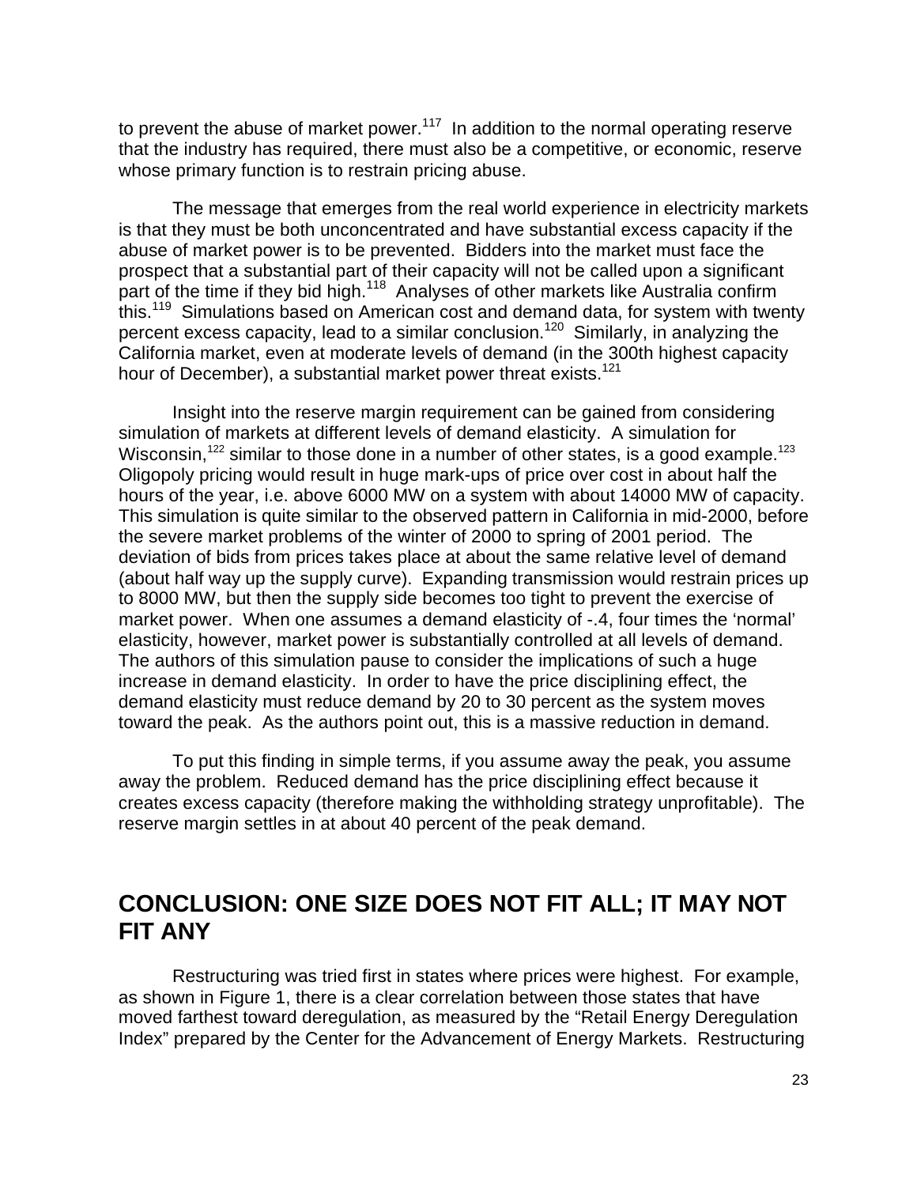to prevent the abuse of market power.[117] In addition to the normal operating reserve that the industry has required, there must also be a competitive, or economic, reserve whose primary function is to restrain pricing abuse.

The message that emerges from the real world experience in electricity markets is that they must be both unconcentrated and have substantial excess capacity if the abuse of market power is to be prevented. Bidders into the market must face the prospect that a substantial part of their capacity will not be called upon a significant part of the time if they bid high.[118] Analyses of other markets like Australia confirm this.[119] Simulations based on American cost and demand data, for system with twenty percent excess capacity, lead to a similar conclusion.[120] Similarly, in analyzing the California market, even at moderate levels of demand (in the 300th highest capacity hour of December), a substantial market power threat exists.[121]

Insight into the reserve margin requirement can be gained from considering simulation of markets at different levels of demand elasticity. A simulation for Wisconsin,[122] similar to those done in a number of other states, is a good example.[123] Oligopoly pricing would result in huge mark-ups of price over cost in about half the hours of the year, i.e. above 6000 MW on a system with about 14000 MW of capacity. This simulation is quite similar to the observed pattern in California in mid-2000, before the severe market problems of the winter of 2000 to spring of 2001 period. The deviation of bids from prices takes place at about the same relative level of demand (about half way up the supply curve). Expanding transmission would restrain prices up to 8000 MW, but then the supply side becomes too tight to prevent the exercise of market power. When one assumes a demand elasticity of -.4, four times the 'normal' elasticity, however, market power is substantially controlled at all levels of demand. The authors of this simulation pause to consider the implications of such a huge increase in demand elasticity. In order to have the price disciplining effect, the demand elasticity must reduce demand by 20 to 30 percent as the system moves toward the peak. As the authors point out, this is a massive reduction in demand.

To put this finding in simple terms, if you assume away the peak, you assume away the problem. Reduced demand has the price disciplining effect because it creates excess capacity (therefore making the withholding strategy unprofitable). The reserve margin settles in at about 40 percent of the peak demand.

## CONCLUSION: ONE SIZE DOES NOT FIT ALL; IT MAY NOT FIT ANY

Restructuring was tried first in states where prices were highest. For example, as shown in Figure 1, there is a clear correlation between those states that have moved farthest toward deregulation, as measured by the "Retail Energy Deregulation Index" prepared by the Center for the Advancement of Energy Markets. Restructuring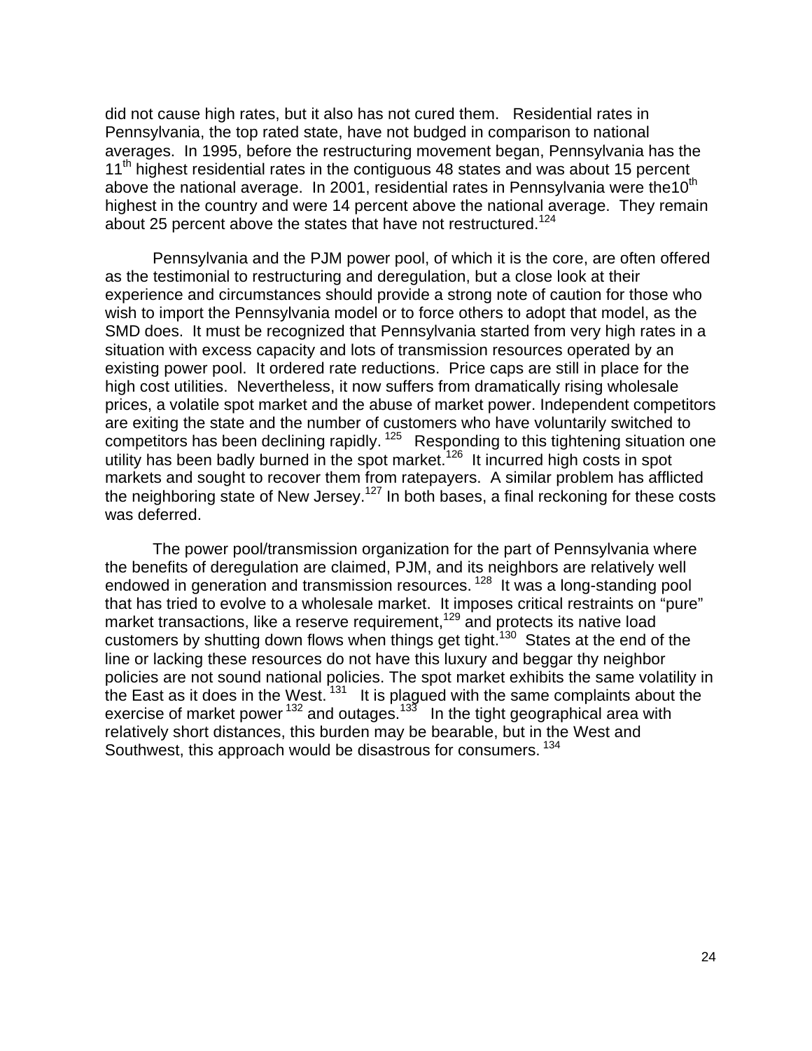did not cause high rates, but it also has not cured them. Residential rates in Pennsylvania, the top rated state, have not budged in comparison to national averages. In 1995, before the restructuring movement began, Pennsylvania has the 11th highest residential rates in the contiguous 48 states and was about 15 percent above the national average. In 2001, residential rates in Pennsylvania were the10th highest in the country and were 14 percent above the national average. They remain about 25 percent above the states that have not restructured.[124]

Pennsylvania and the PJM power pool, of which it is the core, are often offered as the testimonial to restructuring and deregulation, but a close look at their experience and circumstances should provide a strong note of caution for those who wish to import the Pennsylvania model or to force others to adopt that model, as the SMD does. It must be recognized that Pennsylvania started from very high rates in a situation with excess capacity and lots of transmission resources operated by an existing power pool. It ordered rate reductions. Price caps are still in place for the high cost utilities. Nevertheless, it now suffers from dramatically rising wholesale prices, a volatile spot market and the abuse of market power. Independent competitors are exiting the state and the number of customers who have voluntarily switched to competitors has been declining rapidly.[125] Responding to this tightening situation one utility has been badly burned in the spot market.[126] It incurred high costs in spot markets and sought to recover them from ratepayers. A similar problem has afflicted the neighboring state of New Jersey.[127] In both bases, a final reckoning for these costs was deferred.

The power pool/transmission organization for the part of Pennsylvania where the benefits of deregulation are claimed, PJM, and its neighbors are relatively well endowed in generation and transmission resources.[128] It was a long-standing pool that has tried to evolve to a wholesale market. It imposes critical restraints on "pure" market transactions, like a reserve requirement,[129] and protects its native load customers by shutting down flows when things get tight.[130] States at the end of the line or lacking these resources do not have this luxury and beggar thy neighbor policies are not sound national policies. The spot market exhibits the same volatility in the East as it does in the West.[131] It is plagued with the same complaints about the exercise of market power[132] and outages.[133] In the tight geographical area with relatively short distances, this burden may be bearable, but in the West and Southwest, this approach would be disastrous for consumers.[134]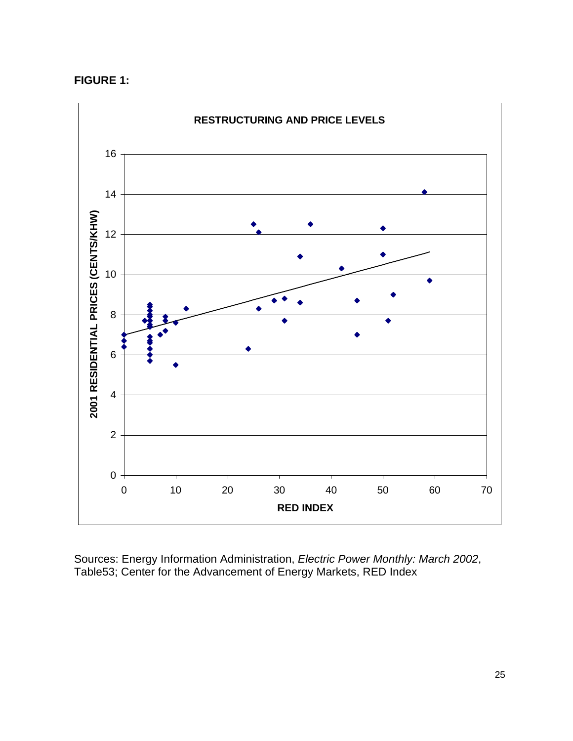**FIGURE 1:**

Sources: Energy Information Administration, *Electric Power Monthly: March 2002*, Table53; Center for the Advancement of Energy Markets, RED Index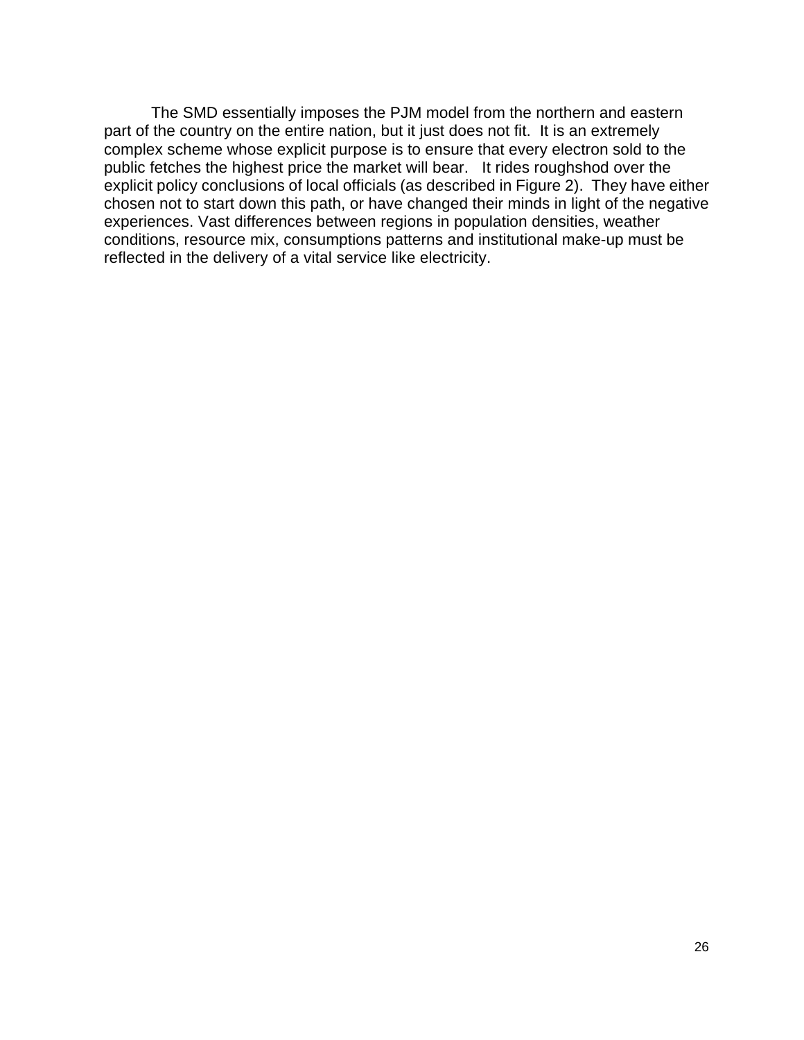The SMD essentially imposes the PJM model from the northern and eastern part of the country on the entire nation, but it just does not fit. It is an extremely complex scheme whose explicit purpose is to ensure that every electron sold to the public fetches the highest price the market will bear. It rides roughshod over the explicit policy conclusions of local officials (as described in Figure 2). They have either chosen not to start down this path, or have changed their minds in light of the negative experiences. Vast differences between regions in population densities, weather conditions, resource mix, consumptions patterns and institutional make-up must be reflected in the delivery of a vital service like electricity.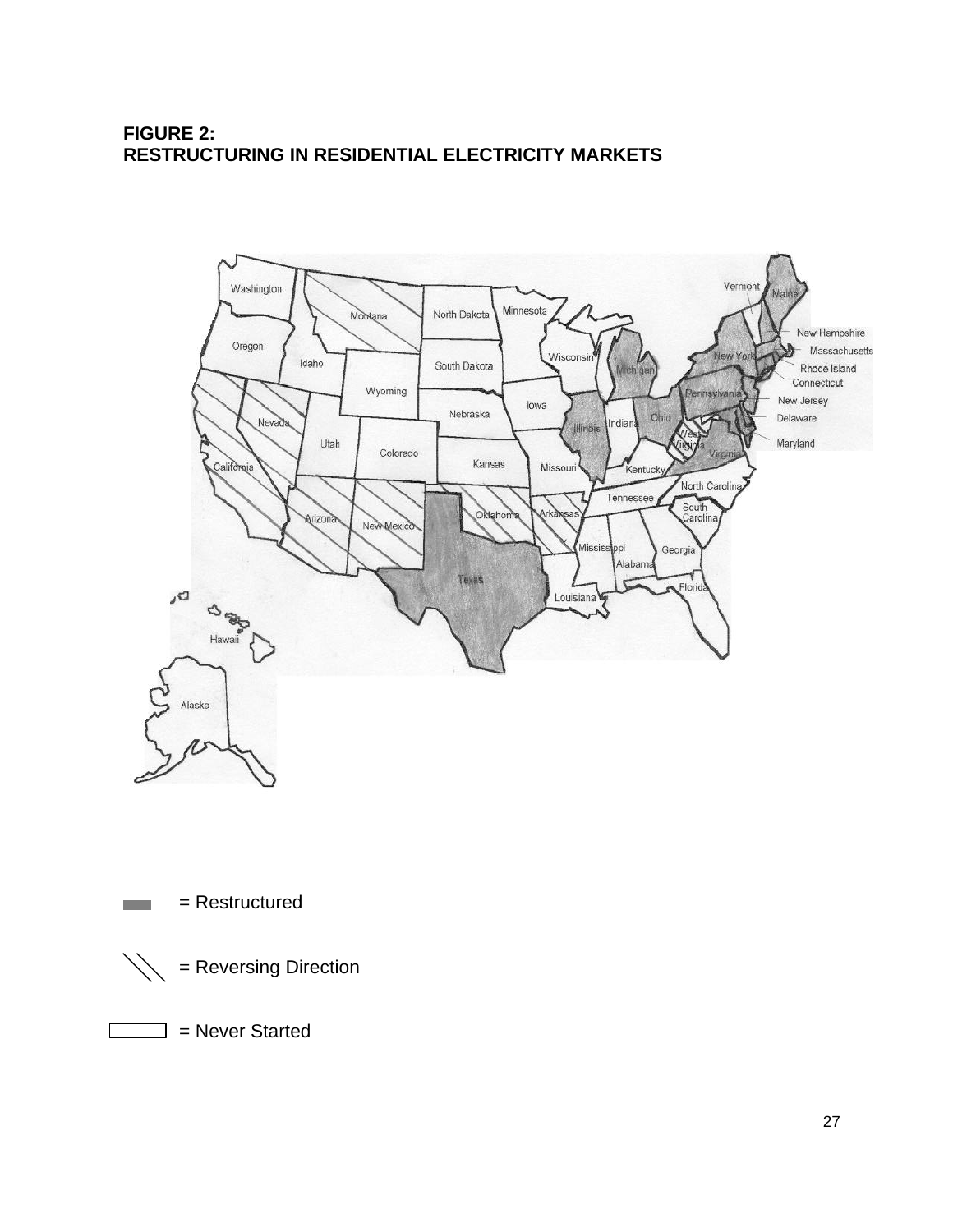**FIGURE 2:**
**RESTRUCTURING IN RESIDENTIAL ELECTRICITY MARKETS**

= Restructured

= Reversing Direction

= Never Started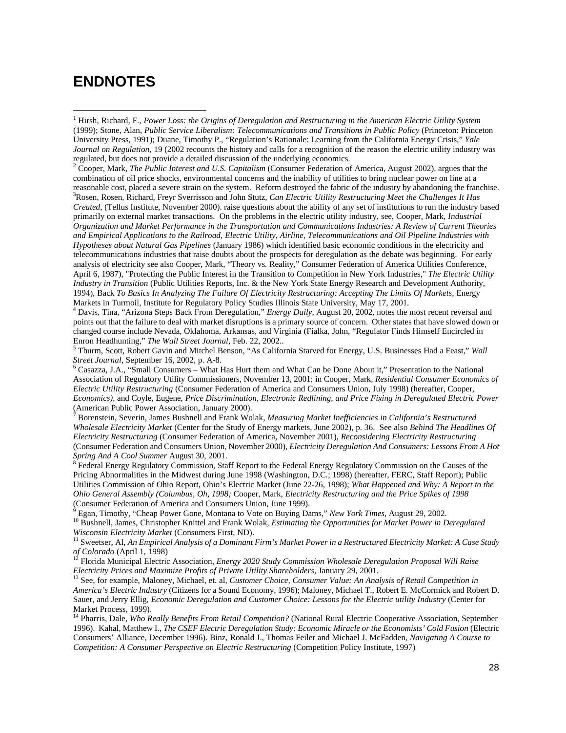# ENDNOTES

[1] Hirsh, Richard, F., *Power Loss: the Origins of Deregulation and Restructuring in the American Electric Utility System* (1999); Stone, Alan, *Public Service Liberalism: Telecommunications and Transitions in Public Policy* (Princeton: Princeton University Press, 1991); Duane, Timothy P., "Regulation's Rationale: Learning from the California Energy Crisis," *Yale Journal on Regulation,* 19 (2002 recounts the history and calls for a recognition of the reason the electric utility industry was regulated, but does not provide a detailed discussion of the underlying economics.

[2] Cooper, Mark, *The Public Interest and U.S. Capitalism* (Consumer Federation of America, August 2002), argues that the combination of oil price shocks, environmental concerns and the inability of utilities to bring nuclear power on line at a reasonable cost, placed a severe strain on the system. Reform destroyed the fabric of the industry by abandoning the franchise.

[3] Rosen, Rosen, Richard, Freyr Sverrisson and John Stutz, *Can Electric Utility Restructuring Meet the Challenges It Has Created,* (Tellus Institute, November 2000). raise questions about the ability of any set of institutions to run the industry based primarily on external market transactions. On the problems in the electric utility industry, see, Cooper, Mark, *Industrial Organization and Market Performance in the Transportation and Communications Industries: A Review of Current Theories and Empirical Applications to the Railroad, Electric Utility, Airline, Telecommunications and Oil Pipeline Industries with Hypotheses about Natural Gas Pipelines* (January 1986) which identified basic economic conditions in the electricity and telecommunications industries that raise doubts about the prospects for deregulation as the debate was beginning. For early analysis of electricity see also Cooper, Mark, "Theory vs. Reality," Consumer Federation of America Utilities Conference, April 6, 1987), "Protecting the Public Interest in the Transition to Competition in New York Industries," *The Electric Utility Industry in Transition* (Public Utilities Reports, Inc. & the New York State Energy Research and Development Authority, 1994), Back *To Basics In Analyzing The Failure Of Electricity Restructuring: Accepting The Limits Of Markets*, Energy Markets in Turmoil, Institute for Regulatory Policy Studies Illinois State University, May 17, 2001.

[4] Davis, Tina, "Arizona Steps Back From Deregulation," *Energy Daily,* August 20, 2002, notes the most recent reversal and points out that the failure to deal with market disruptions is a primary source of concern. Other states that have slowed down or changed course include Nevada, Oklahoma, Arkansas, and Virginia (Fialka, John, "Regulator Finds Himself Encircled in Enron Headhunting," *The Wall Street Journal,* Feb. 22, 2002..

[5] Thurm, Scott, Robert Gavin and Mitchel Benson, "As California Starved for Energy, U.S. Businesses Had a Feast," *Wall Street Journal,* September 16, 2002, p. A-8.

[6] Casazza, J.A., "Small Consumers – What Has Hurt them and What Can be Done About it," Presentation to the National Association of Regulatory Utility Commissioners, November 13, 2001; in Cooper, Mark, *Residential Consumer Economics of Electric Utility Restructuring* (Consumer Federation of America and Consumers Union, July 1998) (hereafter, Cooper, *Economics)*, and Coyle, Eugene, *Price Discrimination, Electronic Redlining, and Price Fixing in Deregulated Electric Power* (American Public Power Association, January 2000).

[7] Borenstein, Severin, James Bushnell and Frank Wolak, *Measuring Market Inefficiencies in California's Restructured Wholesale Electricity Market* (Center for the Study of Energy markets, June 2002), p. 36. See also *Behind The Headlines Of Electricity Restructuring* (Consumer Federation of America, November 2001), *Reconsidering Electricity Restructuring* (Consumer Federation and Consumers Union, November 2000), *Electricity Deregulation And Consumers: Lessons From A Hot Spring And A Cool Summer* August 30, 2001.

[8] Federal Energy Regulatory Commission, Staff Report to the Federal Energy Regulatory Commission on the Causes of the Pricing Abnormalities in the Midwest during June 1998 (Washington, D.C.; 1998) (hereafter, FERC, Staff Report); Public Utilities Commission of Ohio Report, Ohio's Electric Market (June 22-26, 1998); *What Happened and Why: A Report to the Ohio General Assembly (Columbus, Oh, 1998;* Cooper, Mark, *Electricity Restructuring and the Price Spikes of 1998* (Consumer Federation of America and Consumers Union, June 1999).

[9] Egan, Timothy, "Cheap Power Gone, Montana to Vote on Buying Dams," *New York Times,* August 29, 2002.

[10] Bushnell, James, Christopher Knittel and Frank Wolak, *Estimating the Opportunities for Market Power in Deregulated Wisconsin Electricity Market* (Consumers First, ND).

[11] Sweetser, Al, *An Empirical Analysis of a Dominant Firm's Market Power in a Restructured Electricity Market: A Case Study of Colorado* (April 1, 1998)

[12] Florida Municipal Electric Association, *Energy 2020 Study Commission Wholesale Deregulation Proposal Will Raise Electricity Prices and Maximize Profits of Private Utility Shareholders*, January 29, 2001.

[13] See, for example, Maloney, Michael, et. al, *Customer Choice, Consumer Value: An Analysis of Retail Competition in America's Electric Industry* (Citizens for a Sound Economy, 1996); Maloney, Michael T., Robert E. McCormick and Robert D. Sauer, and Jerry Ellig, *Economic Deregulation and Customer Choice: Lessons for the Electric utility Industry* (Center for Market Process, 1999).

[14] Pharris, Dale, *Who Really Benefits From Retail Competition?* (National Rural Electric Cooperative Association, September 1996). Kahal, Matthew I., *The CSEF Electric Deregulation Study: Economic Miracle or the Economists' Cold Fusion* (Electric Consumers' Alliance, December 1996). Binz, Ronald J., Thomas Feiler and Michael J. McFadden, *Navigating A Course to Competition: A Consumer Perspective on Electric Restructuring* (Competition Policy Institute, 1997)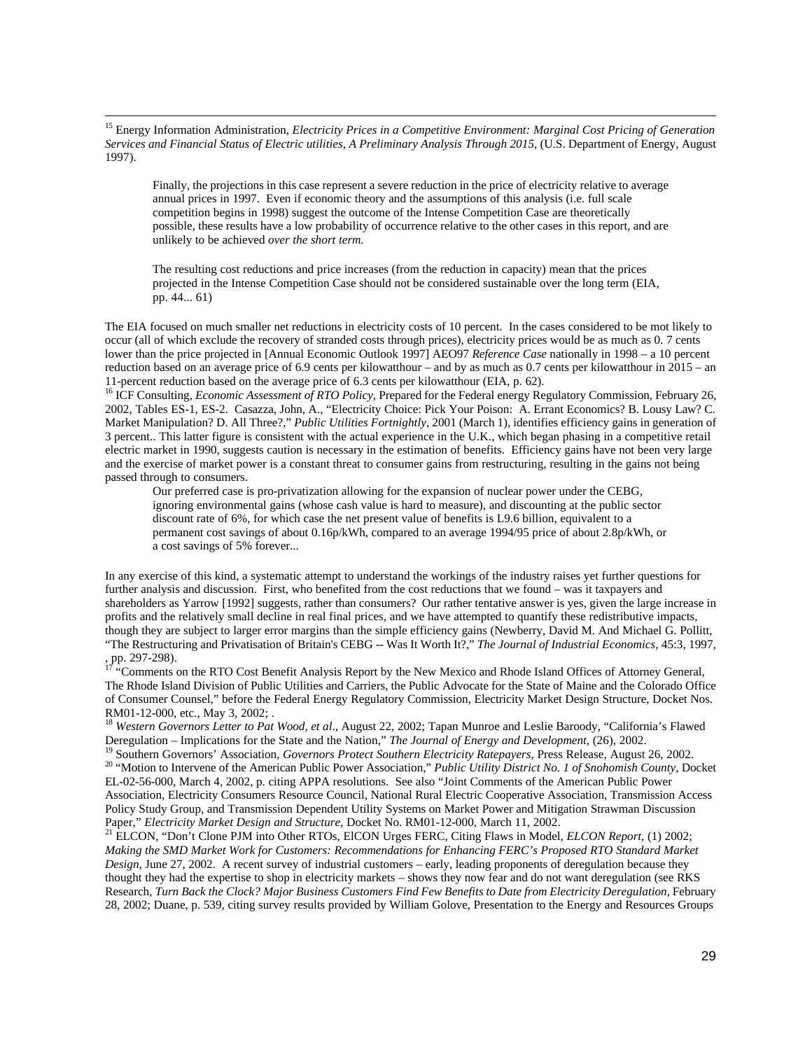[15] Energy Information Administration, *Electricity Prices in a Competitive Environment: Marginal Cost Pricing of Generation Services and Financial Status of Electric utilities, A Preliminary Analysis Through 2015*, (U.S. Department of Energy, August 1997).

> Finally, the projections in this case represent a severe reduction in the price of electricity relative to average annual prices in 1997. Even if economic theory and the assumptions of this analysis (i.e. full scale competition begins in 1998) suggest the outcome of the Intense Competition Case are theoretically possible, these results have a low probability of occurrence relative to the other cases in this report, and are unlikely to be achieved *over the short term.*
>
> The resulting cost reductions and price increases (from the reduction in capacity) mean that the prices projected in the Intense Competition Case should not be considered sustainable over the long term (EIA, pp. 44... 61)

The EIA focused on much smaller net reductions in electricity costs of 10 percent. In the cases considered to be mot likely to occur (all of which exclude the recovery of stranded costs through prices), electricity prices would be as much as 0. 7 cents lower than the price projected in [Annual Economic Outlook 1997] AEO97 *Reference Case* nationally in 1998 – a 10 percent reduction based on an average price of 6.9 cents per kilowatthour – and by as much as 0.7 cents per kilowatthour in 2015 – an 11-percent reduction based on the average price of 6.3 cents per kilowatthour (EIA, p. 62).

[16] ICF Consulting, *Economic Assessment of RTO Policy,* Prepared for the Federal energy Regulatory Commission, February 26, 2002, Tables ES-1, ES-2. Casazza, John, A., "Electricity Choice: Pick Your Poison: A. Errant Economics? B. Lousy Law? C. Market Manipulation? D. All Three?," *Public Utilities Fortnightly*, 2001 (March 1), identifies efficiency gains in generation of 3 percent.. This latter figure is consistent with the actual experience in the U.K., which began phasing in a competitive retail electric market in 1990, suggests caution is necessary in the estimation of benefits. Efficiency gains have not been very large and the exercise of market power is a constant threat to consumer gains from restructuring, resulting in the gains not being passed through to consumers.

> Our preferred case is pro-privatization allowing for the expansion of nuclear power under the CEBG, ignoring environmental gains (whose cash value is hard to measure), and discounting at the public sector discount rate of 6%, for which case the net present value of benefits is L9.6 billion, equivalent to a permanent cost savings of about 0.16p/kWh, compared to an average 1994/95 price of about 2.8p/kWh, or a cost savings of 5% forever...

In any exercise of this kind, a systematic attempt to understand the workings of the industry raises yet further questions for further analysis and discussion. First, who benefited from the cost reductions that we found – was it taxpayers and shareholders as Yarrow [1992] suggests, rather than consumers? Our rather tentative answer is yes, given the large increase in profits and the relatively small decline in real final prices, and we have attempted to quantify these redistributive impacts, though they are subject to larger error margins than the simple efficiency gains (Newberry, David M. And Michael G. Pollitt, "The Restructuring and Privatisation of Britain's CEBG -- Was It Worth It?," *The Journal of Industrial Economics*, 45:3, 1997, , pp. 297-298).

[17] "Comments on the RTO Cost Benefit Analysis Report by the New Mexico and Rhode Island Offices of Attorney General, The Rhode Island Division of Public Utilities and Carriers, the Public Advocate for the State of Maine and the Colorado Office of Consumer Counsel," before the Federal Energy Regulatory Commission, Electricity Market Design Structure, Docket Nos. RM01-12-000, etc., May 3, 2002; .

[18] *Western Governors Letter to Pat Wood, et al*., August 22, 2002; Tapan Munroe and Leslie Baroody, "California's Flawed Deregulation – Implications for the State and the Nation," *The Journal of Energy and Development*, (26), 2002.

[19] Southern Governors' Association, *Governors Protect Southern Electricity Ratepayers*, Press Release, August 26, 2002.

[20] "Motion to Intervene of the American Public Power Association," *Public Utility District No. 1 of Snohomish County*, Docket EL-02-56-000, March 4, 2002, p. citing APPA resolutions. See also "Joint Comments of the American Public Power Association, Electricity Consumers Resource Council, National Rural Electric Cooperative Association, Transmission Access Policy Study Group, and Transmission Dependent Utility Systems on Market Power and Mitigation Strawman Discussion Paper," *Electricity Market Design and Structure*, Docket No. RM01-12-000, March 11, 2002.

[21] ELCON, "Don't Clone PJM into Other RTOs, ElCON Urges FERC, Citing Flaws in Model, *ELCON Report*, (1) 2002; *Making the SMD Market Work for Customers: Recommendations for Enhancing FERC's Proposed RTO Standard Market Design*, June 27, 2002. A recent survey of industrial customers – early, leading proponents of deregulation because they thought they had the expertise to shop in electricity markets – shows they now fear and do not want deregulation (see RKS Research, *Turn Back the Clock? Major Business Customers Find Few Benefits to Date from Electricity Deregulation*, February 28, 2002; Duane, p. 539, citing survey results provided by William Golove, Presentation to the Energy and Resources Groups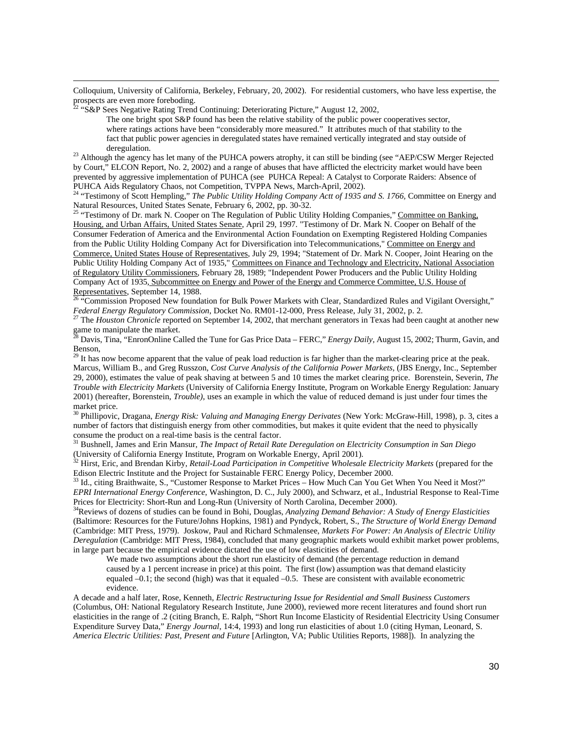Colloquium, University of California, Berkeley, February, 20, 2002). For residential customers, who have less expertise, the prospects are even more foreboding.

[22] "S&P Sees Negative Rating Trend Continuing: Deteriorating Picture," August 12, 2002,

> The one bright spot S&P found has been the relative stability of the public power cooperatives sector, where ratings actions have been "considerably more measured." It attributes much of that stability to the fact that public power agencies in deregulated states have remained vertically integrated and stay outside of deregulation.

[23] Although the agency has let many of the PUHCA powers atrophy, it can still be binding (see "AEP/CSW Merger Rejected by Court," ELCON Report, No. 2, 2002) and a range of abuses that have afflicted the electricity market would have been prevented by aggressive implementation of PUHCA (see PUHCA Repeal: A Catalyst to Corporate Raiders: Absence of PUHCA Aids Regulatory Chaos, not Competition, TVPPA News, March-April, 2002).

[24] "Testimony of Scott Hempling," *The Public Utility Holding Company Actt of 1935 and S. 1766*, Committee on Energy and Natural Resources, United States Senate, February 6, 2002, pp. 30-32.

[25] "Testimony of Dr. mark N. Cooper on The Regulation of Public Utility Holding Companies," Committee on Banking, Housing, and Urban Affairs, United States Senate, April 29, 1997. "Testimony of Dr. Mark N. Cooper on Behalf of the Consumer Federation of America and the Environmental Action Foundation on Exempting Registered Holding Companies from the Public Utility Holding Company Act for Diversification into Telecommunications," Committee on Energy and Commerce, United States House of Representatives, July 29, 1994; "Statement of Dr. Mark N. Cooper, Joint Hearing on the Public Utility Holding Company Act of 1935," Committees on Finance and Technology and Electricity, National Association of Regulatory Utility Commissioners, February 28, 1989; "Independent Power Producers and the Public Utility Holding Company Act of 1935, Subcommittee on Energy and Power of the Energy and Commerce Committee, U.S. House of Representatives, September 14, 1988.

[26] "Commission Proposed New foundation for Bulk Power Markets with Clear, Standardized Rules and Vigilant Oversight," *Federal Energy Regulatory Commission*, Docket No. RM01-12-000, Press Release, July 31, 2002, p. 2.

[27] The *Houston Chronicle* reported on September 14, 2002, that merchant generators in Texas had been caught at another new game to manipulate the market.

[28] Davis, Tina, "EnronOnline Called the Tune for Gas Price Data – FERC," *Energy Daily*, August 15, 2002; Thurm, Gavin, and Benson,

[29] It has now become apparent that the value of peak load reduction is far higher than the market-clearing price at the peak. Marcus, William B., and Greg Russzon, *Cost Curve Analysis of the California Power Markets*, (JBS Energy, Inc., September 29, 2000), estimates the value of peak shaving at between 5 and 10 times the market clearing price. Borenstein, Severin, *The Trouble with Electricity Markets* (University of California Energy Institute, Program on Workable Energy Regulation: January 2001) (hereafter, Borenstein, *Trouble)*, uses an example in which the value of reduced demand is just under four times the market price.

[30] Phillipovic, Dragana, *Energy Risk: Valuing and Managing Energy Derivates* (New York: McGraw-Hill, 1998), p. 3, cites a number of factors that distinguish energy from other commodities, but makes it quite evident that the need to physically consume the product on a real-time basis is the central factor.

[31] Bushnell, James and Erin Mansur, *The Impact of Retail Rate Deregulation on Electricity Consumption in San Diego* (University of California Energy Institute, Program on Workable Energy, April 2001).

[32] Hirst, Eric, and Brendan Kirby, *Retail-Load Participation in Competitive Wholesale Electricity Markets* (prepared for the Edison Electric Institute and the Project for Sustainable FERC Energy Policy, December 2000.

[33] Id., citing Braithwaite, S., "Customer Response to Market Prices – How Much Can You Get When You Need it Most?" *EPRI International Energy Conference*, Washington, D. C., July 2000), and Schwarz, et al., Industrial Response to Real-Time Prices for Electricity: Short-Run and Long-Run (University of North Carolina, December 2000).

[34] Reviews of dozens of studies can be found in Bohi, Douglas, *Analyzing Demand Behavior: A Study of Energy Elasticities* (Baltimore: Resources for the Future/Johns Hopkins, 1981) and Pyndyck, Robert, S., *The Structure of World Energy Demand* (Cambridge: MIT Press, 1979). Joskow, Paul and Richard Schmalensee, *Markets For Power: An Analysis of Electric Utility Deregulation* (Cambridge: MIT Press, 1984), concluded that many geographic markets would exhibit market power problems, in large part because the empirical evidence dictated the use of low elasticities of demand.

> We made two assumptions about the short run elasticity of demand (the percentage reduction in demand caused by a 1 percent increase in price) at this point. The first (low) assumption was that demand elasticity equaled –0.1; the second (high) was that it equaled –0.5. These are consistent with available econometric evidence.

A decade and a half later, Rose, Kenneth, *Electric Restructuring Issue for Residential and Small Business Customers* (Columbus, OH: National Regulatory Research Institute, June 2000), reviewed more recent literatures and found short run elasticities in the range of .2 (citing Branch, E. Ralph, "Short Run Income Elasticity of Residential Electricity Using Consumer Expenditure Survey Data," *Energy Journal*, 14:4, 1993) and long run elasticities of about 1.0 (citing Hyman, Leonard, S. *America Electric Utilities: Past, Present and Future* [Arlington, VA; Public Utilities Reports, 1988]). In analyzing the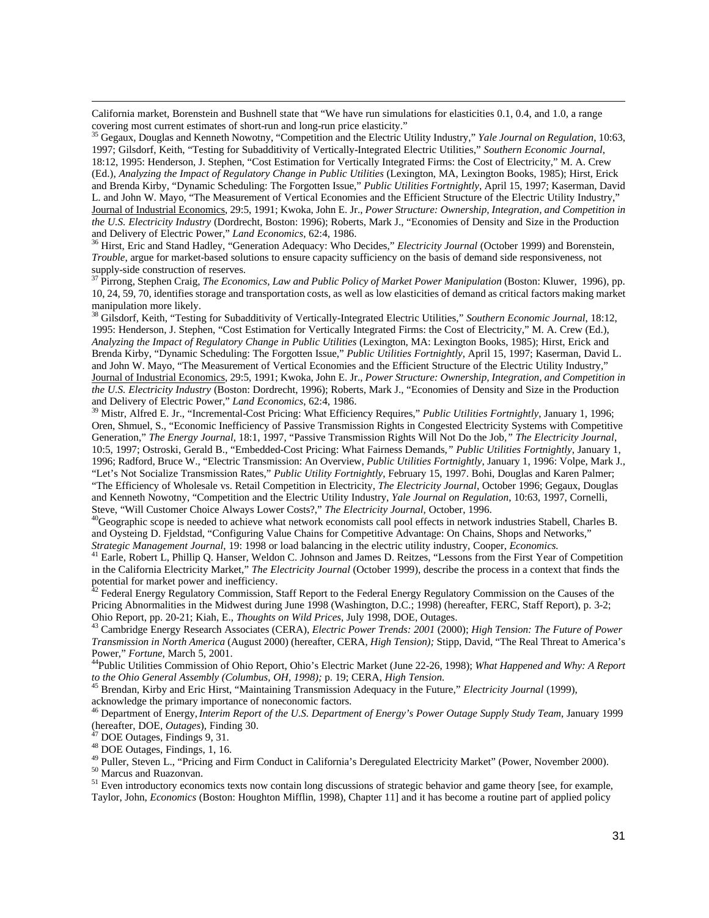California market, Borenstein and Bushnell state that "We have run simulations for elasticities 0.1, 0.4, and 1.0, a range covering most current estimates of short-run and long-run price elasticity."

[35] Gegaux, Douglas and Kenneth Nowotny, "Competition and the Electric Utility Industry," *Yale Journal on Regulation*, 10:63, 1997; Gilsdorf, Keith, "Testing for Subadditivity of Vertically-Integrated Electric Utilities," *Southern Economic Journal*, 18:12, 1995: Henderson, J. Stephen, "Cost Estimation for Vertically Integrated Firms: the Cost of Electricity," M. A. Crew (Ed.), *Analyzing the Impact of Regulatory Change in Public Utilities* (Lexington, MA, Lexington Books, 1985); Hirst, Erick and Brenda Kirby, "Dynamic Scheduling: The Forgotten Issue," *Public Utilities Fortnightly*, April 15, 1997; Kaserman, David L. and John W. Mayo, "The Measurement of Vertical Economies and the Efficient Structure of the Electric Utility Industry," Journal of Industrial Economics, 29:5, 1991; Kwoka, John E. Jr., *Power Structure: Ownership, Integration, and Competition in the U.S. Electricity Industry* (Dordrecht, Boston: 1996); Roberts, Mark J., "Economies of Density and Size in the Production and Delivery of Electric Power," *Land Economics*, 62:4, 1986.

[36] Hirst, Eric and Stand Hadley, "Generation Adequacy: Who Decides," *Electricity Journal* (October 1999) and Borenstein, *Trouble*, argue for market-based solutions to ensure capacity sufficiency on the basis of demand side responsiveness, not supply-side construction of reserves.

[37] Pirrong, Stephen Craig, *The Economics, Law and Public Policy of Market Power Manipulation* (Boston: Kluwer, 1996), pp. 10, 24, 59, 70, identifies storage and transportation costs, as well as low elasticities of demand as critical factors making market manipulation more likely.

[38] Gilsdorf, Keith, "Testing for Subadditivity of Vertically-Integrated Electric Utilities," *Southern Economic Journal*, 18:12, 1995: Henderson, J. Stephen, "Cost Estimation for Vertically Integrated Firms: the Cost of Electricity," M. A. Crew (Ed.), *Analyzing the Impact of Regulatory Change in Public Utilities* (Lexington, MA: Lexington Books, 1985); Hirst, Erick and Brenda Kirby, "Dynamic Scheduling: The Forgotten Issue," *Public Utilities Fortnightly*, April 15, 1997; Kaserman, David L. and John W. Mayo, "The Measurement of Vertical Economies and the Efficient Structure of the Electric Utility Industry," Journal of Industrial Economics, 29:5, 1991; Kwoka, John E. Jr., *Power Structure: Ownership, Integration, and Competition in the U.S. Electricity Industry* (Boston: Dordrecht, 1996); Roberts, Mark J., "Economies of Density and Size in the Production and Delivery of Electric Power," *Land Economics*, 62:4, 1986.

[39] Mistr, Alfred E. Jr., "Incremental-Cost Pricing: What Efficiency Requires," *Public Utilities Fortnightly*, January 1, 1996; Oren, Shmuel, S., "Economic Inefficiency of Passive Transmission Rights in Congested Electricity Systems with Competitive Generation," *The Energy Journal*, 18:1, 1997, "Passive Transmission Rights Will Not Do the Job," *The Electricity Journal*, 10:5, 1997; Ostroski, Gerald B., "Embedded-Cost Pricing: What Fairness Demands," *Public Utilities Fortnightly*, January 1, 1996; Radford, Bruce W., "Electric Transmission: An Overview, *Public Utilities Fortnightly*, January 1, 1996: Volpe, Mark J., "Let's Not Socialize Transmission Rates," *Public Utility Fortnightly*, February 15, 1997. Bohi, Douglas and Karen Palmer; "The Efficiency of Wholesale vs. Retail Competition in Electricity, *The Electricity Journal*, October 1996; Gegaux, Douglas and Kenneth Nowotny, "Competition and the Electric Utility Industry, *Yale Journal on Regulation*, 10:63, 1997, Cornelli, Steve, "Will Customer Choice Always Lower Costs?," *The Electricity Journal*, October, 1996.

[40] Geographic scope is needed to achieve what network economists call pool effects in network industries Stabell, Charles B. and Oysteing D. Fjeldstad, "Configuring Value Chains for Competitive Advantage: On Chains, Shops and Networks," *Strategic Management Journal*, 19: 1998 or load balancing in the electric utility industry, Cooper, *Economics.*

[41] Earle, Robert L, Phillip Q. Hanser, Weldon C. Johnson and James D. Reitzes, "Lessons from the First Year of Competition in the California Electricity Market," *The Electricity Journal* (October 1999), describe the process in a context that finds the potential for market power and inefficiency.

[42] Federal Energy Regulatory Commission, Staff Report to the Federal Energy Regulatory Commission on the Causes of the Pricing Abnormalities in the Midwest during June 1998 (Washington, D.C.; 1998) (hereafter, FERC, Staff Report), p. 3-2; Ohio Report, pp. 20-21; Kiah, E., *Thoughts on Wild Prices*, July 1998, DOE, Outages.

[43] Cambridge Energy Research Associates (CERA), *Electric Power Trends: 2001* (2000); *High Tension: The Future of Power Transmission in North America* (August 2000) (hereafter, CERA, *High Tension);* Stipp, David, "The Real Threat to America's Power," *Fortune*, March 5, 2001.

[44] Public Utilities Commission of Ohio Report, Ohio's Electric Market (June 22-26, 1998); *What Happened and Why: A Report to the Ohio General Assembly (Columbus, OH, 1998);* p. 19; CERA, *High Tension.*

[45] Brendan, Kirby and Eric Hirst, "Maintaining Transmission Adequacy in the Future," *Electricity Journal* (1999), acknowledge the primary importance of noneconomic factors.

[46] Department of Energy, *Interim Report of the U.S. Department of Energy's Power Outage Supply Study Team*, January 1999 (hereafter, DOE, *Outages*), Finding 30.

[47] DOE Outages, Findings 9, 31.

[48] DOE Outages, Findings, 1, 16.

[49] Puller, Steven L., "Pricing and Firm Conduct in California's Deregulated Electricity Market" (Power, November 2000).

[50] Marcus and Ruazonvan.

[51] Even introductory economics texts now contain long discussions of strategic behavior and game theory [see, for example, Taylor, John, *Economics* (Boston: Houghton Mifflin, 1998), Chapter 11] and it has become a routine part of applied policy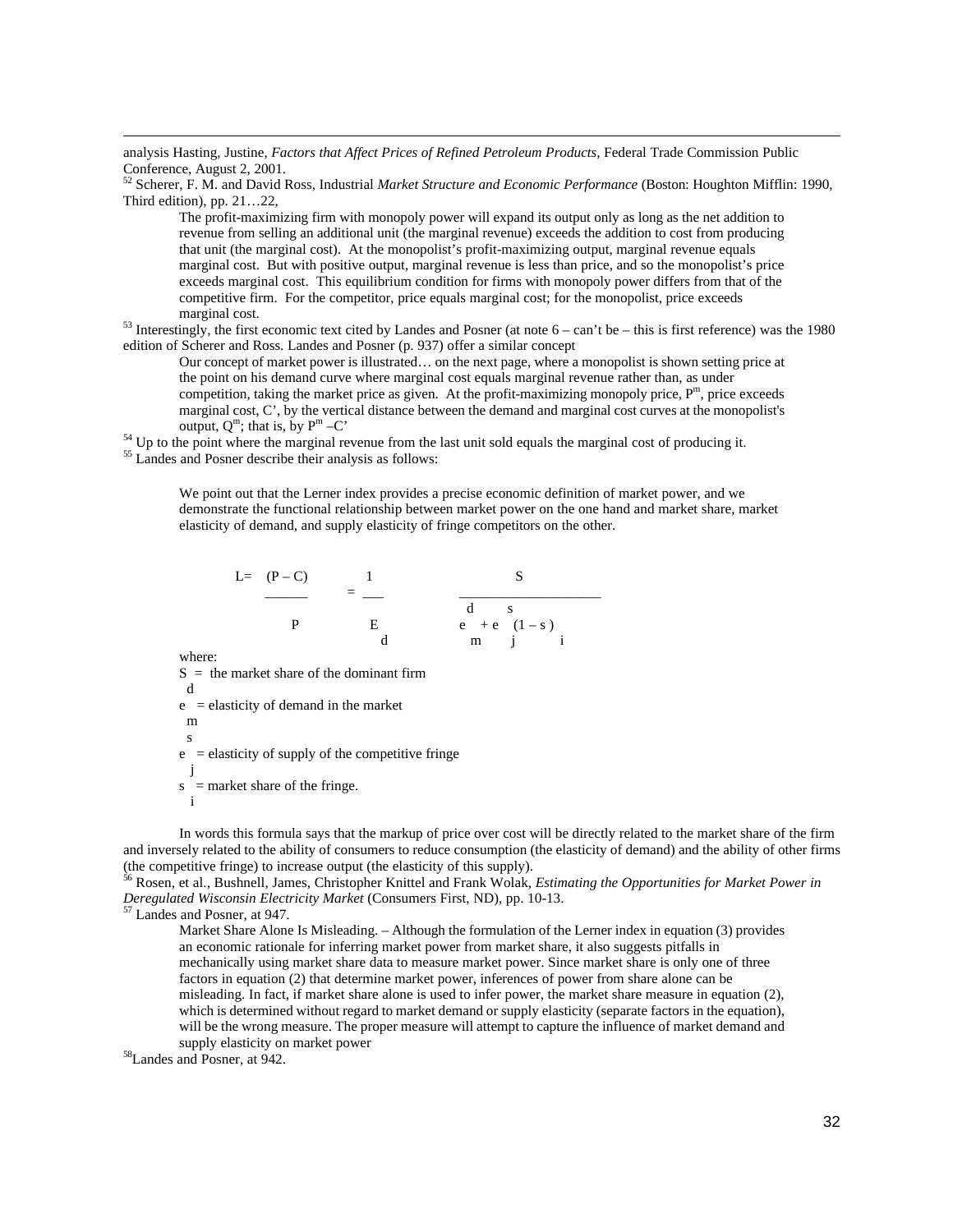analysis Hasting, Justine, *Factors that Affect Prices of Refined Petroleum Products*, Federal Trade Commission Public Conference, August 2, 2001.

[52] Scherer, F. M. and David Ross, Industrial *Market Structure and Economic Performance* (Boston: Houghton Mifflin: 1990, Third edition), pp. 21…22,

> The profit-maximizing firm with monopoly power will expand its output only as long as the net addition to revenue from selling an additional unit (the marginal revenue) exceeds the addition to cost from producing that unit (the marginal cost). At the monopolist's profit-maximizing output, marginal revenue equals marginal cost. But with positive output, marginal revenue is less than price, and so the monopolist's price exceeds marginal cost. This equilibrium condition for firms with monopoly power differs from that of the competitive firm. For the competitor, price equals marginal cost; for the monopolist, price exceeds marginal cost.

[53] Interestingly, the first economic text cited by Landes and Posner (at note 6 – can't be – this is first reference) was the 1980 edition of Scherer and Ross. Landes and Posner (p. 937) offer a similar concept

> Our concept of market power is illustrated… on the next page, where a monopolist is shown setting price at the point on his demand curve where marginal cost equals marginal revenue rather than, as under competition, taking the market price as given. At the profit-maximizing monopoly price, $P^m$, price exceeds marginal cost, C', by the vertical distance between the demand and marginal cost curves at the monopolist's output, $Q^m$; that is, by $P^m$ –C'

[54] Up to the point where the marginal revenue from the last unit sold equals the marginal cost of producing it.

[55] Landes and Posner describe their analysis as follows:

> We point out that the Lerner index provides a precise economic definition of market power, and we demonstrate the functional relationship between market power on the one hand and market share, market elasticity of demand, and supply elasticity of fringe competitors on the other.

$$L = \frac{(P - C)}{P} = \frac{1}{E_d} \qquad \frac{S}{e^d_m + e^s_j (1 - s_i)}$$

where:
S = the market share of the dominant firm
$e^d_m$ = elasticity of demand in the market
$e^s_j$ = elasticity of supply of the competitive fringe
$s_i$ = market share of the fringe.

In words this formula says that the markup of price over cost will be directly related to the market share of the firm and inversely related to the ability of consumers to reduce consumption (the elasticity of demand) and the ability of other firms (the competitive fringe) to increase output (the elasticity of this supply).

[56] Rosen, et al., Bushnell, James, Christopher Knittel and Frank Wolak, *Estimating the Opportunities for Market Power in Deregulated Wisconsin Electricity Market* (Consumers First, ND), pp. 10-13.

[57] Landes and Posner, at 947.

> Market Share Alone Is Misleading. – Although the formulation of the Lerner index in equation (3) provides an economic rationale for inferring market power from market share, it also suggests pitfalls in mechanically using market share data to measure market power. Since market share is only one of three factors in equation (2) that determine market power, inferences of power from share alone can be misleading. In fact, if market share alone is used to infer power, the market share measure in equation (2), which is determined without regard to market demand or supply elasticity (separate factors in the equation), will be the wrong measure. The proper measure will attempt to capture the influence of market demand and supply elasticity on market power

[58] Landes and Posner, at 942.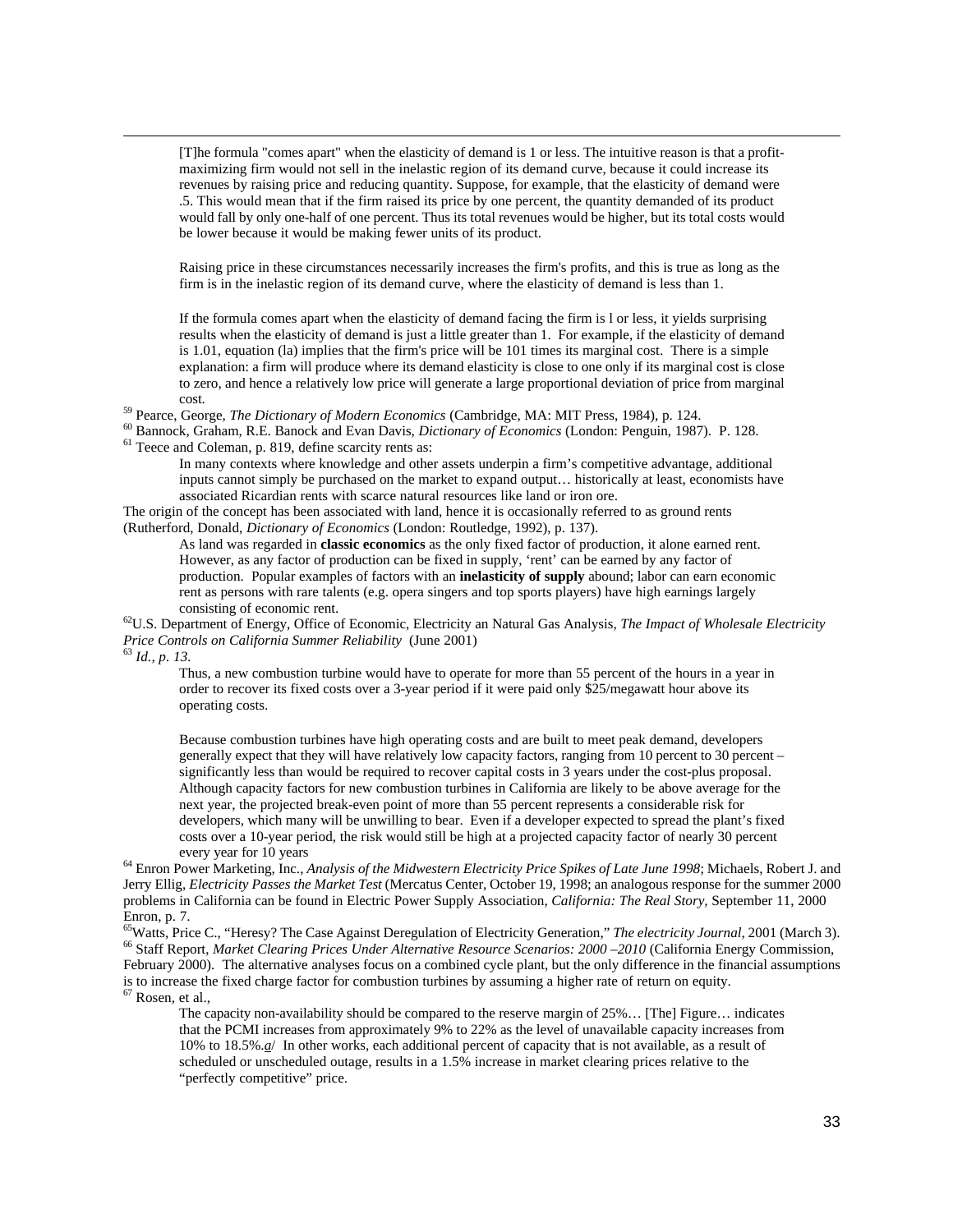> [T]he formula "comes apart" when the elasticity of demand is 1 or less. The intuitive reason is that a profit-maximizing firm would not sell in the inelastic region of its demand curve, because it could increase its revenues by raising price and reducing quantity. Suppose, for example, that the elasticity of demand were .5. This would mean that if the firm raised its price by one percent, the quantity demanded of its product would fall by only one-half of one percent. Thus its total revenues would be higher, but its total costs would be lower because it would be making fewer units of its product.
>
> Raising price in these circumstances necessarily increases the firm's profits, and this is true as long as the firm is in the inelastic region of its demand curve, where the elasticity of demand is less than 1.
>
> If the formula comes apart when the elasticity of demand facing the firm is l or less, it yields surprising results when the elasticity of demand is just a little greater than 1. For example, if the elasticity of demand is 1.01, equation (la) implies that the firm's price will be 101 times its marginal cost. There is a simple explanation: a firm will produce where its demand elasticity is close to one only if its marginal cost is close to zero, and hence a relatively low price will generate a large proportional deviation of price from marginal cost.

[59] Pearce, George, *The Dictionary of Modern Economics* (Cambridge, MA: MIT Press, 1984), p. 124.

[60] Bannock, Graham, R.E. Banock and Evan Davis, *Dictionary of Economics* (London: Penguin, 1987). P. 128.

[61] Teece and Coleman, p. 819, define scarcity rents as:

> In many contexts where knowledge and other assets underpin a firm's competitive advantage, additional inputs cannot simply be purchased on the market to expand output… historically at least, economists have associated Ricardian rents with scarce natural resources like land or iron ore.

The origin of the concept has been associated with land, hence it is occasionally referred to as ground rents (Rutherford, Donald, *Dictionary of Economics* (London: Routledge, 1992), p. 137).

> As land was regarded in **classic economics** as the only fixed factor of production, it alone earned rent. However, as any factor of production can be fixed in supply, 'rent' can be earned by any factor of production. Popular examples of factors with an **inelasticity of supply** abound; labor can earn economic rent as persons with rare talents (e.g. opera singers and top sports players) have high earnings largely consisting of economic rent.

[62] U.S. Department of Energy, Office of Economic, Electricity an Natural Gas Analysis, *The Impact of Wholesale Electricity Price Controls on California Summer Reliability* (June 2001)

[63] *Id., p. 13.*

> Thus, a new combustion turbine would have to operate for more than 55 percent of the hours in a year in order to recover its fixed costs over a 3-year period if it were paid only $25/megawatt hour above its operating costs.
>
> Because combustion turbines have high operating costs and are built to meet peak demand, developers generally expect that they will have relatively low capacity factors, ranging from 10 percent to 30 percent – significantly less than would be required to recover capital costs in 3 years under the cost-plus proposal. Although capacity factors for new combustion turbines in California are likely to be above average for the next year, the projected break-even point of more than 55 percent represents a considerable risk for developers, which many will be unwilling to bear. Even if a developer expected to spread the plant's fixed costs over a 10-year period, the risk would still be high at a projected capacity factor of nearly 30 percent every year for 10 years

[64] Enron Power Marketing, Inc., *Analysis of the Midwestern Electricity Price Spikes of Late June 1998*; Michaels, Robert J. and Jerry Ellig, *Electricity Passes the Market Test* (Mercatus Center, October 19, 1998; an analogous response for the summer 2000 problems in California can be found in Electric Power Supply Association, *California: The Real Story,* September 11, 2000 Enron, p. 7.

[65] Watts, Price C., "Heresy? The Case Against Deregulation of Electricity Generation," *The electricity Journal*, 2001 (March 3).

[66] Staff Report, *Market Clearing Prices Under Alternative Resource Scenarios: 2000 –2010* (California Energy Commission, February 2000). The alternative analyses focus on a combined cycle plant, but the only difference in the financial assumptions is to increase the fixed charge factor for combustion turbines by assuming a higher rate of return on equity.

[67] Rosen, et al.,

> The capacity non-availability should be compared to the reserve margin of 25%… [The] Figure… indicates that the PCMI increases from approximately 9% to 22% as the level of unavailable capacity increases from 10% to 18.5%.a/ In other works, each additional percent of capacity that is not available, as a result of scheduled or unscheduled outage, results in a 1.5% increase in market clearing prices relative to the "perfectly competitive" price.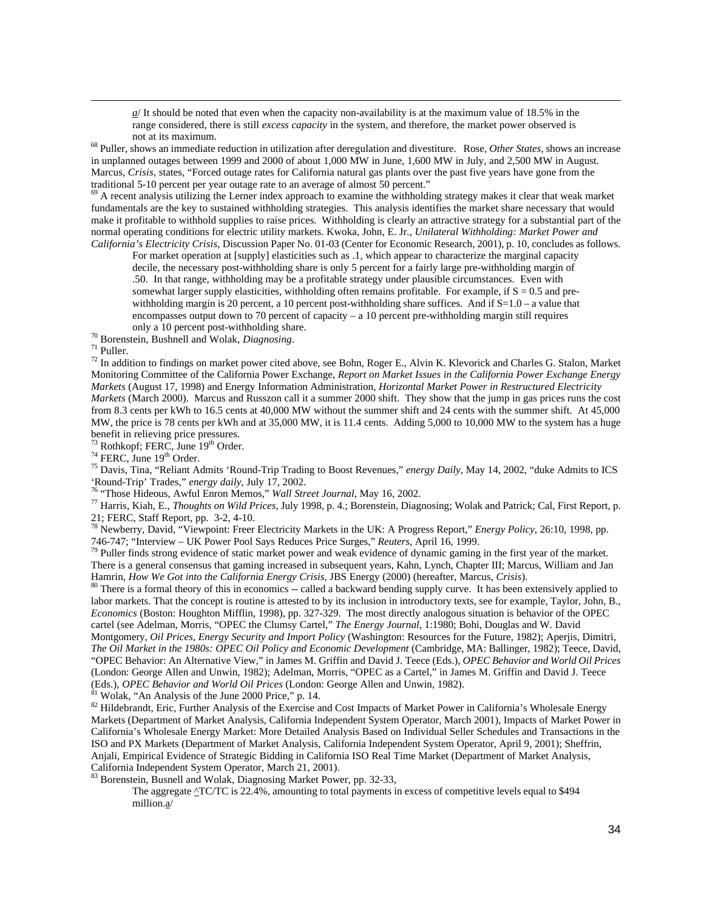*a*/ It should be noted that even when the capacity non-availability is at the maximum value of 18.5% in the range considered, there is still *excess capacity* in the system, and therefore, the market power observed is not at its maximum.

[68] Puller, shows an immediate reduction in utilization after deregulation and divestiture. Rose, *Other States*, shows an increase in unplanned outages between 1999 and 2000 of about 1,000 MW in June, 1,600 MW in July, and 2,500 MW in August. Marcus, *Crisis*, states, "Forced outage rates for California natural gas plants over the past five years have gone from the traditional 5-10 percent per year outage rate to an average of almost 50 percent."

[69] A recent analysis utilizing the Lerner index approach to examine the withholding strategy makes it clear that weak market fundamentals are the key to sustained withholding strategies. This analysis identifies the market share necessary that would make it profitable to withhold supplies to raise prices. Withholding is clearly an attractive strategy for a substantial part of the normal operating conditions for electric utility markets. Kwoka, John, E. Jr., *Unilateral Withholding: Market Power and California's Electricity Crisis*, Discussion Paper No. 01-03 (Center for Economic Research, 2001), p. 10, concludes as follows.

> For market operation at [supply] elasticities such as .1, which appear to characterize the marginal capacity decile, the necessary post-withholding share is only 5 percent for a fairly large pre-withholding margin of .50. In that range, withholding may be a profitable strategy under plausible circumstances. Even with somewhat larger supply elasticities, withholding often remains profitable. For example, if S = 0.5 and pre-withholding margin is 20 percent, a 10 percent post-withholding share suffices. And if S=1.0 – a value that encompasses output down to 70 percent of capacity – a 10 percent pre-withholding margin still requires only a 10 percent post-withholding share.

[70] Borenstein, Bushnell and Wolak, *Diagnosing*.

[71] Puller.

[72] In addition to findings on market power cited above, see Bohn, Roger E., Alvin K. Klevorick and Charles G. Stalon, Market Monitoring Committee of the California Power Exchange, *Report on Market Issues in the California Power Exchange Energy Markets* (August 17, 1998) and Energy Information Administration, *Horizontal Market Power in Restructured Electricity Markets* (March 2000). Marcus and Russzon call it a summer 2000 shift. They show that the jump in gas prices runs the cost from 8.3 cents per kWh to 16.5 cents at 40,000 MW without the summer shift and 24 cents with the summer shift. At 45,000 MW, the price is 78 cents per kWh and at 35,000 MW, it is 11.4 cents. Adding 5,000 to 10,000 MW to the system has a huge benefit in relieving price pressures.

[73] Rothkopf; FERC, June 19th Order.

[74] FERC, June 19th Order.

[75] Davis, Tina, "Reliant Admits 'Round-Trip Trading to Boost Revenues," *energy Daily*, May 14, 2002, "duke Admits to ICS 'Round-Trip' Trades," *energy daily*, July 17, 2002.

[76] "Those Hideous, Awful Enron Memos," *Wall Street Journal*, May 16, 2002.

[77] Harris, Kiah, E., *Thoughts on Wild Prices*, July 1998, p. 4.; Borenstein, Diagnosing; Wolak and Patrick; Cal, First Report, p. 21; FERC, Staff Report, pp. 3-2, 4-10.

[78] Newberry, David, "Viewpoint: Freer Electricity Markets in the UK: A Progress Report," *Energy Policy*, 26:10, 1998, pp. 746-747; "Interview – UK Power Pool Says Reduces Price Surges," *Reuters*, April 16, 1999.

[79] Puller finds strong evidence of static market power and weak evidence of dynamic gaming in the first year of the market. There is a general consensus that gaming increased in subsequent years, Kahn, Lynch, Chapter III; Marcus, William and Jan Hamrin, *How We Got into the California Energy Crisis*, JBS Energy (2000) (hereafter, Marcus, *Crisis*).

[80] There is a formal theory of this in economics -- called a backward bending supply curve. It has been extensively applied to labor markets. That the concept is routine is attested to by its inclusion in introductory texts, see for example, Taylor, John, B., *Economics* (Boston: Houghton Mifflin, 1998), pp. 327-329. The most directly analogous situation is behavior of the OPEC cartel (see Adelman, Morris, "OPEC the Clumsy Cartel," *The Energy Journal*, 1:1980; Bohi, Douglas and W. David Montgomery, *Oil Prices, Energy Security and Import Policy* (Washington: Resources for the Future, 1982); Aperjis, Dimitri, *The Oil Market in the 1980s: OPEC Oil Policy and Economic Development* (Cambridge, MA: Ballinger, 1982); Teece, David, "OPEC Behavior: An Alternative View," in James M. Griffin and David J. Teece (Eds.), *OPEC Behavior and World Oil Prices* (London: George Allen and Unwin, 1982); Adelman, Morris, "OPEC as a Cartel," in James M. Griffin and David J. Teece (Eds.), *OPEC Behavior and World Oil Prices* (London: George Allen and Unwin, 1982).

[81] Wolak, "An Analysis of the June 2000 Price," p. 14.

[82] Hildebrandt, Eric, Further Analysis of the Exercise and Cost Impacts of Market Power in California's Wholesale Energy Markets (Department of Market Analysis, California Independent System Operator, March 2001), Impacts of Market Power in California's Wholesale Energy Market: More Detailed Analysis Based on Individual Seller Schedules and Transactions in the ISO and PX Markets (Department of Market Analysis, California Independent System Operator, April 9, 2001); Sheffrin, Anjali, Empirical Evidence of Strategic Bidding in California ISO Real Time Market (Department of Market Analysis, California Independent System Operator, March 21, 2001).

[83] Borenstein, Busnell and Wolak, Diagnosing Market Power, pp. 32-33,

> The aggregate $\Delta$TC/TC is 22.4%, amounting to total payments in excess of competitive levels equal to $494 million.*a*/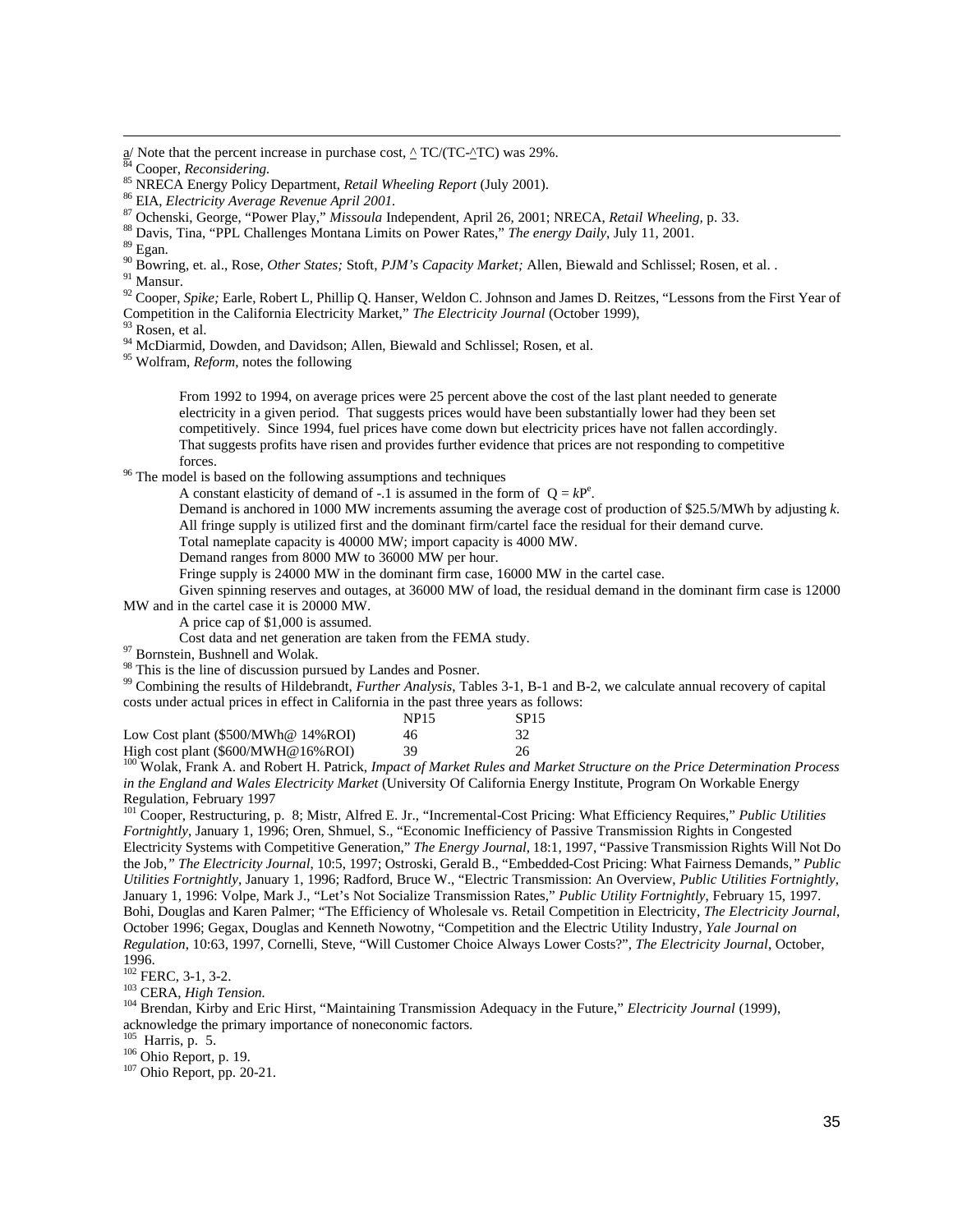a/ Note that the percent increase in purchase cost, $\Delta$ TC/(TC-$\Delta$TC) was 29%.

[84] Cooper, *Reconsidering.*

[85] NRECA Energy Policy Department, *Retail Wheeling Report* (July 2001).

[86] EIA, *Electricity Average Revenue April 2001.*

[87] Ochenski, George, "Power Play," *Missoula* Independent, April 26, 2001; NRECA, *Retail Wheeling,* p. 33.

[88] Davis, Tina, "PPL Challenges Montana Limits on Power Rates," *The energy Daily*, July 11, 2001.

[89] Egan.

[90] Bowring, et. al., Rose, *Other States;* Stoft, *PJM's Capacity Market;* Allen, Biewald and Schlissel; Rosen, et al. .

[91] Mansur.

[92] Cooper, *Spike;* Earle, Robert L, Phillip Q. Hanser, Weldon C. Johnson and James D. Reitzes, "Lessons from the First Year of Competition in the California Electricity Market," *The Electricity Journal* (October 1999),

[93] Rosen, et al.

[94] McDiarmid, Dowden, and Davidson; Allen, Biewald and Schlissel; Rosen, et al.

[95] Wolfram, *Reform*, notes the following

> From 1992 to 1994, on average prices were 25 percent above the cost of the last plant needed to generate electricity in a given period. That suggests prices would have been substantially lower had they been set competitively. Since 1994, fuel prices have come down but electricity prices have not fallen accordingly. That suggests profits have risen and provides further evidence that prices are not responding to competitive forces.

[96] The model is based on the following assumptions and techniques

A constant elasticity of demand of -.1 is assumed in the form of $Q = kP^e$.

Demand is anchored in 1000 MW increments assuming the average cost of production of $25.5/MWh by adjusting *k*.

All fringe supply is utilized first and the dominant firm/cartel face the residual for their demand curve.

Total nameplate capacity is 40000 MW; import capacity is 4000 MW.

Demand ranges from 8000 MW to 36000 MW per hour.

Fringe supply is 24000 MW in the dominant firm case, 16000 MW in the cartel case.

Given spinning reserves and outages, at 36000 MW of load, the residual demand in the dominant firm case is 12000 MW and in the cartel case it is 20000 MW.

A price cap of $1,000 is assumed.

Cost data and net generation are taken from the FEMA study.

[97] Bornstein, Bushnell and Wolak.

[98] This is the line of discussion pursued by Landes and Posner.

[99] Combining the results of Hildebrandt, *Further Analysis*, Tables 3-1, B-1 and B-2, we calculate annual recovery of capital costs under actual prices in effect in California in the past three years as follows:

| | NP15 | SP15 |
|---|---|---|
| Low Cost plant ($500/MWh@ 14%ROI) | 46 | 32 |
| High cost plant ($600/MWH@16%ROI) | 39 | 26 |

[100] Wolak, Frank A. and Robert H. Patrick, *Impact of Market Rules and Market Structure on the Price Determination Process in the England and Wales Electricity Market* (University Of California Energy Institute, Program On Workable Energy Regulation, February 1997

[101] Cooper, Restructuring, p. 8; Mistr, Alfred E. Jr., "Incremental-Cost Pricing: What Efficiency Requires," *Public Utilities Fortnightly*, January 1, 1996; Oren, Shmuel, S., "Economic Inefficiency of Passive Transmission Rights in Congested Electricity Systems with Competitive Generation," *The Energy Journal*, 18:1, 1997, "Passive Transmission Rights Will Not Do the Job," *The Electricity Journal*, 10:5, 1997; Ostroski, Gerald B., "Embedded-Cost Pricing: What Fairness Demands," *Public Utilities Fortnightly*, January 1, 1996; Radford, Bruce W., "Electric Transmission: An Overview, *Public Utilities Fortnightly*, January 1, 1996: Volpe, Mark J., "Let's Not Socialize Transmission Rates," *Public Utility Fortnightly*, February 15, 1997. Bohi, Douglas and Karen Palmer; "The Efficiency of Wholesale vs. Retail Competition in Electricity, *The Electricity Journal*, October 1996; Gegax, Douglas and Kenneth Nowotny, "Competition and the Electric Utility Industry, *Yale Journal on Regulation*, 10:63, 1997, Cornelli, Steve, "Will Customer Choice Always Lower Costs?", *The Electricity Journal*, October, 1996.

[102] FERC, 3-1, 3-2.

[103] CERA, *High Tension.*

[104] Brendan, Kirby and Eric Hirst, "Maintaining Transmission Adequacy in the Future," *Electricity Journal* (1999), acknowledge the primary importance of noneconomic factors.

[105] Harris, p. 5.

[106] Ohio Report, p. 19.

[107] Ohio Report, pp. 20-21.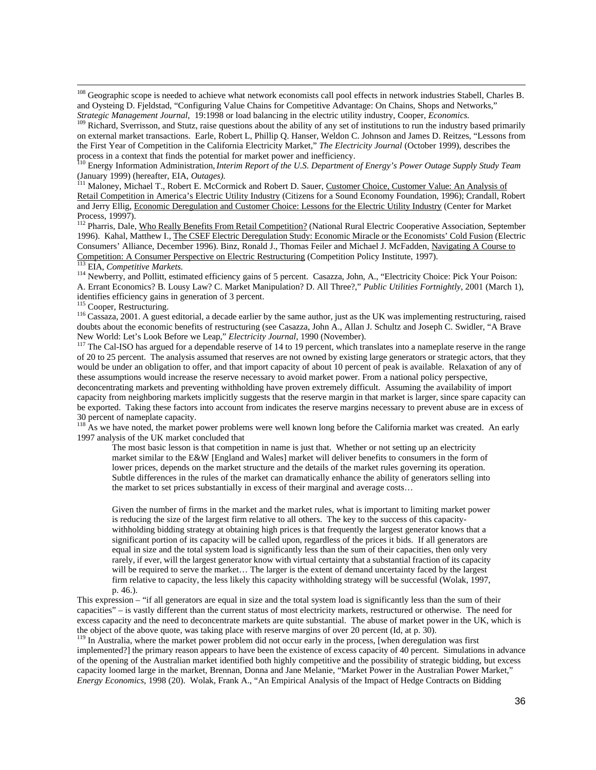[108] Geographic scope is needed to achieve what network economists call pool effects in network industries Stabell, Charles B. and Oysteing D. Fjeldstad, "Configuring Value Chains for Competitive Advantage: On Chains, Shops and Networks," *Strategic Management Journal*, 19:1998 or load balancing in the electric utility industry, Cooper, *Economics.*

[109] Richard, Sverrisson, and Stutz, raise questions about the ability of any set of institutions to run the industry based primarily on external market transactions. Earle, Robert L, Phillip Q. Hanser, Weldon C. Johnson and James D. Reitzes, "Lessons from the First Year of Competition in the California Electricity Market," *The Electricity Journal* (October 1999), describes the process in a context that finds the potential for market power and inefficiency.

[110] Energy Information Administration, *Interim Report of the U.S. Department of Energy's Power Outage Supply Study Team* (January 1999) (hereafter, EIA, *Outages).*

[111] Maloney, Michael T., Robert E. McCormick and Robert D. Sauer, Customer Choice, Customer Value: An Analysis of Retail Competition in America's Electric Utility Industry (Citizens for a Sound Economy Foundation, 1996); Crandall, Robert and Jerry Ellig, Economic Deregulation and Customer Choice: Lessons for the Electric Utility Industry (Center for Market Process, 19997).

[112] Pharris, Dale, Who Really Benefits From Retail Competition? (National Rural Electric Cooperative Association, September 1996). Kahal, Matthew I., The CSEF Electric Deregulation Study: Economic Miracle or the Economists' Cold Fusion (Electric Consumers' Alliance, December 1996). Binz, Ronald J., Thomas Feiler and Michael J. McFadden, Navigating A Course to Competition: A Consumer Perspective on Electric Restructuring (Competition Policy Institute, 1997).

[113] EIA, *Competitive Markets.*

[114] Newberry, and Pollitt, estimated efficiency gains of 5 percent. Casazza, John, A., "Electricity Choice: Pick Your Poison: A. Errant Economics? B. Lousy Law? C. Market Manipulation? D. All Three?," *Public Utilities Fortnightly*, 2001 (March 1), identifies efficiency gains in generation of 3 percent.

[115] Cooper, Restructuring.

[116] Cassaza, 2001. A guest editorial, a decade earlier by the same author, just as the UK was implementing restructuring, raised doubts about the economic benefits of restructuring (see Casazza, John A., Allan J. Schultz and Joseph C. Swidler, "A Brave New World: Let's Look Before we Leap," *Electricity Journal*, 1990 (November).

[117] The Cal-ISO has argued for a dependable reserve of 14 to 19 percent, which translates into a nameplate reserve in the range of 20 to 25 percent. The analysis assumed that reserves are not owned by existing large generators or strategic actors, that they would be under an obligation to offer, and that import capacity of about 10 percent of peak is available. Relaxation of any of these assumptions would increase the reserve necessary to avoid market power. From a national policy perspective, deconcentrating markets and preventing withholding have proven extremely difficult. Assuming the availability of import capacity from neighboring markets implicitly suggests that the reserve margin in that market is larger, since spare capacity can be exported. Taking these factors into account from indicates the reserve margins necessary to prevent abuse are in excess of 30 percent of nameplate capacity.

[118] As we have noted, the market power problems were well known long before the California market was created. An early 1997 analysis of the UK market concluded that

> The most basic lesson is that competition in name is just that. Whether or not setting up an electricity market similar to the E&W [England and Wales] market will deliver benefits to consumers in the form of lower prices, depends on the market structure and the details of the market rules governing its operation. Subtle differences in the rules of the market can dramatically enhance the ability of generators selling into the market to set prices substantially in excess of their marginal and average costs…
>
> Given the number of firms in the market and the market rules, what is important to limiting market power is reducing the size of the largest firm relative to all others. The key to the success of this capacity-withholding bidding strategy at obtaining high prices is that frequently the largest generator knows that a significant portion of its capacity will be called upon, regardless of the prices it bids. If all generators are equal in size and the total system load is significantly less than the sum of their capacities, then only very rarely, if ever, will the largest generator know with virtual certainty that a substantial fraction of its capacity will be required to serve the market… The larger is the extent of demand uncertainty faced by the largest firm relative to capacity, the less likely this capacity withholding strategy will be successful (Wolak, 1997, p. 46.).

This expression – "if all generators are equal in size and the total system load is significantly less than the sum of their capacities" – is vastly different than the current status of most electricity markets, restructured or otherwise. The need for excess capacity and the need to deconcentrate markets are quite substantial. The abuse of market power in the UK, which is the object of the above quote, was taking place with reserve margins of over 20 percent (Id, at p. 30).

[119] In Australia, where the market power problem did not occur early in the process, [when deregulation was first implemented?] the primary reason appears to have been the existence of excess capacity of 40 percent. Simulations in advance of the opening of the Australian market identified both highly competitive and the possibility of strategic bidding, but excess capacity loomed large in the market, Brennan, Donna and Jane Melanie, "Market Power in the Australian Power Market," *Energy Economics*, 1998 (20). Wolak, Frank A., "An Empirical Analysis of the Impact of Hedge Contracts on Bidding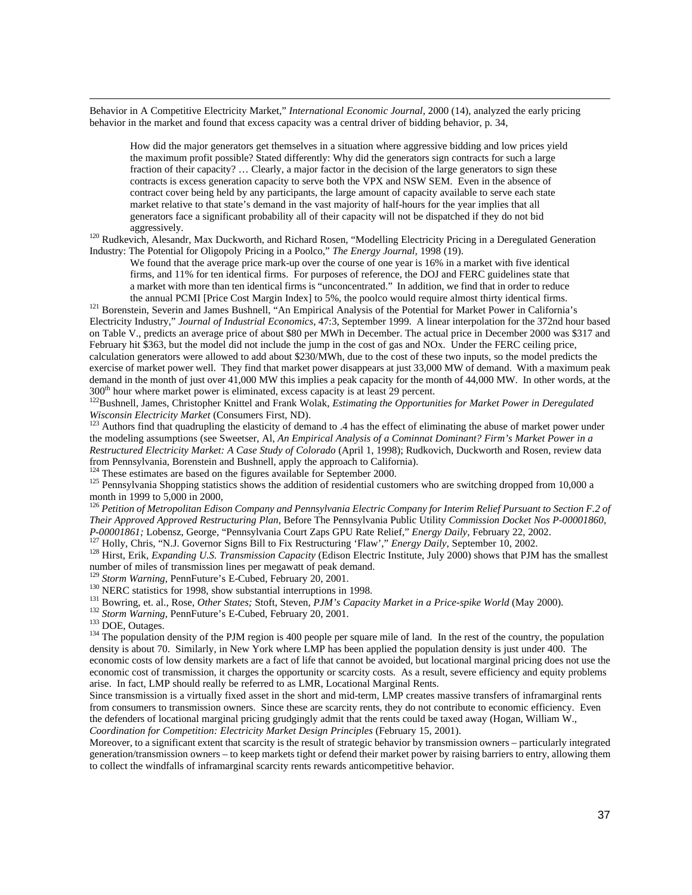Behavior in A Competitive Electricity Market," *International Economic Journal,* 2000 (14), analyzed the early pricing behavior in the market and found that excess capacity was a central driver of bidding behavior, p. 34,

> How did the major generators get themselves in a situation where aggressive bidding and low prices yield the maximum profit possible? Stated differently: Why did the generators sign contracts for such a large fraction of their capacity? … Clearly, a major factor in the decision of the large generators to sign these contracts is excess generation capacity to serve both the VPX and NSW SEM. Even in the absence of contract cover being held by any participants, the large amount of capacity available to serve each state market relative to that state's demand in the vast majority of half-hours for the year implies that all generators face a significant probability all of their capacity will not be dispatched if they do not bid aggressively.

[120] Rudkevich, Alesandr, Max Duckworth, and Richard Rosen, "Modelling Electricity Pricing in a Deregulated Generation Industry: The Potential for Oligopoly Pricing in a Poolco," *The Energy Journal,* 1998 (19).

> We found that the average price mark-up over the course of one year is 16% in a market with five identical firms, and 11% for ten identical firms. For purposes of reference, the DOJ and FERC guidelines state that a market with more than ten identical firms is "unconcentrated." In addition, we find that in order to reduce the annual PCMI [Price Cost Margin Index] to 5%, the poolco would require almost thirty identical firms.

[121] Borenstein, Severin and James Bushnell, "An Empirical Analysis of the Potential for Market Power in California's Electricity Industry," *Journal of Industrial Economics*, 47:3, September 1999. A linear interpolation for the 372nd hour based on Table V., predicts an average price of about $80 per MWh in December. The actual price in December 2000 was $317 and February hit $363, but the model did not include the jump in the cost of gas and NOx. Under the FERC ceiling price, calculation generators were allowed to add about $230/MWh, due to the cost of these two inputs, so the model predicts the exercise of market power well. They find that market power disappears at just 33,000 MW of demand. With a maximum peak demand in the month of just over 41,000 MW this implies a peak capacity for the month of 44,000 MW. In other words, at the 300th hour where market power is eliminated, excess capacity is at least 29 percent.

[122] Bushnell, James, Christopher Knittel and Frank Wolak, *Estimating the Opportunities for Market Power in Deregulated Wisconsin Electricity Market* (Consumers First, ND).

[123] Authors find that quadrupling the elasticity of demand to .4 has the effect of eliminating the abuse of market power under the modeling assumptions (see Sweetser, Al, *An Empirical Analysis of a Cominnat Dominant? Firm's Market Power in a Restructured Electricity Market: A Case Study of Colorado* (April 1, 1998); Rudkovich, Duckworth and Rosen, review data from Pennsylvania, Borenstein and Bushnell, apply the approach to California).

[124] These estimates are based on the figures available for September 2000.

[125] Pennsylvania Shopping statistics shows the addition of residential customers who are switching dropped from 10,000 a month in 1999 to 5,000 in 2000,

[126] *Petition of Metropolitan Edison Company and Pennsylvania Electric Company for Interim Relief Pursuant to Section F.2 of Their Approved Approved Restructuring Plan,* Before The Pennsylvania Public Utility *Commission Docket Nos P-00001860, P-00001861;* Lobensz, George, "Pennsylvania Court Zaps GPU Rate Relief," *Energy Daily,* February 22, 2002.

[127] Holly, Chris, "N.J. Governor Signs Bill to Fix Restructuring 'Flaw'," *Energy Daily,* September 10, 2002.

[128] Hirst, Erik, *Expanding U.S. Transmission Capacity* (Edison Electric Institute, July 2000) shows that PJM has the smallest number of miles of transmission lines per megawatt of peak demand.

[129] *Storm Warning*, PennFuture's E-Cubed, February 20, 2001.

[130] NERC statistics for 1998, show substantial interruptions in 1998.

[131] Bowring, et. al., Rose, *Other States;* Stoft, Steven, *PJM's Capacity Market in a Price-spike World* (May 2000).

[132] *Storm Warning*, PennFuture's E-Cubed, February 20, 2001.

[133] DOE, Outages.

[134] The population density of the PJM region is 400 people per square mile of land. In the rest of the country, the population density is about 70. Similarly, in New York where LMP has been applied the population density is just under 400. The economic costs of low density markets are a fact of life that cannot be avoided, but locational marginal pricing does not use the economic cost of transmission, it charges the opportunity or scarcity costs. As a result, severe efficiency and equity problems arise. In fact, LMP should really be referred to as LMR, Locational Marginal Rents.

Since transmission is a virtually fixed asset in the short and mid-term, LMP creates massive transfers of inframarginal rents from consumers to transmission owners. Since these are scarcity rents, they do not contribute to economic efficiency. Even the defenders of locational marginal pricing grudgingly admit that the rents could be taxed away (Hogan, William W., *Coordination for Competition: Electricity Market Design Principles* (February 15, 2001).

Moreover, to a significant extent that scarcity is the result of strategic behavior by transmission owners – particularly integrated generation/transmission owners – to keep markets tight or defend their market power by raising barriers to entry, allowing them to collect the windfalls of inframarginal scarcity rents rewards anticompetitive behavior.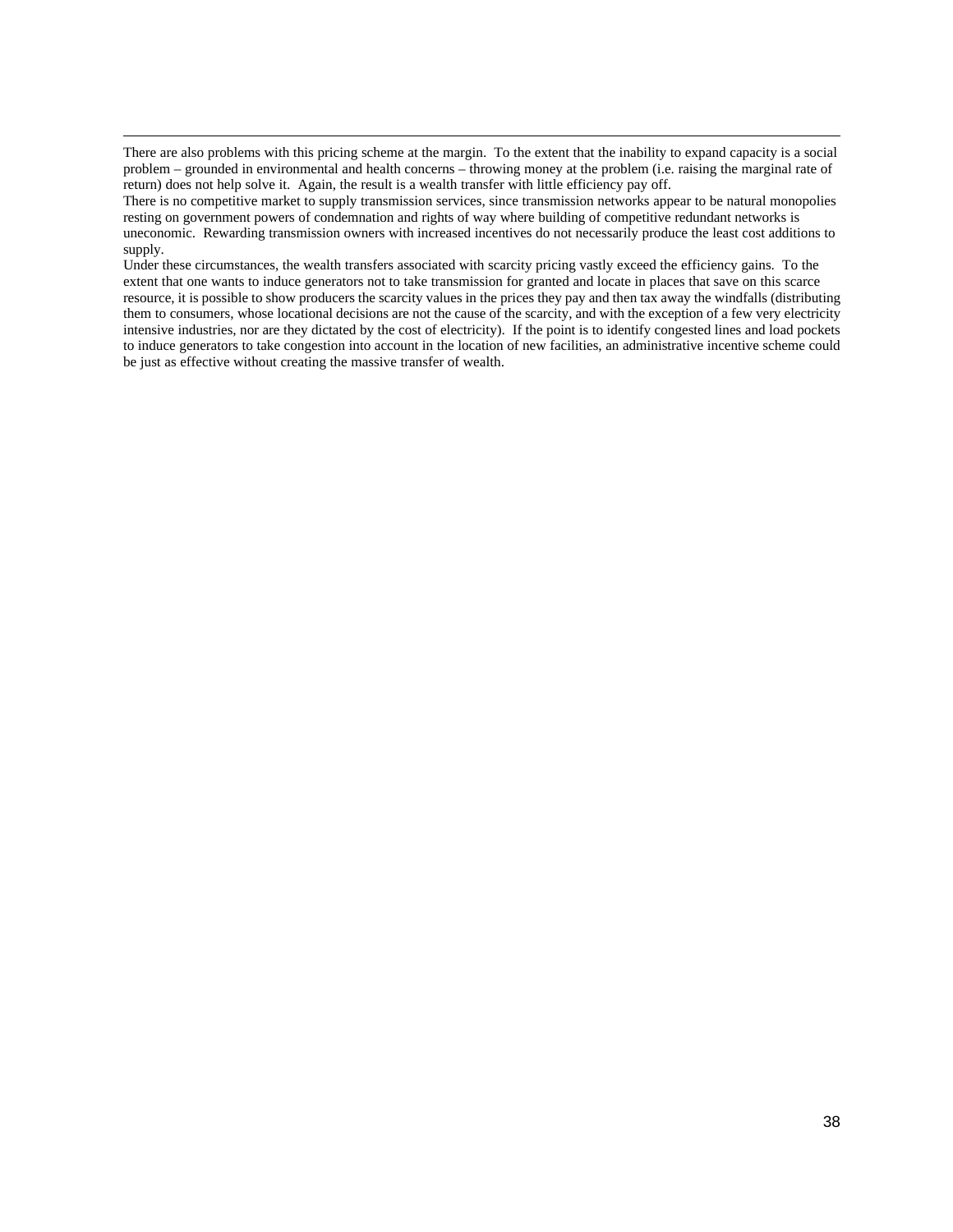There are also problems with this pricing scheme at the margin. To the extent that the inability to expand capacity is a social problem – grounded in environmental and health concerns – throwing money at the problem (i.e. raising the marginal rate of return) does not help solve it. Again, the result is a wealth transfer with little efficiency pay off.

There is no competitive market to supply transmission services, since transmission networks appear to be natural monopolies resting on government powers of condemnation and rights of way where building of competitive redundant networks is uneconomic. Rewarding transmission owners with increased incentives do not necessarily produce the least cost additions to supply.

Under these circumstances, the wealth transfers associated with scarcity pricing vastly exceed the efficiency gains. To the extent that one wants to induce generators not to take transmission for granted and locate in places that save on this scarce resource, it is possible to show producers the scarcity values in the prices they pay and then tax away the windfalls (distributing them to consumers, whose locational decisions are not the cause of the scarcity, and with the exception of a few very electricity intensive industries, nor are they dictated by the cost of electricity). If the point is to identify congested lines and load pockets to induce generators to take congestion into account in the location of new facilities, an administrative incentive scheme could be just as effective without creating the massive transfer of wealth.